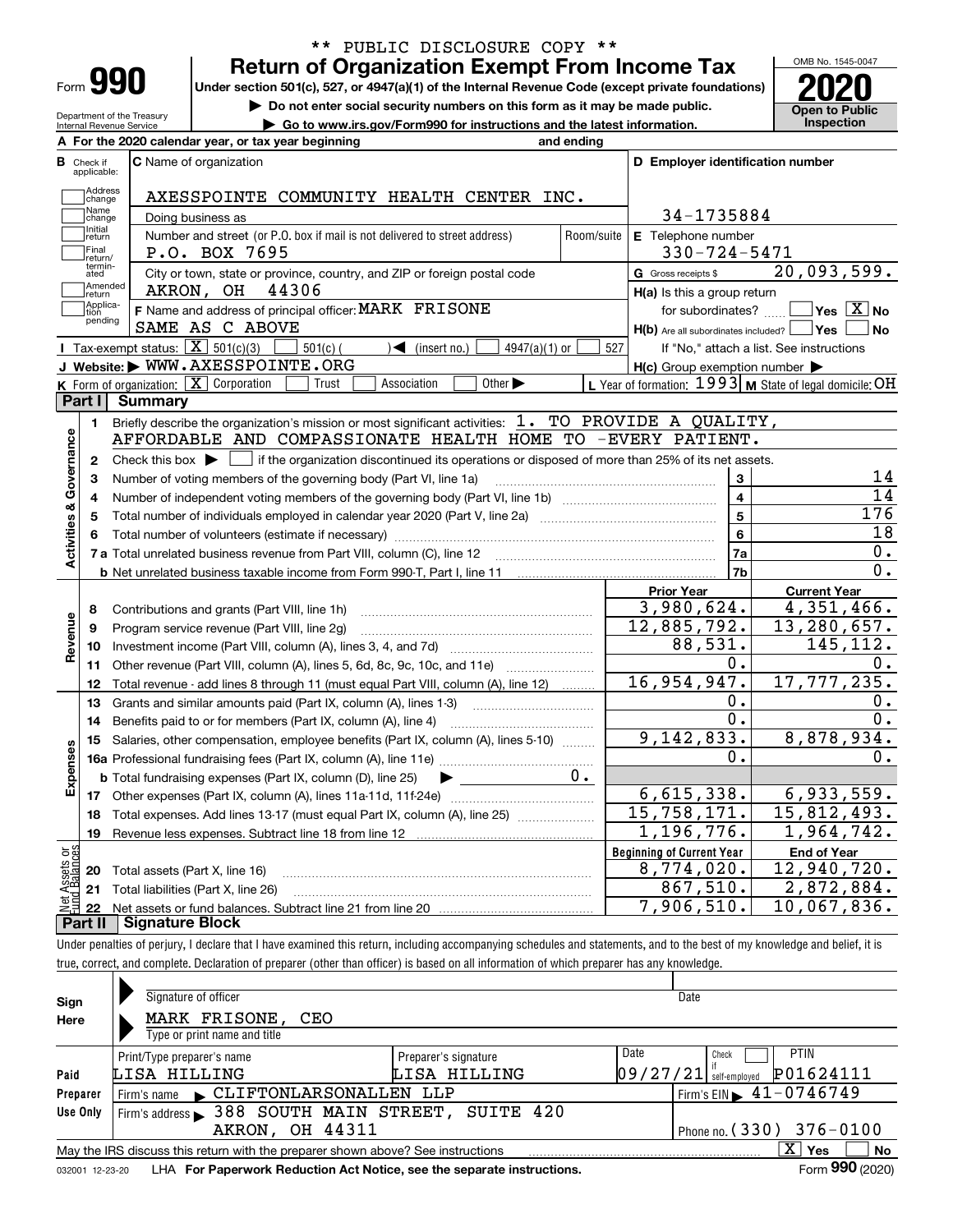** PUBLIC DISCLOSURE COPY **

# Form 990 — Return of Organization Exempt From Income Tax

Under section 501(c), 527, or 4947(a)(1) of the Internal Revenue Code (except private foundations)

▶ Do not enter social security numbers on this form as it may be made public.

▶ Go to www.irs.gov/Form990 for instructions and the latest information.

Department of the Treasury
Internal Revenue Service

OMB No. 1545-0047

**2020**

**Open to Public Inspection**

**A** For the 2020 calendar year, or tax year beginning and ending

**B** Check if applicable: Address change, Name change, Initial return, Final return/terminated, Amended return, Application pending

**C** Name of organization: AXESSPOINTE COMMUNITY HEALTH CENTER INC.

Doing business as

Number and street (or P.O. box if mail is not delivered to street address): P.O. BOX 7695 — Room/suite

City or town, state or province, country, and ZIP or foreign postal code: AKRON, OH 44306

**D** Employer identification number: 34-1735884

**E** Telephone number: 330-724-5471

**G** Gross receipts $ 20,093,599.

**F** Name and address of principal officer: MARK FRISONE, SAME AS C ABOVE

**H(a)** Is this a group return for subordinates? ☐ Yes ☒ No

**H(b)** Are all subordinates included? ☐ Yes ☐ No — If "No," attach a list. See instructions

**H(c)** Group exemption number ▶

**I** Tax-exempt status: ☒ 501(c)(3) ☐ 501(c) ( ) ◀ (insert no.) ☐ 4947(a)(1) or ☐ 527

**J** Website: ▶ WWW.AXESSPOINTE.ORG

**K** Form of organization: ☒ Corporation ☐ Trust ☐ Association ☐ Other ▶

**L** Year of formation: 1993 **M** State of legal domicile: OH

## Part I Summary

**Activities & Governance**

1. Briefly describe the organization's mission or most significant activities: 1. TO PROVIDE A QUALITY, AFFORDABLE AND COMPASSIONATE HEALTH HOME TO -EVERY PATIENT.
2. Check this box ▶ ☐ if the organization discontinued its operations or disposed of more than 25% of its net assets.

| Line | Description | No. | Value |
|---|---|---|---|
| 3 | Number of voting members of the governing body (Part VI, line 1a) | 3 | 14 |
| 4 | Number of independent voting members of the governing body (Part VI, line 1b) | 4 | 14 |
| 5 | Total number of individuals employed in calendar year 2020 (Part V, line 2a) | 5 | 176 |
| 6 | Total number of volunteers (estimate if necessary) | 6 | 18 |
| 7a | Total unrelated business revenue from Part VIII, column (C), line 12 | 7a | 0. |
| 7b | Net unrelated business taxable income from Form 990-T, Part I, line 11 | 7b | 0. |

| Line | Description | Prior Year | Current Year |
|---|---|---|---|
| **Revenue** | | | |
| 8 | Contributions and grants (Part VIII, line 1h) | 3,980,624. | 4,351,466. |
| 9 | Program service revenue (Part VIII, line 2g) | 12,885,792. | 13,280,657. |
| 10 | Investment income (Part VIII, column (A), lines 3, 4, and 7d) | 88,531. | 145,112. |
| 11 | Other revenue (Part VIII, column (A), lines 5, 6d, 8c, 9c, 10c, and 11e) | 0. | 0. |
| 12 | Total revenue - add lines 8 through 11 (must equal Part VIII, column (A), line 12) | 16,954,947. | 17,777,235. |
| **Expenses** | | | |
| 13 | Grants and similar amounts paid (Part IX, column (A), lines 1-3) | 0. | 0. |
| 14 | Benefits paid to or for members (Part IX, column (A), line 4) | 0. | 0. |
| 15 | Salaries, other compensation, employee benefits (Part IX, column (A), lines 5-10) | 9,142,833. | 8,878,934. |
| 16a | Professional fundraising fees (Part IX, column (A), line 11e) | 0. | 0. |
| b | Total fundraising expenses (Part IX, column (D), line 25) ▶ 0. | | |
| 17 | Other expenses (Part IX, column (A), lines 11a-11d, 11f-24e) | 6,615,338. | 6,933,559. |
| 18 | Total expenses. Add lines 13-17 (must equal Part IX, column (A), line 25) | 15,758,171. | 15,812,493. |
| 19 | Revenue less expenses. Subtract line 18 from line 12 | 1,196,776. | 1,964,742. |
| **Net Assets or Fund Balances** | | **Beginning of Current Year** | **End of Year** |
| 20 | Total assets (Part X, line 16) | 8,774,020. | 12,940,720. |
| 21 | Total liabilities (Part X, line 26) | 867,510. | 2,872,884. |
| 22 | Net assets or fund balances. Subtract line 21 from line 20 | 7,906,510. | 10,067,836. |

## Part II Signature Block

Under penalties of perjury, I declare that I have examined this return, including accompanying schedules and statements, and to the best of my knowledge and belief, it is true, correct, and complete. Declaration of preparer (other than officer) is based on all information of which preparer has any knowledge.

**Sign Here**

Signature of officer — Date

MARK FRISONE, CEO
Type or print name and title

**Paid Preparer Use Only**

| Print/Type preparer's name | Preparer's signature | Date | Check ☐ if self-employed | PTIN |
|---|---|---|---|---|
| LISA HILLING | LISA HILLING | 09/27/21 | | P01624111 |

Firm's name ▶ CLIFTONLARSONALLEN LLP — Firm's EIN ▶ 41-0746749

Firm's address ▶ 388 SOUTH MAIN STREET, SUITE 420, AKRON, OH 44311 — Phone no. (330) 376-0100

May the IRS discuss this return with the preparer shown above? See instructions ☒ Yes ☐ No

032001 12-23-20 LHA For Paperwork Reduction Act Notice, see the separate instructions. Form 990 (2020)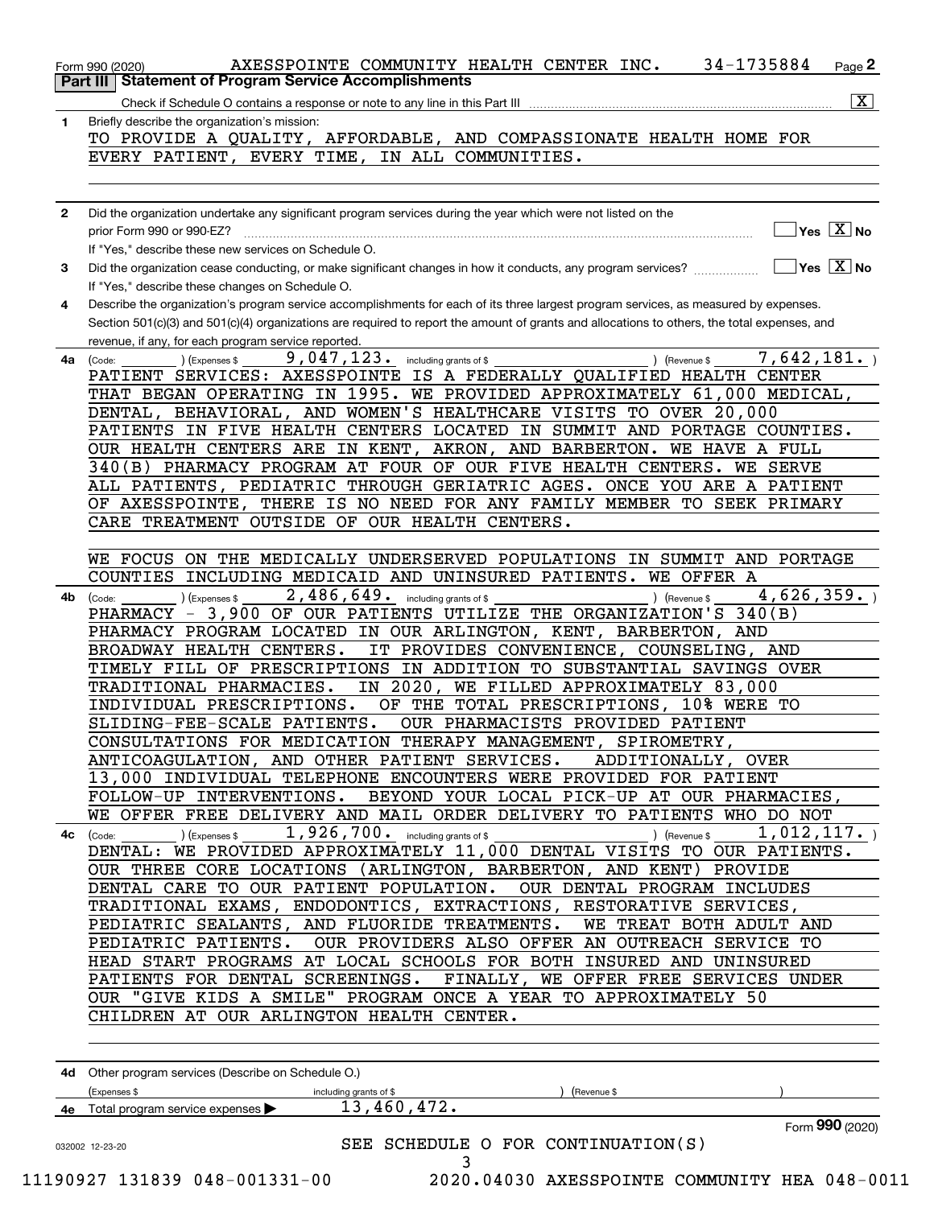Form 990 (2020) AXESSPOINTE COMMUNITY HEALTH CENTER INC. 34-1735884 Page 2

## Part III | Statement of Program Service Accomplishments

Check if Schedule O contains a response or note to any line in this Part III ..... [X]

**1** Briefly describe the organization's mission:

TO PROVIDE A QUALITY, AFFORDABLE, AND COMPASSIONATE HEALTH HOME FOR EVERY PATIENT, EVERY TIME, IN ALL COMMUNITIES.

**2** Did the organization undertake any significant program services during the year which were not listed on the prior Form 990 or 990-EZ? ..... [ ] Yes [X] No

If "Yes," describe these new services on Schedule O.

**3** Did the organization cease conducting, or make significant changes in how it conducts, any program services? ..... [ ] Yes [X] No

If "Yes," describe these changes on Schedule O.

**4** Describe the organization's program service accomplishments for each of its three largest program services, as measured by expenses. Section 501(c)(3) and 501(c)(4) organizations are required to report the amount of grants and allocations to others, the total expenses, and revenue, if any, for each program service reported.

**4a** (Code: ) (Expenses $ 9,047,123. including grants of $ ) (Revenue $ 7,642,181. )

PATIENT SERVICES: AXESSPOINTE IS A FEDERALLY QUALIFIED HEALTH CENTER THAT BEGAN OPERATING IN 1995. WE PROVIDED APPROXIMATELY 61,000 MEDICAL, DENTAL, BEHAVIORAL, AND WOMEN'S HEALTHCARE VISITS TO OVER 20,000 PATIENTS IN FIVE HEALTH CENTERS LOCATED IN SUMMIT AND PORTAGE COUNTIES. OUR HEALTH CENTERS ARE IN KENT, AKRON, AND BARBERTON. WE HAVE A FULL 340(B) PHARMACY PROGRAM AT FOUR OF OUR FIVE HEALTH CENTERS. WE SERVE ALL PATIENTS, PEDIATRIC THROUGH GERIATRIC AGES. ONCE YOU ARE A PATIENT OF AXESSPOINTE, THERE IS NO NEED FOR ANY FAMILY MEMBER TO SEEK PRIMARY CARE TREATMENT OUTSIDE OF OUR HEALTH CENTERS.

WE FOCUS ON THE MEDICALLY UNDERSERVED POPULATIONS IN SUMMIT AND PORTAGE COUNTIES INCLUDING MEDICAID AND UNINSURED PATIENTS. WE OFFER A

**4b** (Code: ) (Expenses $ 2,486,649. including grants of $ ) (Revenue $ 4,626,359. )

PHARMACY - 3,900 OF OUR PATIENTS UTILIZE THE ORGANIZATION'S 340(B) PHARMACY PROGRAM LOCATED IN OUR ARLINGTON, KENT, BARBERTON, AND BROADWAY HEALTH CENTERS. IT PROVIDES CONVENIENCE, COUNSELING, AND TIMELY FILL OF PRESCRIPTIONS IN ADDITION TO SUBSTANTIAL SAVINGS OVER TRADITIONAL PHARMACIES. IN 2020, WE FILLED APPROXIMATELY 83,000 INDIVIDUAL PRESCRIPTIONS. OF THE TOTAL PRESCRIPTIONS, 10% WERE TO SLIDING-FEE-SCALE PATIENTS. OUR PHARMACISTS PROVIDED PATIENT CONSULTATIONS FOR MEDICATION THERAPY MANAGEMENT, SPIROMETRY, ANTICOAGULATION, AND OTHER PATIENT SERVICES. ADDITIONALLY, OVER 13,000 INDIVIDUAL TELEPHONE ENCOUNTERS WERE PROVIDED FOR PATIENT FOLLOW-UP INTERVENTIONS. BEYOND YOUR LOCAL PICK-UP AT OUR PHARMACIES, WE OFFER FREE DELIVERY AND MAIL ORDER DELIVERY TO PATIENTS WHO DO NOT

**4c** (Code: ) (Expenses $ 1,926,700. including grants of $ ) (Revenue $ 1,012,117. )

DENTAL: WE PROVIDED APPROXIMATELY 11,000 DENTAL VISITS TO OUR PATIENTS. OUR THREE CORE LOCATIONS (ARLINGTON, BARBERTON, AND KENT) PROVIDE DENTAL CARE TO OUR PATIENT POPULATION. OUR DENTAL PROGRAM INCLUDES TRADITIONAL EXAMS, ENDODONTICS, EXTRACTIONS, RESTORATIVE SERVICES, PEDIATRIC SEALANTS, AND FLUORIDE TREATMENTS. WE TREAT BOTH ADULT AND PEDIATRIC PATIENTS. OUR PROVIDERS ALSO OFFER AN OUTREACH SERVICE TO HEAD START PROGRAMS AT LOCAL SCHOOLS FOR BOTH INSURED AND UNINSURED PATIENTS FOR DENTAL SCREENINGS. FINALLY, WE OFFER FREE SERVICES UNDER OUR "GIVE KIDS A SMILE" PROGRAM ONCE A YEAR TO APPROXIMATELY 50 CHILDREN AT OUR ARLINGTON HEALTH CENTER.

**4d** Other program services (Describe on Schedule O.)

(Expenses $ including grants of $ ) (Revenue $ )

**4e** Total program service expenses ▶ 13,460,472.

Form **990** (2020)

032002 12-23-20

SEE SCHEDULE O FOR CONTINUATION(S)

11190927 131839 048-001331-00 2020.04030 AXESSPOINTE COMMUNITY HEA 048-0011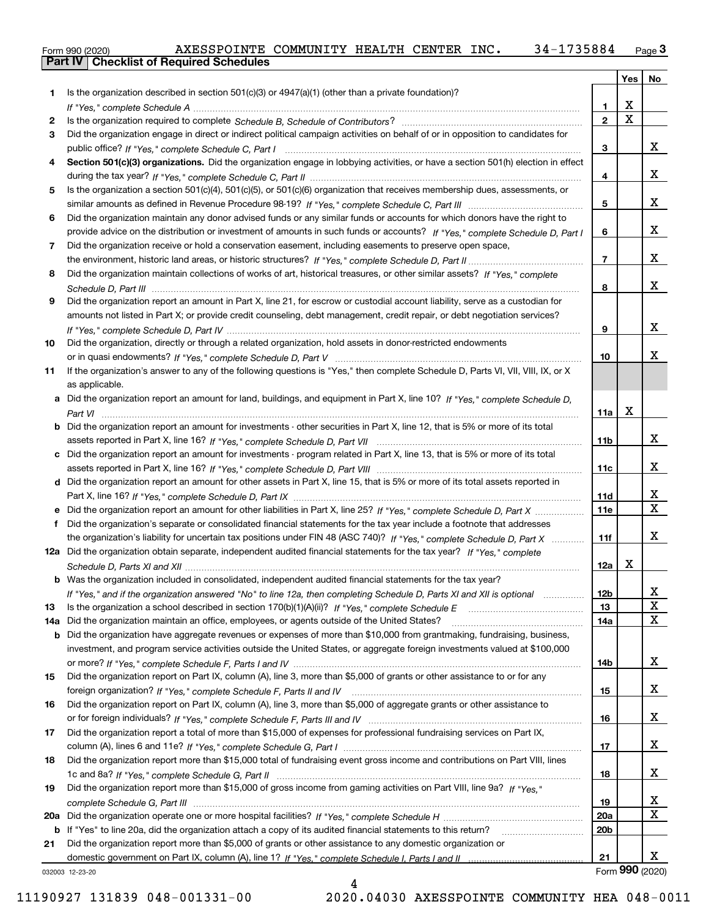Form 990 (2020) AXESSPOINTE COMMUNITY HEALTH CENTER INC. 34-1735884

## Part IV Checklist of Required Schedules

| | | | Yes | No |
|---|---|---|---|---|
| 1 | Is the organization described in section 501(c)(3) or 4947(a)(1) (other than a private foundation)? *If "Yes," complete Schedule A* | 1 | X | |
| 2 | Is the organization required to complete *Schedule B, Schedule of Contributors*? | 2 | X | |
| 3 | Did the organization engage in direct or indirect political campaign activities on behalf of or in opposition to candidates for public office? *If "Yes," complete Schedule C, Part I* | 3 | | X |
| 4 | **Section 501(c)(3) organizations.** Did the organization engage in lobbying activities, or have a section 501(h) election in effect during the tax year? *If "Yes," complete Schedule C, Part II* | 4 | | X |
| 5 | Is the organization a section 501(c)(4), 501(c)(5), or 501(c)(6) organization that receives membership dues, assessments, or similar amounts as defined in Revenue Procedure 98-19? *If "Yes," complete Schedule C, Part III* | 5 | | X |
| 6 | Did the organization maintain any donor advised funds or any similar funds or accounts for which donors have the right to provide advice on the distribution or investment of amounts in such funds or accounts? *If "Yes," complete Schedule D, Part I* | 6 | | X |
| 7 | Did the organization receive or hold a conservation easement, including easements to preserve open space, the environment, historic land areas, or historic structures? *If "Yes," complete Schedule D, Part II* | 7 | | X |
| 8 | Did the organization maintain collections of works of art, historical treasures, or other similar assets? *If "Yes," complete Schedule D, Part III* | 8 | | X |
| 9 | Did the organization report an amount in Part X, line 21, for escrow or custodial account liability, serve as a custodian for amounts not listed in Part X; or provide credit counseling, debt management, credit repair, or debt negotiation services? *If "Yes," complete Schedule D, Part IV* | 9 | | X |
| 10 | Did the organization, directly or through a related organization, hold assets in donor-restricted endowments or in quasi endowments? *If "Yes," complete Schedule D, Part V* | 10 | | X |
| 11 | If the organization's answer to any of the following questions is "Yes," then complete Schedule D, Parts VI, VII, VIII, IX, or X as applicable. | | | |
| a | Did the organization report an amount for land, buildings, and equipment in Part X, line 10? *If "Yes," complete Schedule D, Part VI* | 11a | X | |
| b | Did the organization report an amount for investments - other securities in Part X, line 12, that is 5% or more of its total assets reported in Part X, line 16? *If "Yes," complete Schedule D, Part VII* | 11b | | X |
| c | Did the organization report an amount for investments - program related in Part X, line 13, that is 5% or more of its total assets reported in Part X, line 16? *If "Yes," complete Schedule D, Part VIII* | 11c | | X |
| d | Did the organization report an amount for other assets in Part X, line 15, that is 5% or more of its total assets reported in Part X, line 16? *If "Yes," complete Schedule D, Part IX* | 11d | | X |
| e | Did the organization report an amount for other liabilities in Part X, line 25? *If "Yes," complete Schedule D, Part X* | 11e | | X |
| f | Did the organization's separate or consolidated financial statements for the tax year include a footnote that addresses the organization's liability for uncertain tax positions under FIN 48 (ASC 740)? *If "Yes," complete Schedule D, Part X* | 11f | | X |
| 12a | Did the organization obtain separate, independent audited financial statements for the tax year? *If "Yes," complete Schedule D, Parts XI and XII* | 12a | X | |
| b | Was the organization included in consolidated, independent audited financial statements for the tax year? *If "Yes," and if the organization answered "No" to line 12a, then completing Schedule D, Parts XI and XII is optional* | 12b | | X |
| 13 | Is the organization a school described in section 170(b)(1)(A)(ii)? *If "Yes," complete Schedule E* | 13 | | X |
| 14a | Did the organization maintain an office, employees, or agents outside of the United States? | 14a | | X |
| b | Did the organization have aggregate revenues or expenses of more than $10,000 from grantmaking, fundraising, business, investment, and program service activities outside the United States, or aggregate foreign investments valued at $100,000 or more? *If "Yes," complete Schedule F, Parts I and IV* | 14b | | X |
| 15 | Did the organization report on Part IX, column (A), line 3, more than $5,000 of grants or other assistance to or for any foreign organization? *If "Yes," complete Schedule F, Parts II and IV* | 15 | | X |
| 16 | Did the organization report on Part IX, column (A), line 3, more than $5,000 of aggregate grants or other assistance to or for foreign individuals? *If "Yes," complete Schedule F, Parts III and IV* | 16 | | X |
| 17 | Did the organization report a total of more than $15,000 of expenses for professional fundraising services on Part IX, column (A), lines 6 and 11e? *If "Yes," complete Schedule G, Part I* | 17 | | X |
| 18 | Did the organization report more than $15,000 total of fundraising event gross income and contributions on Part VIII, lines 1c and 8a? *If "Yes," complete Schedule G, Part II* | 18 | | X |
| 19 | Did the organization report more than $15,000 of gross income from gaming activities on Part VIII, line 9a? *If "Yes," complete Schedule G, Part III* | 19 | | X |
| 20a | Did the organization operate one or more hospital facilities? *If "Yes," complete Schedule H* | 20a | | X |
| b | If "Yes" to line 20a, did the organization attach a copy of its audited financial statements to this return? | 20b | | |
| 21 | Did the organization report more than $5,000 of grants or other assistance to any domestic organization or domestic government on Part IX, column (A), line 1? *If "Yes," complete Schedule I, Parts I and II* | 21 | | X |

032003 12-23-20 Form **990** (2020)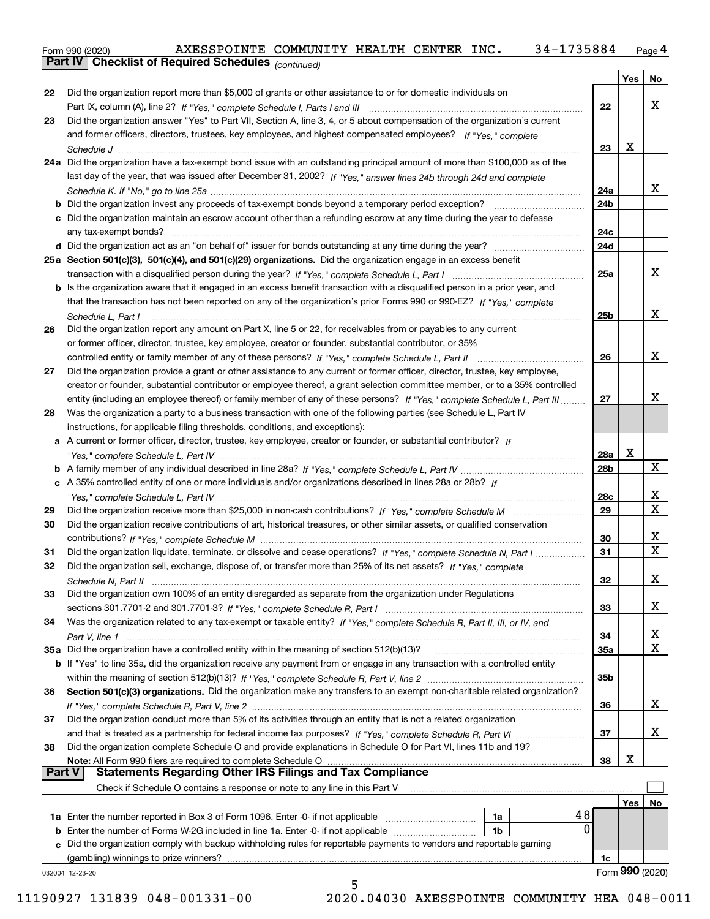Form 990 (2020) AXESSPOINTE COMMUNITY HEALTH CENTER INC. 34-1735884 Page 4

**Part IV | Checklist of Required Schedules** *(continued)*

| | | | Yes | No |
|---|---|---|---|---|
| 22 | Did the organization report more than $5,000 of grants or other assistance to or for domestic individuals on Part IX, column (A), line 2? *If "Yes," complete Schedule I, Parts I and III* | 22 | | X |
| 23 | Did the organization answer "Yes" to Part VII, Section A, line 3, 4, or 5 about compensation of the organization's current and former officers, directors, trustees, key employees, and highest compensated employees? *If "Yes," complete Schedule J* | 23 | X | |
| 24a | Did the organization have a tax-exempt bond issue with an outstanding principal amount of more than $100,000 as of the last day of the year, that was issued after December 31, 2002? *If "Yes," answer lines 24b through 24d and complete Schedule K. If "No," go to line 25a* | 24a | | X |
| b | Did the organization invest any proceeds of tax-exempt bonds beyond a temporary period exception? | 24b | | |
| c | Did the organization maintain an escrow account other than a refunding escrow at any time during the year to defease any tax-exempt bonds? | 24c | | |
| d | Did the organization act as an "on behalf of" issuer for bonds outstanding at any time during the year? | 24d | | |
| 25a | **Section 501(c)(3), 501(c)(4), and 501(c)(29) organizations.** Did the organization engage in an excess benefit transaction with a disqualified person during the year? *If "Yes," complete Schedule L, Part I* | 25a | | X |
| b | Is the organization aware that it engaged in an excess benefit transaction with a disqualified person in a prior year, and that the transaction has not been reported on any of the organization's prior Forms 990 or 990-EZ? *If "Yes," complete Schedule L, Part I* | 25b | | X |
| 26 | Did the organization report any amount on Part X, line 5 or 22, for receivables from or payables to any current or former officer, director, trustee, key employee, creator or founder, substantial contributor, or 35% controlled entity or family member of any of these persons? *If "Yes," complete Schedule L, Part II* | 26 | | X |
| 27 | Did the organization provide a grant or other assistance to any current or former officer, director, trustee, key employee, creator or founder, substantial contributor or employee thereof, a grant selection committee member, or to a 35% controlled entity (including an employee thereof) or family member of any of these persons? *If "Yes," complete Schedule L, Part III* | 27 | | X |
| 28 | Was the organization a party to a business transaction with one of the following parties (see Schedule L, Part IV instructions, for applicable filing thresholds, conditions, and exceptions): | | | |
| a | A current or former officer, director, trustee, key employee, creator or founder, or substantial contributor? *If "Yes," complete Schedule L, Part IV* | 28a | X | |
| b | A family member of any individual described in line 28a? *If "Yes," complete Schedule L, Part IV* | 28b | | X |
| c | A 35% controlled entity of one or more individuals and/or organizations described in lines 28a or 28b? *If "Yes," complete Schedule L, Part IV* | 28c | | X |
| 29 | Did the organization receive more than $25,000 in non-cash contributions? *If "Yes," complete Schedule M* | 29 | | X |
| 30 | Did the organization receive contributions of art, historical treasures, or other similar assets, or qualified conservation contributions? *If "Yes," complete Schedule M* | 30 | | X |
| 31 | Did the organization liquidate, terminate, or dissolve and cease operations? *If "Yes," complete Schedule N, Part I* | 31 | | X |
| 32 | Did the organization sell, exchange, dispose of, or transfer more than 25% of its net assets? *If "Yes," complete Schedule N, Part II* | 32 | | X |
| 33 | Did the organization own 100% of an entity disregarded as separate from the organization under Regulations sections 301.7701-2 and 301.7701-3? *If "Yes," complete Schedule R, Part I* | 33 | | X |
| 34 | Was the organization related to any tax-exempt or taxable entity? *If "Yes," complete Schedule R, Part II, III, or IV, and Part V, line 1* | 34 | | X |
| 35a | Did the organization have a controlled entity within the meaning of section 512(b)(13)? | 35a | | X |
| b | If "Yes" to line 35a, did the organization receive any payment from or engage in any transaction with a controlled entity within the meaning of section 512(b)(13)? *If "Yes," complete Schedule R, Part V, line 2* | 35b | | |
| 36 | **Section 501(c)(3) organizations.** Did the organization make any transfers to an exempt non-charitable related organization? *If "Yes," complete Schedule R, Part V, line 2* | 36 | | X |
| 37 | Did the organization conduct more than 5% of its activities through an entity that is not a related organization and that is treated as a partnership for federal income tax purposes? *If "Yes," complete Schedule R, Part VI* | 37 | | X |
| 38 | Did the organization complete Schedule O and provide explanations in Schedule O for Part VI, lines 11b and 19? **Note:** All Form 990 filers are required to complete Schedule O | 38 | X | |

**Part V | Statements Regarding Other IRS Filings and Tax Compliance**

Check if Schedule O contains a response or note to any line in this Part V ☐

| | | | | | Yes | No |
|---|---|---|---|---|---|---|
| 1a | Enter the number reported in Box 3 of Form 1096. Enter -0- if not applicable | 1a | 48 | | | |
| b | Enter the number of Forms W-2G included in line 1a. Enter -0- if not applicable | 1b | 0 | | | |
| c | Did the organization comply with backup withholding rules for reportable payments to vendors and reportable gaming (gambling) winnings to prize winners? | | | 1c | | |

032004 12-23-20 Form **990** (2020)

11190927 131839 048-001331-00 2020.04030 AXESSPOINTE COMMUNITY HEA 048-0011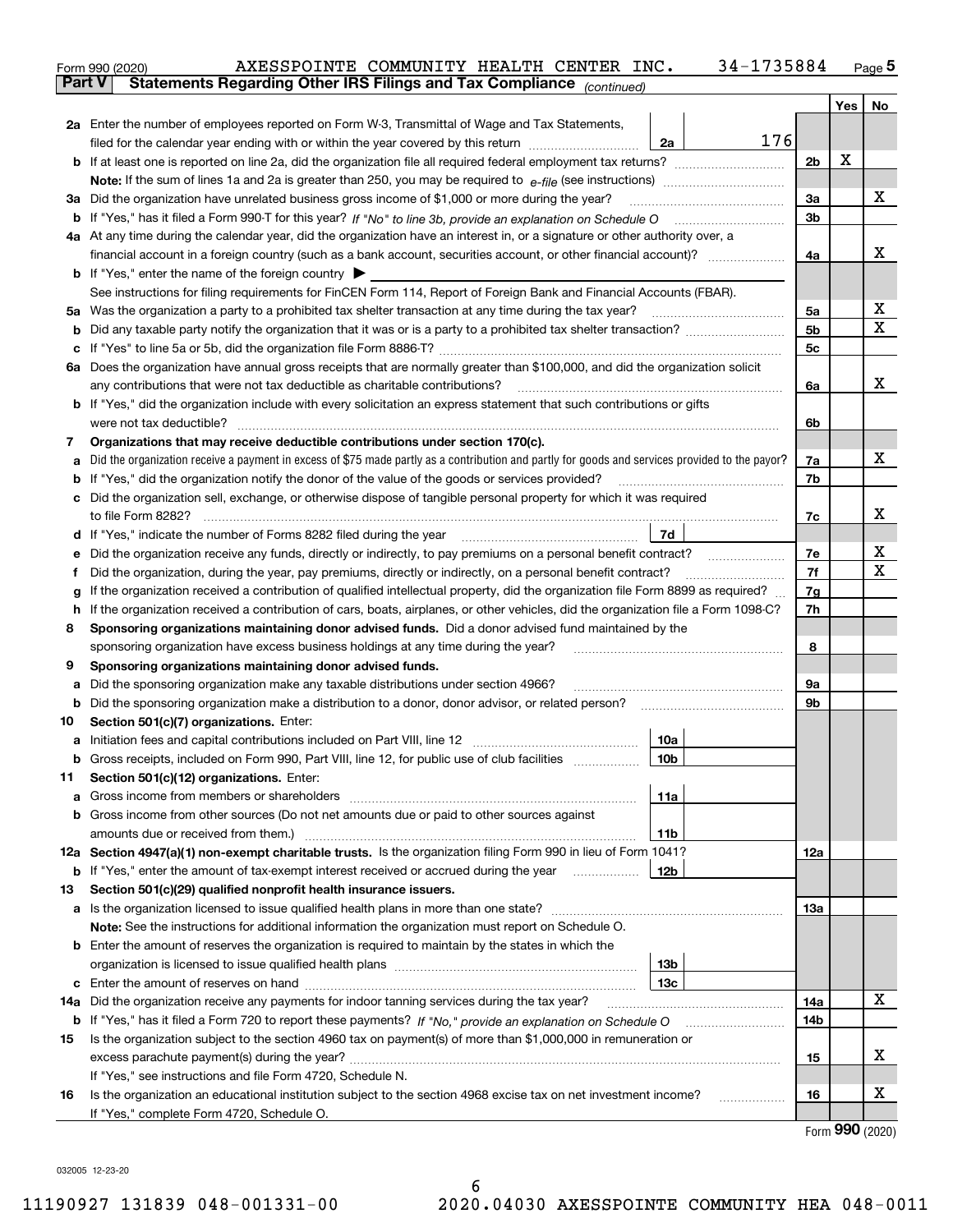Form 990 (2020) AXESSPOINTE COMMUNITY HEALTH CENTER INC. 34-1735884

**Part V Statements Regarding Other IRS Filings and Tax Compliance** *(continued)*

| | | | | Yes | No |
|---|---|---|---|---|---|
| **2a** | Enter the number of employees reported on Form W-3, Transmittal of Wage and Tax Statements, filed for the calendar year ending with or within the year covered by this return | 2a | 176 | | |
| **b** | If at least one is reported on line 2a, did the organization file all required federal employment tax returns? | | 2b | X | |
| | **Note:** If the sum of lines 1a and 2a is greater than 250, you may be required to *e-file* (see instructions) | | | | |
| **3a** | Did the organization have unrelated business gross income of $1,000 or more during the year? | | 3a | | X |
| **b** | If "Yes," has it filed a Form 990-T for this year? *If "No" to line 3b, provide an explanation on Schedule O* | | 3b | | |
| **4a** | At any time during the calendar year, did the organization have an interest in, or a signature or other authority over, a financial account in a foreign country (such as a bank account, securities account, or other financial account)? | | 4a | | X |
| **b** | If "Yes," enter the name of the foreign country ▶ | | | | |
| | See instructions for filing requirements for FinCEN Form 114, Report of Foreign Bank and Financial Accounts (FBAR). | | | | |
| **5a** | Was the organization a party to a prohibited tax shelter transaction at any time during the tax year? | | 5a | | X |
| **b** | Did any taxable party notify the organization that it was or is a party to a prohibited tax shelter transaction? | | 5b | | X |
| **c** | If "Yes" to line 5a or 5b, did the organization file Form 8886-T? | | 5c | | |
| **6a** | Does the organization have annual gross receipts that are normally greater than $100,000, and did the organization solicit any contributions that were not tax deductible as charitable contributions? | | 6a | | X |
| **b** | If "Yes," did the organization include with every solicitation an express statement that such contributions or gifts were not tax deductible? | | 6b | | |
| **7** | **Organizations that may receive deductible contributions under section 170(c).** | | | | |
| **a** | Did the organization receive a payment in excess of $75 made partly as a contribution and partly for goods and services provided to the payor? | | 7a | | X |
| **b** | If "Yes," did the organization notify the donor of the value of the goods or services provided? | | 7b | | |
| **c** | Did the organization sell, exchange, or otherwise dispose of tangible personal property for which it was required to file Form 8282? | | 7c | | X |
| **d** | If "Yes," indicate the number of Forms 8282 filed during the year | 7d | | | |
| **e** | Did the organization receive any funds, directly or indirectly, to pay premiums on a personal benefit contract? | | 7e | | X |
| **f** | Did the organization, during the year, pay premiums, directly or indirectly, on a personal benefit contract? | | 7f | | X |
| **g** | If the organization received a contribution of qualified intellectual property, did the organization file Form 8899 as required? | | 7g | | |
| **h** | If the organization received a contribution of cars, boats, airplanes, or other vehicles, did the organization file a Form 1098-C? | | 7h | | |
| **8** | **Sponsoring organizations maintaining donor advised funds.** Did a donor advised fund maintained by the sponsoring organization have excess business holdings at any time during the year? | | 8 | | |
| **9** | **Sponsoring organizations maintaining donor advised funds.** | | | | |
| **a** | Did the sponsoring organization make any taxable distributions under section 4966? | | 9a | | |
| **b** | Did the sponsoring organization make a distribution to a donor, donor advisor, or related person? | | 9b | | |
| **10** | **Section 501(c)(7) organizations.** Enter: | | | | |
| **a** | Initiation fees and capital contributions included on Part VIII, line 12 | 10a | | | |
| **b** | Gross receipts, included on Form 990, Part VIII, line 12, for public use of club facilities | 10b | | | |
| **11** | **Section 501(c)(12) organizations.** Enter: | | | | |
| **a** | Gross income from members or shareholders | 11a | | | |
| **b** | Gross income from other sources (Do not net amounts due or paid to other sources against amounts due or received from them.) | 11b | | | |
| **12a** | **Section 4947(a)(1) non-exempt charitable trusts.** Is the organization filing Form 990 in lieu of Form 1041? | | 12a | | |
| **b** | If "Yes," enter the amount of tax-exempt interest received or accrued during the year | 12b | | | |
| **13** | **Section 501(c)(29) qualified nonprofit health insurance issuers.** | | | | |
| **a** | Is the organization licensed to issue qualified health plans in more than one state? | | 13a | | |
| | **Note:** See the instructions for additional information the organization must report on Schedule O. | | | | |
| **b** | Enter the amount of reserves the organization is required to maintain by the states in which the organization is licensed to issue qualified health plans | 13b | | | |
| **c** | Enter the amount of reserves on hand | 13c | | | |
| **14a** | Did the organization receive any payments for indoor tanning services during the tax year? | | 14a | | X |
| **b** | If "Yes," has it filed a Form 720 to report these payments? *If "No," provide an explanation on Schedule O* | | 14b | | |
| **15** | Is the organization subject to the section 4960 tax on payment(s) of more than $1,000,000 in remuneration or excess parachute payment(s) during the year? | | 15 | | X |
| | If "Yes," see instructions and file Form 4720, Schedule N. | | | | |
| **16** | Is the organization an educational institution subject to the section 4968 excise tax on net investment income? | | 16 | | X |
| | If "Yes," complete Form 4720, Schedule O. | | | | |

Form **990** (2020)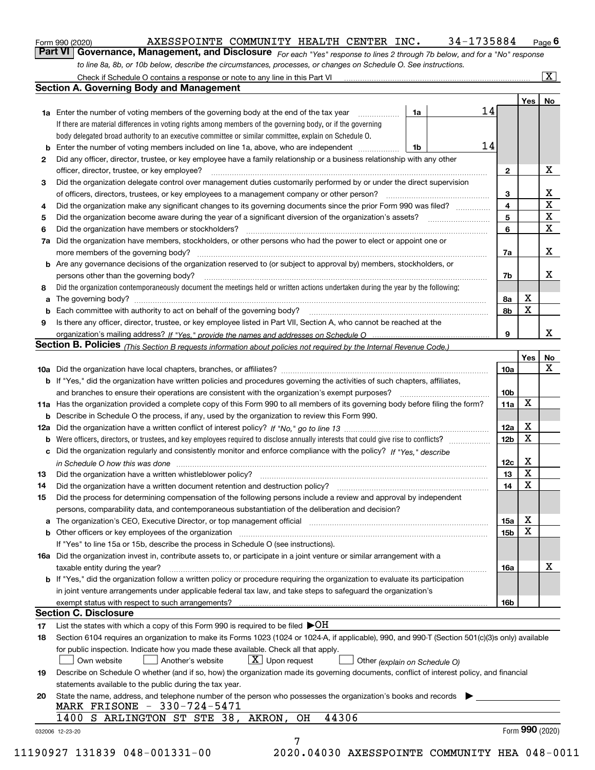Form 990 (2020) AXESSPOINTE COMMUNITY HEALTH CENTER INC. 34-1735884 Page 6

**Part VI Governance, Management, and Disclosure** *For each "Yes" response to lines 2 through 7b below, and for a "No" response to line 8a, 8b, or 10b below, describe the circumstances, processes, or changes on Schedule O. See instructions.*

Check if Schedule O contains a response or note to any line in this Part VI [X]

## Section A. Governing Body and Management

| | | | | | Yes | No |
|---|---|---|---|---|---|---|
| **1a** | Enter the number of voting members of the governing body at the end of the tax year. If there are material differences in voting rights among members of the governing body, or if the governing body delegated broad authority to an executive committee or similar committee, explain on Schedule O. | 1a | 14 | | | |
| **b** | Enter the number of voting members included on line 1a, above, who are independent | 1b | 14 | | | |
| **2** | Did any officer, director, trustee, or key employee have a family relationship or a business relationship with any other officer, director, trustee, or key employee? | | | 2 | | X |
| **3** | Did the organization delegate control over management duties customarily performed by or under the direct supervision of officers, directors, trustees, or key employees to a management company or other person? | | | 3 | | X |
| **4** | Did the organization make any significant changes to its governing documents since the prior Form 990 was filed? | | | 4 | | X |
| **5** | Did the organization become aware during the year of a significant diversion of the organization's assets? | | | 5 | | X |
| **6** | Did the organization have members or stockholders? | | | 6 | | X |
| **7a** | Did the organization have members, stockholders, or other persons who had the power to elect or appoint one or more members of the governing body? | | | 7a | | X |
| **b** | Are any governance decisions of the organization reserved to (or subject to approval by) members, stockholders, or persons other than the governing body? | | | 7b | | X |
| **8** | Did the organization contemporaneously document the meetings held or written actions undertaken during the year by the following: | | | | | |
| **a** | The governing body? | | | 8a | X | |
| **b** | Each committee with authority to act on behalf of the governing body? | | | 8b | X | |
| **9** | Is there any officer, director, trustee, or key employee listed in Part VII, Section A, who cannot be reached at the organization's mailing address? *If "Yes," provide the names and addresses on Schedule O* | | | 9 | | X |

## Section B. Policies *(This Section B requests information about policies not required by the Internal Revenue Code.)*

| | | | Yes | No |
|---|---|---|---|---|
| **10a** | Did the organization have local chapters, branches, or affiliates? | 10a | | X |
| **b** | If "Yes," did the organization have written policies and procedures governing the activities of such chapters, affiliates, and branches to ensure their operations are consistent with the organization's exempt purposes? | 10b | | |
| **11a** | Has the organization provided a complete copy of this Form 990 to all members of its governing body before filing the form? | 11a | X | |
| **b** | Describe in Schedule O the process, if any, used by the organization to review this Form 990. | | | |
| **12a** | Did the organization have a written conflict of interest policy? *If "No," go to line 13* | 12a | X | |
| **b** | Were officers, directors, or trustees, and key employees required to disclose annually interests that could give rise to conflicts? | 12b | X | |
| **c** | Did the organization regularly and consistently monitor and enforce compliance with the policy? *If "Yes," describe in Schedule O how this was done* | 12c | X | |
| **13** | Did the organization have a written whistleblower policy? | 13 | X | |
| **14** | Did the organization have a written document retention and destruction policy? | 14 | X | |
| **15** | Did the process for determining compensation of the following persons include a review and approval by independent persons, comparability data, and contemporaneous substantiation of the deliberation and decision? | | | |
| **a** | The organization's CEO, Executive Director, or top management official | 15a | X | |
| **b** | Other officers or key employees of the organization | 15b | X | |
| | If "Yes" to line 15a or 15b, describe the process in Schedule O (see instructions). | | | |
| **16a** | Did the organization invest in, contribute assets to, or participate in a joint venture or similar arrangement with a taxable entity during the year? | 16a | | X |
| **b** | If "Yes," did the organization follow a written policy or procedure requiring the organization to evaluate its participation in joint venture arrangements under applicable federal tax law, and take steps to safeguard the organization's exempt status with respect to such arrangements? | 16b | | |

## Section C. Disclosure

**17** List the states with which a copy of this Form 990 is required to be filed ▶OH

**18** Section 6104 requires an organization to make its Forms 1023 (1024 or 1024-A, if applicable), 990, and 990-T (Section 501(c)(3)s only) available for public inspection. Indicate how you made these available. Check all that apply.

[ ] Own website [ ] Another's website [X] Upon request [ ] Other *(explain on Schedule O)*

**19** Describe on Schedule O whether (and if so, how) the organization made its governing documents, conflict of interest policy, and financial statements available to the public during the tax year.

**20** State the name, address, and telephone number of the person who possesses the organization's books and records ▶

MARK FRISONE - 330-724-5471
1400 S ARLINGTON ST STE 38, AKRON, OH 44306

032006 12-23-20 Form **990** (2020)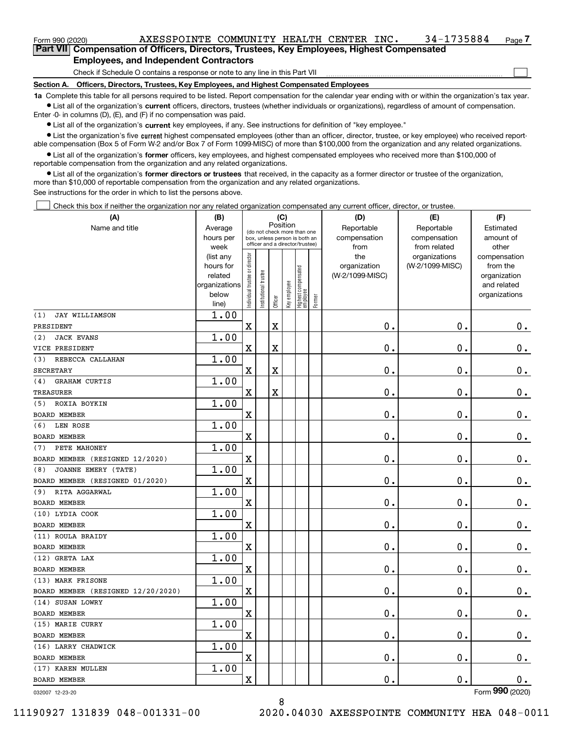Form 990 (2020) AXESSPOINTE COMMUNITY HEALTH CENTER INC. 34-1735884 Page 7

**Part VII Compensation of Officers, Directors, Trustees, Key Employees, Highest Compensated Employees, and Independent Contractors**

Check if Schedule O contains a response or note to any line in this Part VII ☐

**Section A. Officers, Directors, Trustees, Key Employees, and Highest Compensated Employees**

**1a** Complete this table for all persons required to be listed. Report compensation for the calendar year ending with or within the organization's tax year.

- List all of the organization's **current** officers, directors, trustees (whether individuals or organizations), regardless of amount of compensation. Enter -0- in columns (D), (E), and (F) if no compensation was paid.
- List all of the organization's **current** key employees, if any. See instructions for definition of "key employee."
- List the organization's five **current** highest compensated employees (other than an officer, director, trustee, or key employee) who received reportable compensation (Box 5 of Form W-2 and/or Box 7 of Form 1099-MISC) of more than $100,000 from the organization and any related organizations.
- List all of the organization's **former** officers, key employees, and highest compensated employees who received more than $100,000 of reportable compensation from the organization and any related organizations.
- List all of the organization's **former directors or trustees** that received, in the capacity as a former director or trustee of the organization, more than $10,000 of reportable compensation from the organization and any related organizations.

See instructions for the order in which to list the persons above.

☐ Check this box if neither the organization nor any related organization compensated any current officer, director, or trustee.

| (A) Name and title | (B) Average hours per week (list any hours for related organizations below line) | (C) Position: Individual trustee or director | Institutional trustee | Officer | Key employee | Highest compensated employee | Former | (D) Reportable compensation from the organization (W-2/1099-MISC) | (E) Reportable compensation from related organizations (W-2/1099-MISC) | (F) Estimated amount of other compensation from the organization and related organizations |
|---|---|---|---|---|---|---|---|---|---|---|
| (1) JAY WILLIAMSON<br>PRESIDENT | 1.00 | X | | X | | | | 0. | 0. | 0. |
| (2) JACK EVANS<br>VICE PRESIDENT | 1.00 | X | | X | | | | 0. | 0. | 0. |
| (3) REBECCA CALLAHAN<br>SECRETARY | 1.00 | X | | X | | | | 0. | 0. | 0. |
| (4) GRAHAM CURTIS<br>TREASURER | 1.00 | X | | X | | | | 0. | 0. | 0. |
| (5) ROXIA BOYKIN<br>BOARD MEMBER | 1.00 | X | | | | | | 0. | 0. | 0. |
| (6) LEN ROSE<br>BOARD MEMBER | 1.00 | X | | | | | | 0. | 0. | 0. |
| (7) PETE MAHONEY<br>BOARD MEMBER (RESIGNED 12/2020) | 1.00 | X | | | | | | 0. | 0. | 0. |
| (8) JOANNE EMERY (TATE)<br>BOARD MEMBER (RESIGNED 01/2020) | 1.00 | X | | | | | | 0. | 0. | 0. |
| (9) RITA AGGARWAL<br>BOARD MEMBER | 1.00 | X | | | | | | 0. | 0. | 0. |
| (10) LYDIA COOK<br>BOARD MEMBER | 1.00 | X | | | | | | 0. | 0. | 0. |
| (11) ROULA BRAIDY<br>BOARD MEMBER | 1.00 | X | | | | | | 0. | 0. | 0. |
| (12) GRETA LAX<br>BOARD MEMBER | 1.00 | X | | | | | | 0. | 0. | 0. |
| (13) MARK FRISONE<br>BOARD MEMBER (RESIGNED 12/20/2020) | 1.00 | X | | | | | | 0. | 0. | 0. |
| (14) SUSAN LOWRY<br>BOARD MEMBER | 1.00 | X | | | | | | 0. | 0. | 0. |
| (15) MARIE CURRY<br>BOARD MEMBER | 1.00 | X | | | | | | 0. | 0. | 0. |
| (16) LARRY CHADWICK<br>BOARD MEMBER | 1.00 | X | | | | | | 0. | 0. | 0. |
| (17) KAREN MULLEN<br>BOARD MEMBER | 1.00 | X | | | | | | 0. | 0. | 0. |

032007 12-23-20 Form **990** (2020)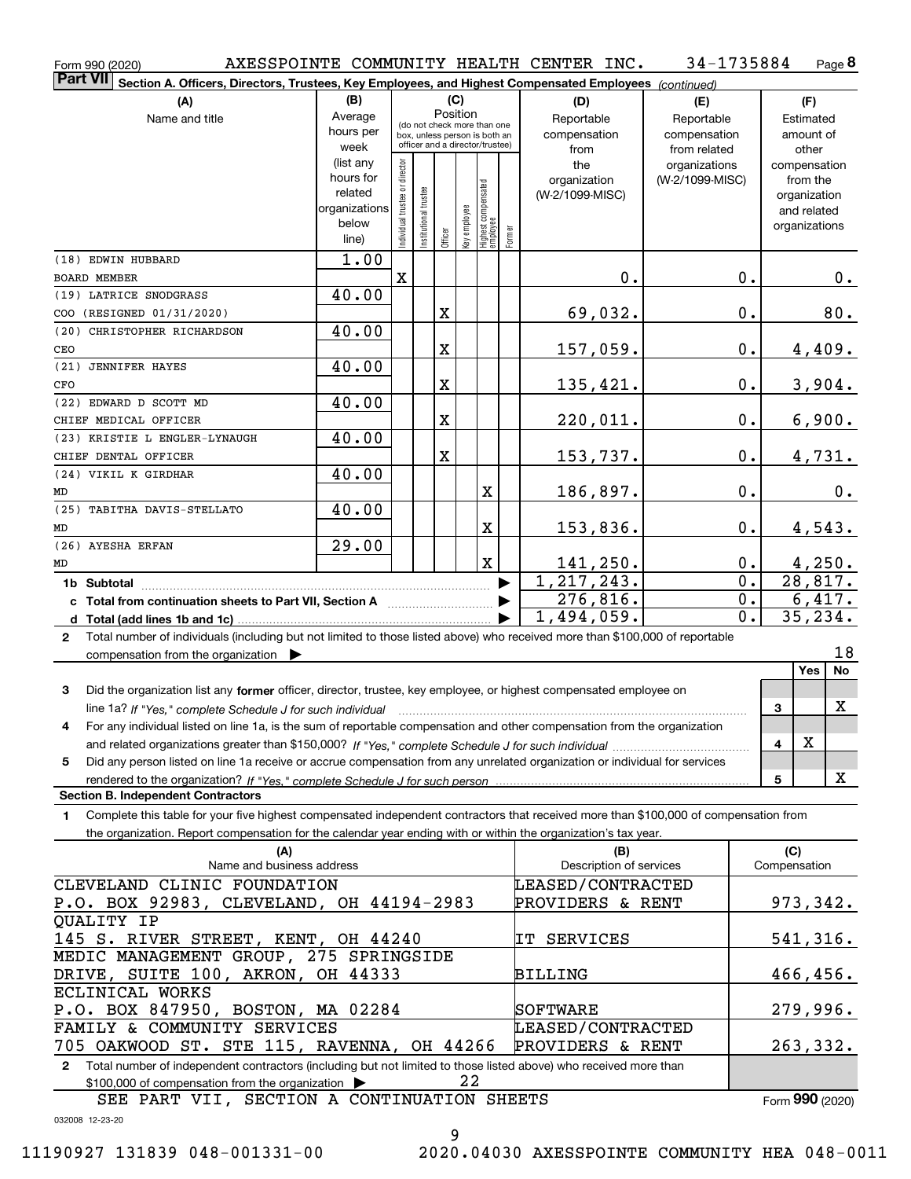Form 990 (2020) AXESSPOINTE COMMUNITY HEALTH CENTER INC. 34-1735884 Page 8

**Part VII Section A. Officers, Directors, Trustees, Key Employees, and Highest Compensated Employees** *(continued)*

| (A) Name and title | (B) Average hours per week (list any hours for related organizations below line) | (C) Position: Individual trustee or director | Institutional trustee | Officer | Key employee | Highest compensated employee | Former | (D) Reportable compensation from the organization (W-2/1099-MISC) | (E) Reportable compensation from related organizations (W-2/1099-MISC) | (F) Estimated amount of other compensation from the organization and related organizations |
|---|---|---|---|---|---|---|---|---|---|---|
| (18) EDWIN HUBBARD<br>BOARD MEMBER | 1.00 | X | | | | | | 0. | 0. | 0. |
| (19) LATRICE SNODGRASS<br>COO (RESIGNED 01/31/2020) | 40.00 | | | X | | | | 69,032. | 0. | 80. |
| (20) CHRISTOPHER RICHARDSON<br>CEO | 40.00 | | | X | | | | 157,059. | 0. | 4,409. |
| (21) JENNIFER HAYES<br>CFO | 40.00 | | | X | | | | 135,421. | 0. | 3,904. |
| (22) EDWARD D SCOTT MD<br>CHIEF MEDICAL OFFICER | 40.00 | | | X | | | | 220,011. | 0. | 6,900. |
| (23) KRISTIE L ENGLER-LYNAUGH<br>CHIEF DENTAL OFFICER | 40.00 | | | X | | | | 153,737. | 0. | 4,731. |
| (24) VIKIL K GIRDHAR<br>MD | 40.00 | | | | | X | | 186,897. | 0. | 0. |
| (25) TABITHA DAVIS-STELLATO<br>MD | 40.00 | | | | | X | | 153,836. | 0. | 4,543. |
| (26) AYESHA ERFAN<br>MD | 29.00 | | | | | X | | 141,250. | 0. | 4,250. |
| **1b Subtotal** | | | | | | | | 1,217,243. | 0. | 28,817. |
| **c Total from continuation sheets to Part VII, Section A** | | | | | | | | 276,816. | 0. | 6,417. |
| **d Total (add lines 1b and 1c)** | | | | | | | | 1,494,059. | 0. | 35,234. |

**2** Total number of individuals (including but not limited to those listed above) who received more than $100,000 of reportable compensation from the organization ▶ 18

| | | Yes | No |
|---|---|---|---|
| **3** Did the organization list any **former** officer, director, trustee, key employee, or highest compensated employee on line 1a? *If "Yes," complete Schedule J for such individual* | 3 | | X |
| **4** For any individual listed on line 1a, is the sum of reportable compensation and other compensation from the organization and related organizations greater than $150,000? *If "Yes," complete Schedule J for such individual* | 4 | X | |
| **5** Did any person listed on line 1a receive or accrue compensation from any unrelated organization or individual for services rendered to the organization? *If "Yes," complete Schedule J for such person* | 5 | | X |

**Section B. Independent Contractors**

**1** Complete this table for your five highest compensated independent contractors that received more than $100,000 of compensation from the organization. Report compensation for the calendar year ending with or within the organization's tax year.

| (A) Name and business address | (B) Description of services | (C) Compensation |
|---|---|---|
| CLEVELAND CLINIC FOUNDATION<br>P.O. BOX 92983, CLEVELAND, OH 44194-2983 | LEASED/CONTRACTED PROVIDERS & RENT | 973,342. |
| QUALITY IP<br>145 S. RIVER STREET, KENT, OH 44240 | IT SERVICES | 541,316. |
| MEDIC MANAGEMENT GROUP, 275 SPRINGSIDE DRIVE, SUITE 100, AKRON, OH 44333 | BILLING | 466,456. |
| ECLINICAL WORKS<br>P.O. BOX 847950, BOSTON, MA 02284 | SOFTWARE | 279,996. |
| FAMILY & COMMUNITY SERVICES<br>705 OAKWOOD ST. STE 115, RAVENNA, OH 44266 | LEASED/CONTRACTED PROVIDERS & RENT | 263,332. |

**2** Total number of independent contractors (including but not limited to those listed above) who received more than $100,000 of compensation from the organization ▶ 22

SEE PART VII, SECTION A CONTINUATION SHEETS

Form **990** (2020)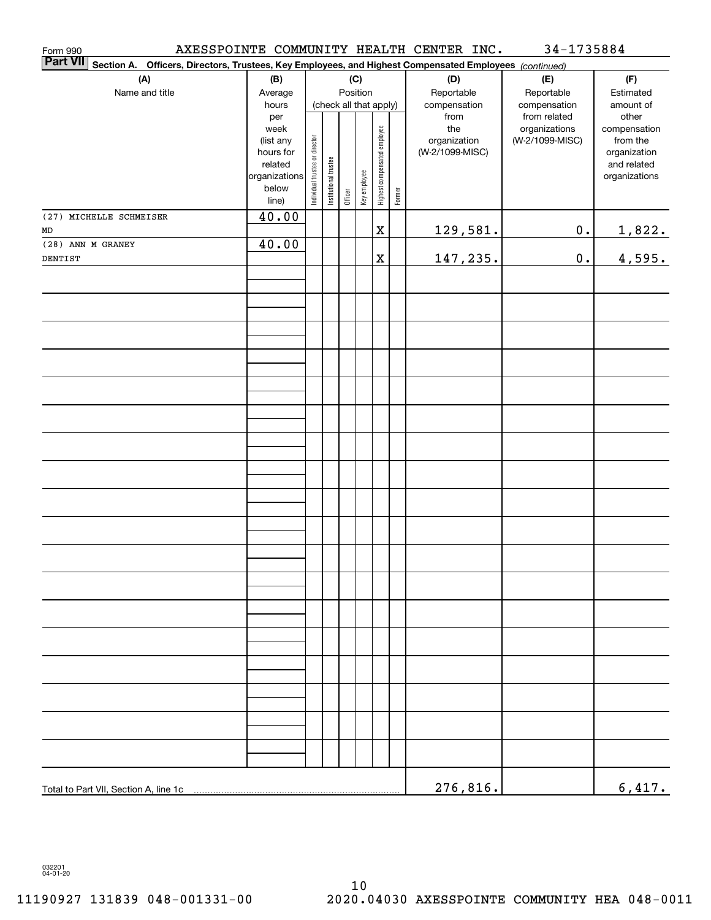Form 990 AXESSPOINTE COMMUNITY HEALTH CENTER INC. 34-1735884

**Part VII** **Section A. Officers, Directors, Trustees, Key Employees, and Highest Compensated Employees** *(continued)*

| (A) Name and title | (B) Average hours per week (list any hours for related organizations below line) | (C) Position (check all that apply): Individual trustee or director | Institutional trustee | Officer | Key employee | Highest compensated employee | Former | (D) Reportable compensation from the organization (W-2/1099-MISC) | (E) Reportable compensation from related organizations (W-2/1099-MISC) | (F) Estimated amount of other compensation from the organization and related organizations |
|---|---|---|---|---|---|---|---|---|---|---|
| (27) MICHELLE SCHMEISER<br>MD | 40.00 | | | | | X | | 129,581. | 0. | 1,822. |
| (28) ANN M GRANEY<br>DENTIST | 40.00 | | | | | X | | 147,235. | 0. | 4,595. |
| Total to Part VII, Section A, line 1c | | | | | | | | 276,816. | | 6,417. |

032201 04-01-20

11190927 131839 048-001331-00 2020.04030 AXESSPOINTE COMMUNITY HEA 048-0011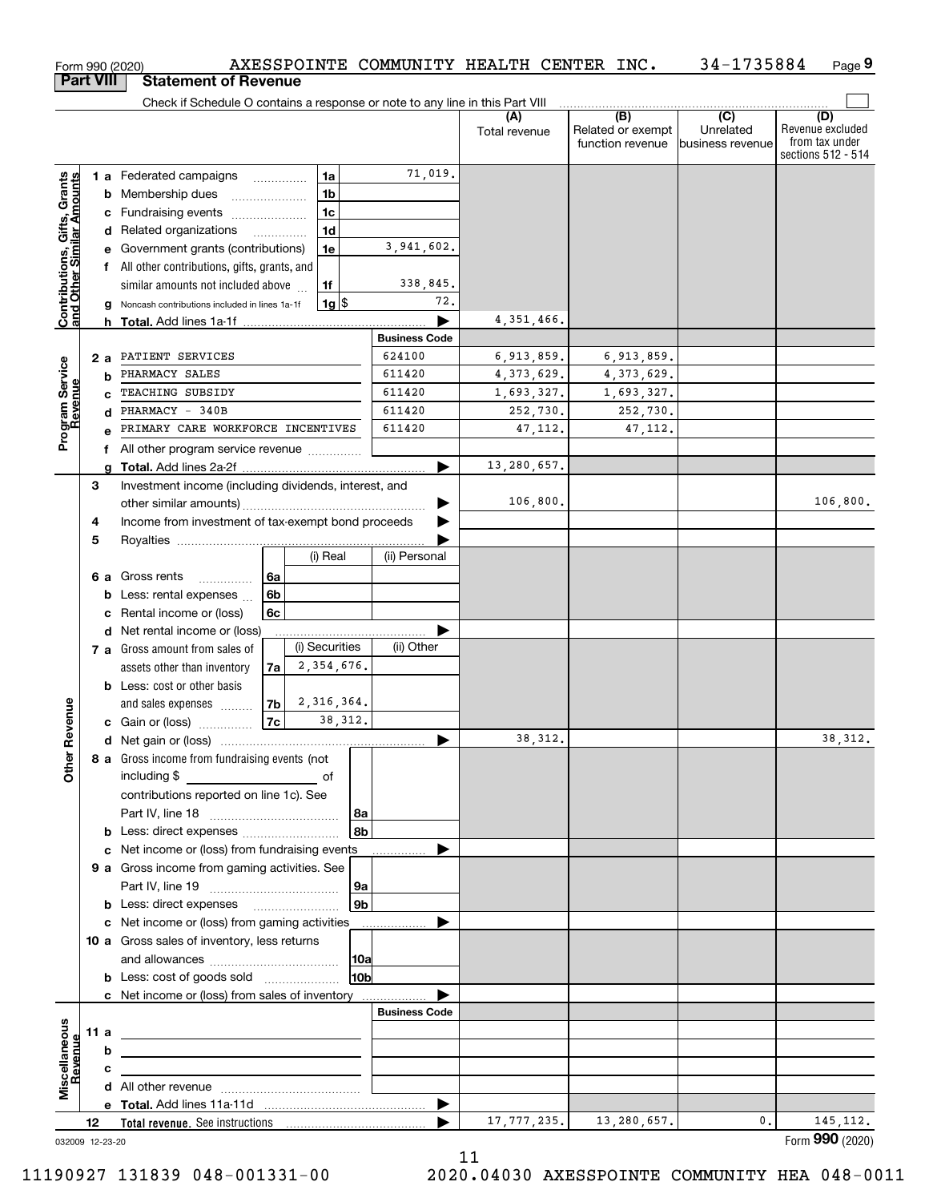Form 990 (2020) AXESSPOINTE COMMUNITY HEALTH CENTER INC. 34-1735884 Page 9

## Part VIII Statement of Revenue

Check if Schedule O contains a response or note to any line in this Part VIII

| | | | | (A) Total revenue | (B) Related or exempt function revenue | (C) Unrelated business revenue | (D) Revenue excluded from tax under sections 512 - 514 |
|---|---|---|---|---|---|---|---|
| **Contributions, Gifts, Grants and Other Similar Amounts** | 1a Federated campaigns | 1a | 71,019. | | | | |
| | b Membership dues | 1b | | | | | |
| | c Fundraising events | 1c | | | | | |
| | d Related organizations | 1d | | | | | |
| | e Government grants (contributions) | 1e | 3,941,602. | | | | |
| | f All other contributions, gifts, grants, and similar amounts not included above | 1f | 338,845. | | | | |
| | g Noncash contributions included in lines 1a-1f | 1g $ | 72. | | | | |
| | h **Total.** Add lines 1a-1f | | | 4,351,466. | | | |
| | | | **Business Code** | | | | |
| **Program Service Revenue** | 2a PATIENT SERVICES | | 624100 | 6,913,859. | 6,913,859. | | |
| | b PHARMACY SALES | | 611420 | 4,373,629. | 4,373,629. | | |
| | c TEACHING SUBSIDY | | 611420 | 1,693,327. | 1,693,327. | | |
| | d PHARMACY - 340B | | 611420 | 252,730. | 252,730. | | |
| | e PRIMARY CARE WORKFORCE INCENTIVES | | 611420 | 47,112. | 47,112. | | |
| | f All other program service revenue | | | | | | |
| | g **Total.** Add lines 2a-2f | | | 13,280,657. | | | |
| **Other Revenue** | 3 Investment income (including dividends, interest, and other similar amounts) | | | 106,800. | | | 106,800. |
| | 4 Income from investment of tax-exempt bond proceeds | | | | | | |
| | 5 Royalties | | | | | | |
| | | | (i) Real / (ii) Personal | | | | |
| | 6a Gross rents | 6a | | | | | |
| | b Less: rental expenses | 6b | | | | | |
| | c Rental income or (loss) | 6c | | | | | |
| | d Net rental income or (loss) | | | | | | |
| | | | (i) Securities / (ii) Other | | | | |
| | 7a Gross amount from sales of assets other than inventory | 7a | 2,354,676. | | | | |
| | b Less: cost or other basis and sales expenses | 7b | 2,316,364. | | | | |
| | c Gain or (loss) | 7c | 38,312. | | | | |
| | d Net gain or (loss) | | | 38,312. | | | 38,312. |
| | 8a Gross income from fundraising events (not including $ ___ of contributions reported on line 1c). See Part IV, line 18 | 8a | | | | | |
| | b Less: direct expenses | 8b | | | | | |
| | c Net income or (loss) from fundraising events | | | | | | |
| | 9a Gross income from gaming activities. See Part IV, line 19 | 9a | | | | | |
| | b Less: direct expenses | 9b | | | | | |
| | c Net income or (loss) from gaming activities | | | | | | |
| | 10a Gross sales of inventory, less returns and allowances | 10a | | | | | |
| | b Less: cost of goods sold | 10b | | | | | |
| | c Net income or (loss) from sales of inventory | | | | | | |
| | | | **Business Code** | | | | |
| **Miscellaneous Revenue** | 11a | | | | | | |
| | b | | | | | | |
| | c | | | | | | |
| | d All other revenue | | | | | | |
| | e **Total.** Add lines 11a-11d | | | | | | |
| | 12 **Total revenue.** See instructions | | | 17,777,235. | 13,280,657. | 0. | 145,112. |

032009 12-23-20 Form **990** (2020)

11190927 131839 048-001331-00 2020.04030 AXESSPOINTE COMMUNITY HEA 048-0011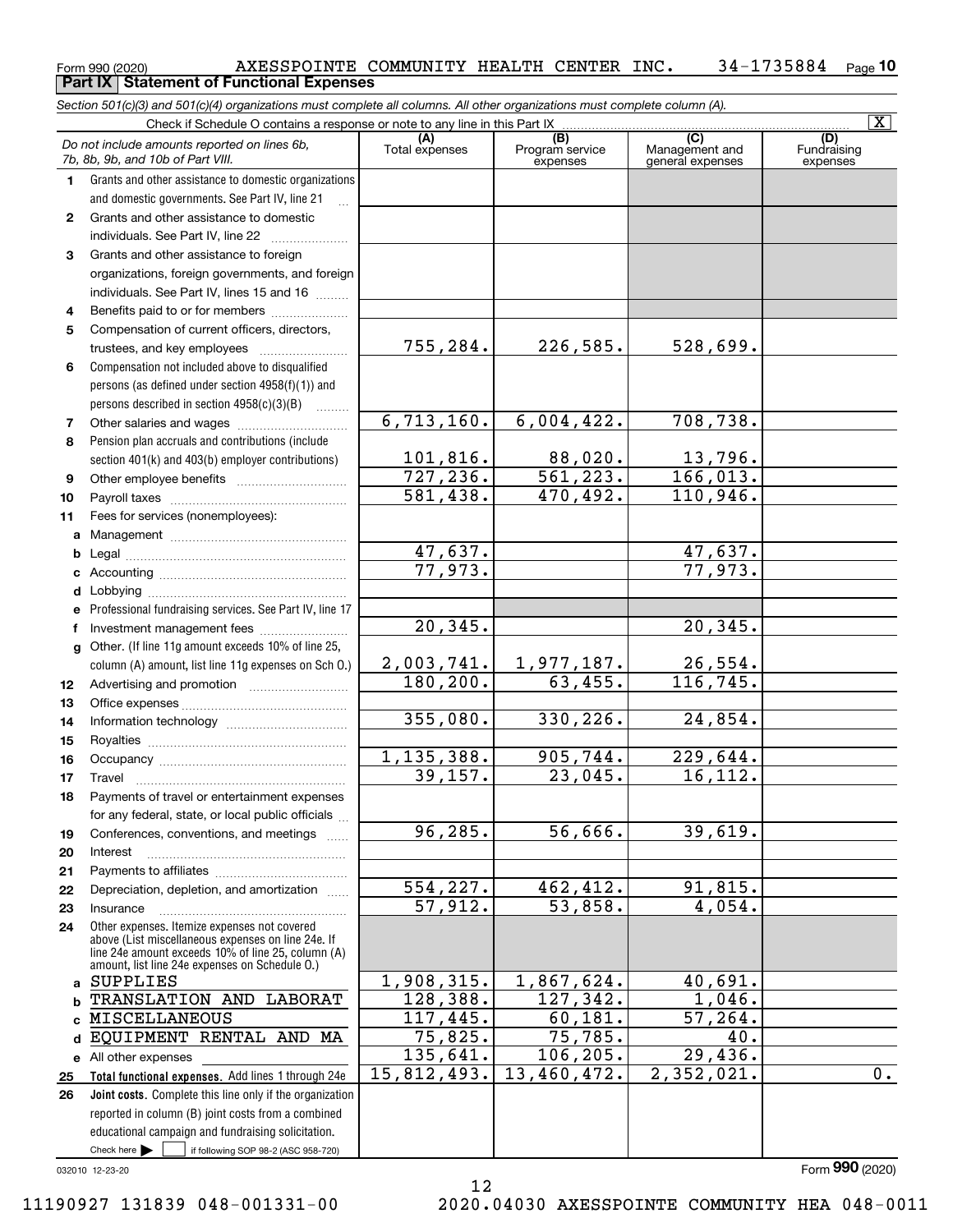Form 990 (2020) AXESSPOINTE COMMUNITY HEALTH CENTER INC. 34-1735884 Page 10

**Part IX Statement of Functional Expenses**

*Section 501(c)(3) and 501(c)(4) organizations must complete all columns. All other organizations must complete column (A).*

Check if Schedule O contains a response or note to any line in this Part IX [X]

| *Do not include amounts reported on lines 6b, 7b, 8b, 9b, and 10b of Part VIII.* | (A) Total expenses | (B) Program service expenses | (C) Management and general expenses | (D) Fundraising expenses |
|---|---|---|---|---|
| 1 Grants and other assistance to domestic organizations and domestic governments. See Part IV, line 21 | | | | |
| 2 Grants and other assistance to domestic individuals. See Part IV, line 22 | | | | |
| 3 Grants and other assistance to foreign organizations, foreign governments, and foreign individuals. See Part IV, lines 15 and 16 | | | | |
| 4 Benefits paid to or for members | | | | |
| 5 Compensation of current officers, directors, trustees, and key employees | 755,284. | 226,585. | 528,699. | |
| 6 Compensation not included above to disqualified persons (as defined under section 4958(f)(1)) and persons described in section 4958(c)(3)(B) | | | | |
| 7 Other salaries and wages | 6,713,160. | 6,004,422. | 708,738. | |
| 8 Pension plan accruals and contributions (include section 401(k) and 403(b) employer contributions) | 101,816. | 88,020. | 13,796. | |
| 9 Other employee benefits | 727,236. | 561,223. | 166,013. | |
| 10 Payroll taxes | 581,438. | 470,492. | 110,946. | |
| 11 Fees for services (nonemployees): | | | | |
| a Management | | | | |
| b Legal | 47,637. | | 47,637. | |
| c Accounting | 77,973. | | 77,973. | |
| d Lobbying | | | | |
| e Professional fundraising services. See Part IV, line 17 | | | | |
| f Investment management fees | 20,345. | | 20,345. | |
| g Other. (If line 11g amount exceeds 10% of line 25, column (A) amount, list line 11g expenses on Sch O.) | 2,003,741. | 1,977,187. | 26,554. | |
| 12 Advertising and promotion | 180,200. | 63,455. | 116,745. | |
| 13 Office expenses | | | | |
| 14 Information technology | 355,080. | 330,226. | 24,854. | |
| 15 Royalties | | | | |
| 16 Occupancy | 1,135,388. | 905,744. | 229,644. | |
| 17 Travel | 39,157. | 23,045. | 16,112. | |
| 18 Payments of travel or entertainment expenses for any federal, state, or local public officials | | | | |
| 19 Conferences, conventions, and meetings | 96,285. | 56,666. | 39,619. | |
| 20 Interest | | | | |
| 21 Payments to affiliates | | | | |
| 22 Depreciation, depletion, and amortization | 554,227. | 462,412. | 91,815. | |
| 23 Insurance | 57,912. | 53,858. | 4,054. | |
| 24 Other expenses. Itemize expenses not covered above (List miscellaneous expenses on line 24e. If line 24e amount exceeds 10% of line 25, column (A) amount, list line 24e expenses on Schedule O.) | | | | |
| a SUPPLIES | 1,908,315. | 1,867,624. | 40,691. | |
| b TRANSLATION AND LABORAT | 128,388. | 127,342. | 1,046. | |
| c MISCELLANEOUS | 117,445. | 60,181. | 57,264. | |
| d EQUIPMENT RENTAL AND MA | 75,825. | 75,785. | 40. | |
| e All other expenses | 135,641. | 106,205. | 29,436. | |
| 25 **Total functional expenses.** Add lines 1 through 24e | 15,812,493. | 13,460,472. | 2,352,021. | 0. |
| 26 **Joint costs.** Complete this line only if the organization reported in column (B) joint costs from a combined educational campaign and fundraising solicitation. Check here [ ] if following SOP 98-2 (ASC 958-720) | | | | |

032010 12-23-20

Form **990** (2020)

11190927 131839 048-001331-00 2020.04030 AXESSPOINTE COMMUNITY HEA 048-0011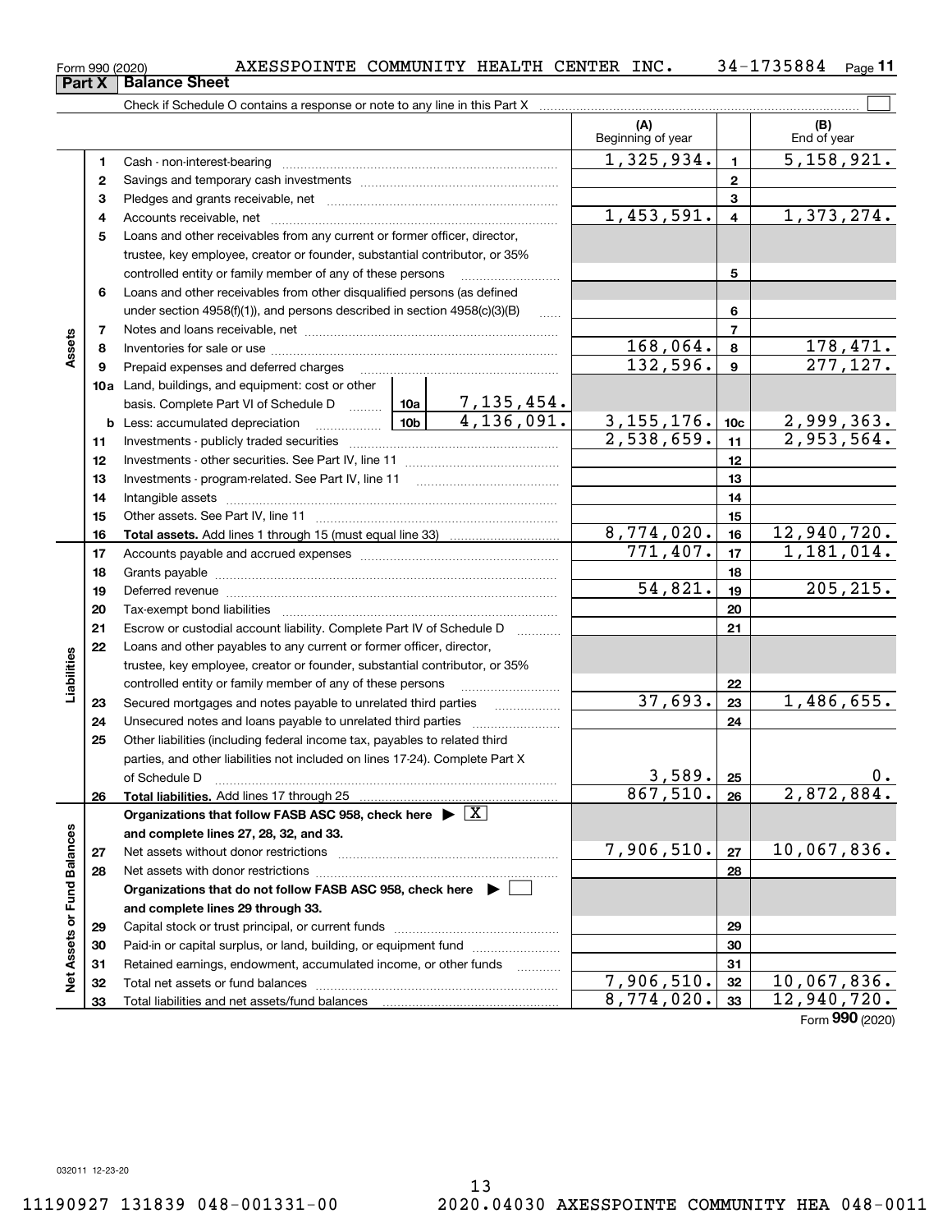Form 990 (2020) AXESSPOINTE COMMUNITY HEALTH CENTER INC. 34-1735884

## Part X Balance Sheet

Check if Schedule O contains a response or note to any line in this Part X

| | | | | (A) Beginning of year | | (B) End of year |
|---|---|---|---|---|---|---|
| Assets | 1 | Cash - non-interest-bearing | | 1,325,934. | 1 | 5,158,921. |
| | 2 | Savings and temporary cash investments | | | 2 | |
| | 3 | Pledges and grants receivable, net | | | 3 | |
| | 4 | Accounts receivable, net | | 1,453,591. | 4 | 1,373,274. |
| | 5 | Loans and other receivables from any current or former officer, director, trustee, key employee, creator or founder, substantial contributor, or 35% controlled entity or family member of any of these persons | | | 5 | |
| | 6 | Loans and other receivables from other disqualified persons (as defined under section 4958(f)(1)), and persons described in section 4958(c)(3)(B) | | | 6 | |
| | 7 | Notes and loans receivable, net | | | 7 | |
| | 8 | Inventories for sale or use | | 168,064. | 8 | 178,471. |
| | 9 | Prepaid expenses and deferred charges | | 132,596. | 9 | 277,127. |
| | 10a | Land, buildings, and equipment: cost or other basis. Complete Part VI of Schedule D | 10a 7,135,454. | | | |
| | b | Less: accumulated depreciation | 10b 4,136,091. | 3,155,176. | 10c | 2,999,363. |
| | 11 | Investments - publicly traded securities | | 2,538,659. | 11 | 2,953,564. |
| | 12 | Investments - other securities. See Part IV, line 11 | | | 12 | |
| | 13 | Investments - program-related. See Part IV, line 11 | | | 13 | |
| | 14 | Intangible assets | | | 14 | |
| | 15 | Other assets. See Part IV, line 11 | | | 15 | |
| | 16 | **Total assets.** Add lines 1 through 15 (must equal line 33) | | 8,774,020. | 16 | 12,940,720. |
| Liabilities | 17 | Accounts payable and accrued expenses | | 771,407. | 17 | 1,181,014. |
| | 18 | Grants payable | | | 18 | |
| | 19 | Deferred revenue | | 54,821. | 19 | 205,215. |
| | 20 | Tax-exempt bond liabilities | | | 20 | |
| | 21 | Escrow or custodial account liability. Complete Part IV of Schedule D | | | 21 | |
| | 22 | Loans and other payables to any current or former officer, director, trustee, key employee, creator or founder, substantial contributor, or 35% controlled entity or family member of any of these persons | | | 22 | |
| | 23 | Secured mortgages and notes payable to unrelated third parties | | 37,693. | 23 | 1,486,655. |
| | 24 | Unsecured notes and loans payable to unrelated third parties | | | 24 | |
| | 25 | Other liabilities (including federal income tax, payables to related third parties, and other liabilities not included on lines 17-24). Complete Part X of Schedule D | | 3,589. | 25 | 0. |
| | 26 | **Total liabilities.** Add lines 17 through 25 | | 867,510. | 26 | 2,872,884. |
| Net Assets or Fund Balances | | **Organizations that follow FASB ASC 958, check here** [X] **and complete lines 27, 28, 32, and 33.** | | | | |
| | 27 | Net assets without donor restrictions | | 7,906,510. | 27 | 10,067,836. |
| | 28 | Net assets with donor restrictions | | | 28 | |
| | | **Organizations that do not follow FASB ASC 958, check here** [ ] **and complete lines 29 through 33.** | | | | |
| | 29 | Capital stock or trust principal, or current funds | | | 29 | |
| | 30 | Paid-in or capital surplus, or land, building, or equipment fund | | | 30 | |
| | 31 | Retained earnings, endowment, accumulated income, or other funds | | | 31 | |
| | 32 | Total net assets or fund balances | | 7,906,510. | 32 | 10,067,836. |
| | 33 | Total liabilities and net assets/fund balances | | 8,774,020. | 33 | 12,940,720. |

Form **990** (2020)

032011 12-23-20

11190927 131839 048-001331-00 2020.04030 AXESSPOINTE COMMUNITY HEA 048-0011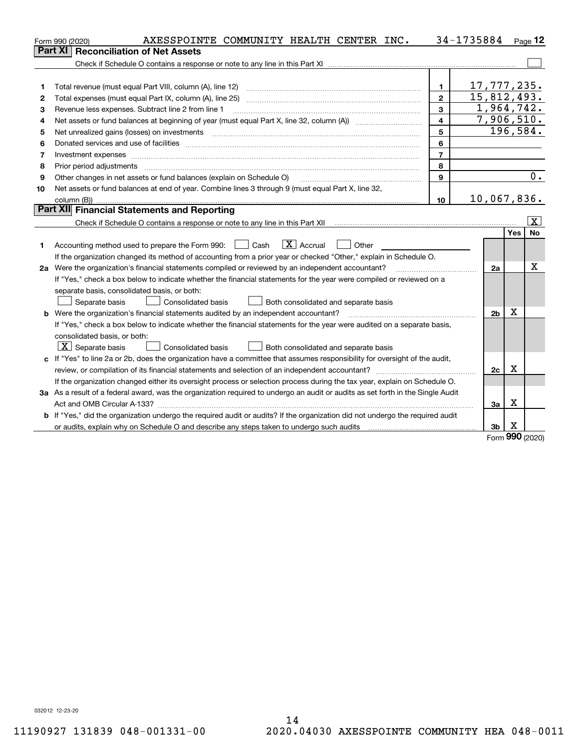Form 990 (2020) AXESSPOINTE COMMUNITY HEALTH CENTER INC. 34-1735884 Page 12

## Part XI Reconciliation of Net Assets

Check if Schedule O contains a response or note to any line in this Part XI ☐

| | | | |
|---|---|---|---|
| 1 | Total revenue (must equal Part VIII, column (A), line 12) | 1 | 17,777,235. |
| 2 | Total expenses (must equal Part IX, column (A), line 25) | 2 | 15,812,493. |
| 3 | Revenue less expenses. Subtract line 2 from line 1 | 3 | 1,964,742. |
| 4 | Net assets or fund balances at beginning of year (must equal Part X, line 32, column (A)) | 4 | 7,906,510. |
| 5 | Net unrealized gains (losses) on investments | 5 | 196,584. |
| 6 | Donated services and use of facilities | 6 | |
| 7 | Investment expenses | 7 | |
| 8 | Prior period adjustments | 8 | |
| 9 | Other changes in net assets or fund balances (explain on Schedule O) | 9 | 0. |
| 10 | Net assets or fund balances at end of year. Combine lines 3 through 9 (must equal Part X, line 32, column (B)) | 10 | 10,067,836. |

## Part XII Financial Statements and Reporting

Check if Schedule O contains a response or note to any line in this Part XII ☒

| | | | Yes | No |
|---|---|---|---|---|
| 1 | Accounting method used to prepare the Form 990: ☐ Cash ☒ Accrual ☐ Other<br>If the organization changed its method of accounting from a prior year or checked "Other," explain in Schedule O. | | | |
| 2a | Were the organization's financial statements compiled or reviewed by an independent accountant?<br>If "Yes," check a box below to indicate whether the financial statements for the year were compiled or reviewed on a separate basis, consolidated basis, or both:<br>☐ Separate basis ☐ Consolidated basis ☐ Both consolidated and separate basis | 2a | | X |
| b | Were the organization's financial statements audited by an independent accountant?<br>If "Yes," check a box below to indicate whether the financial statements for the year were audited on a separate basis, consolidated basis, or both:<br>☒ Separate basis ☐ Consolidated basis ☐ Both consolidated and separate basis | 2b | X | |
| c | If "Yes" to line 2a or 2b, does the organization have a committee that assumes responsibility for oversight of the audit, review, or compilation of its financial statements and selection of an independent accountant?<br>If the organization changed either its oversight process or selection process during the tax year, explain on Schedule O. | 2c | X | |
| 3a | As a result of a federal award, was the organization required to undergo an audit or audits as set forth in the Single Audit Act and OMB Circular A-133? | 3a | X | |
| b | If "Yes," did the organization undergo the required audit or audits? If the organization did not undergo the required audit or audits, explain why on Schedule O and describe any steps taken to undergo such audits | 3b | X | |

Form 990 (2020)

032012 12-23-20

11190927 131839 048-001331-00 2020.04030 AXESSPOINTE COMMUNITY HEA 048-0011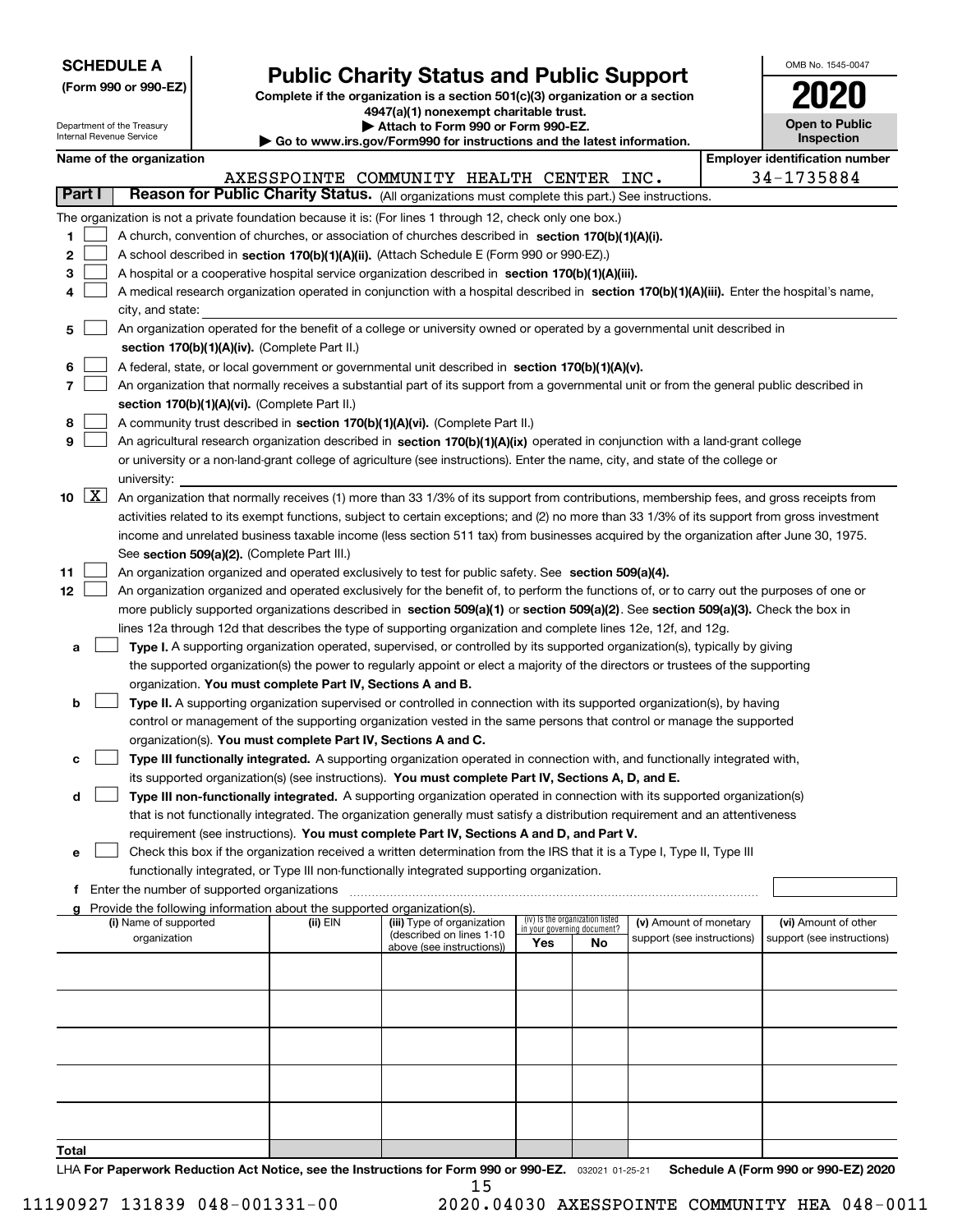**SCHEDULE A**
**(Form 990 or 990-EZ)**

Department of the Treasury
Internal Revenue Service

# Public Charity Status and Public Support

**Complete if the organization is a section 501(c)(3) organization or a section 4947(a)(1) nonexempt charitable trust.**
**▶ Attach to Form 990 or Form 990-EZ.**
**▶ Go to www.irs.gov/Form990 for instructions and the latest information.**

OMB No. 1545-0047

**2020**

**Open to Public Inspection**

**Name of the organization:** AXESSPOINTE COMMUNITY HEALTH CENTER INC.

**Employer identification number:** 34-1735884

## Part I — Reason for Public Charity Status. (All organizations must complete this part.) See instructions.

The organization is not a private foundation because it is: (For lines 1 through 12, check only one box.)

1. [ ] A church, convention of churches, or association of churches described in **section 170(b)(1)(A)(i).**
2. [ ] A school described in **section 170(b)(1)(A)(ii).** (Attach Schedule E (Form 990 or 990-EZ).)
3. [ ] A hospital or a cooperative hospital service organization described in **section 170(b)(1)(A)(iii).**
4. [ ] A medical research organization operated in conjunction with a hospital described in **section 170(b)(1)(A)(iii).** Enter the hospital's name, city, and state:
5. [ ] An organization operated for the benefit of a college or university owned or operated by a governmental unit described in **section 170(b)(1)(A)(iv).** (Complete Part II.)
6. [ ] A federal, state, or local government or governmental unit described in **section 170(b)(1)(A)(v).**
7. [ ] An organization that normally receives a substantial part of its support from a governmental unit or from the general public described in **section 170(b)(1)(A)(vi).** (Complete Part II.)
8. [ ] A community trust described in **section 170(b)(1)(A)(vi).** (Complete Part II.)
9. [ ] An agricultural research organization described in **section 170(b)(1)(A)(ix)** operated in conjunction with a land-grant college or university or a non-land-grant college of agriculture (see instructions). Enter the name, city, and state of the college or university:
10. [X] An organization that normally receives (1) more than 33 1/3% of its support from contributions, membership fees, and gross receipts from activities related to its exempt functions, subject to certain exceptions; and (2) no more than 33 1/3% of its support from gross investment income and unrelated business taxable income (less section 511 tax) from businesses acquired by the organization after June 30, 1975. See **section 509(a)(2).** (Complete Part III.)
11. [ ] An organization organized and operated exclusively to test for public safety. See **section 509(a)(4).**
12. [ ] An organization organized and operated exclusively for the benefit of, to perform the functions of, or to carry out the purposes of one or more publicly supported organizations described in **section 509(a)(1)** or **section 509(a)(2).** See **section 509(a)(3).** Check the box in lines 12a through 12d that describes the type of supporting organization and complete lines 12e, 12f, and 12g.

   a. [ ] **Type I.** A supporting organization operated, supervised, or controlled by its supported organization(s), typically by giving the supported organization(s) the power to regularly appoint or elect a majority of the directors or trustees of the supporting organization. **You must complete Part IV, Sections A and B.**

   b. [ ] **Type II.** A supporting organization supervised or controlled in connection with its supported organization(s), by having control or management of the supporting organization vested in the same persons that control or manage the supported organization(s). **You must complete Part IV, Sections A and C.**

   c. [ ] **Type III functionally integrated.** A supporting organization operated in connection with, and functionally integrated with, its supported organization(s) (see instructions). **You must complete Part IV, Sections A, D, and E.**

   d. [ ] **Type III non-functionally integrated.** A supporting organization operated in connection with its supported organization(s) that is not functionally integrated. The organization generally must satisfy a distribution requirement and an attentiveness requirement (see instructions). **You must complete Part IV, Sections A and D, and Part V.**

   e. [ ] Check this box if the organization received a written determination from the IRS that it is a Type I, Type II, Type III functionally integrated, or Type III non-functionally integrated supporting organization.

   f. Enter the number of supported organizations

   g. Provide the following information about the supported organization(s).

| (i) Name of supported organization | (ii) EIN | (iii) Type of organization (described on lines 1-10 above (see instructions)) | (iv) Is the organization listed in your governing document? Yes | No | (v) Amount of monetary support (see instructions) | (vi) Amount of other support (see instructions) |
|---|---|---|---|---|---|---|
| | | | | | | |
| | | | | | | |
| | | | | | | |
| | | | | | | |
| | | | | | | |
| **Total** | | | | | | |

LHA **For Paperwork Reduction Act Notice, see the Instructions for Form 990 or 990-EZ.** 032021 01-25-21 **Schedule A (Form 990 or 990-EZ) 2020**

11190927 131839 048-001331-00 2020.04030 AXESSPOINTE COMMUNITY HEA 048-0011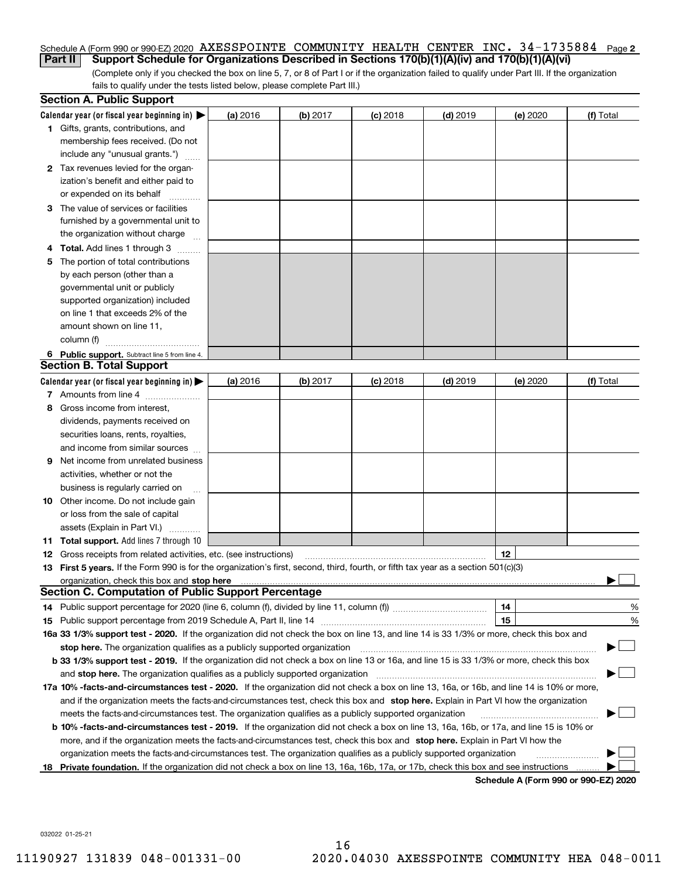Schedule A (Form 990 or 990-EZ) 2020 AXESSPOINTE COMMUNITY HEALTH CENTER INC. 34-1735884 Page 2

**Part II** **Support Schedule for Organizations Described in Sections 170(b)(1)(A)(iv) and 170(b)(1)(A)(vi)**

(Complete only if you checked the box on line 5, 7, or 8 of Part I or if the organization failed to qualify under Part III. If the organization fails to qualify under the tests listed below, please complete Part III.)

## Section A. Public Support

| Calendar year (or fiscal year beginning in) ▶ | (a) 2016 | (b) 2017 | (c) 2018 | (d) 2019 | (e) 2020 | (f) Total |
|---|---|---|---|---|---|---|
| **1** Gifts, grants, contributions, and membership fees received. (Do not include any "unusual grants.") | | | | | | |
| **2** Tax revenues levied for the organization's benefit and either paid to or expended on its behalf | | | | | | |
| **3** The value of services or facilities furnished by a governmental unit to the organization without charge | | | | | | |
| **4** **Total.** Add lines 1 through 3 | | | | | | |
| **5** The portion of total contributions by each person (other than a governmental unit or publicly supported organization) included on line 1 that exceeds 2% of the amount shown on line 11, column (f) | | | | | | |
| **6** **Public support.** Subtract line 5 from line 4. | | | | | | |

## Section B. Total Support

| Calendar year (or fiscal year beginning in) ▶ | (a) 2016 | (b) 2017 | (c) 2018 | (d) 2019 | (e) 2020 | (f) Total |
|---|---|---|---|---|---|---|
| **7** Amounts from line 4 | | | | | | |
| **8** Gross income from interest, dividends, payments received on securities loans, rents, royalties, and income from similar sources | | | | | | |
| **9** Net income from unrelated business activities, whether or not the business is regularly carried on | | | | | | |
| **10** Other income. Do not include gain or loss from the sale of capital assets (Explain in Part VI.) | | | | | | |
| **11** **Total support.** Add lines 7 through 10 | | | | | | |

**12** Gross receipts from related activities, etc. (see instructions) **12**

**13** **First 5 years.** If the Form 990 is for the organization's first, second, third, fourth, or fifth tax year as a section 501(c)(3) organization, check this box and **stop here** ▶ ☐

## Section C. Computation of Public Support Percentage

**14** Public support percentage for 2020 (line 6, column (f), divided by line 11, column (f)) **14** %

**15** Public support percentage from 2019 Schedule A, Part II, line 14 **15** %

**16a 33 1/3% support test - 2020.** If the organization did not check the box on line 13, and line 14 is 33 1/3% or more, check this box and **stop here.** The organization qualifies as a publicly supported organization ▶ ☐

**b 33 1/3% support test - 2019.** If the organization did not check a box on line 13 or 16a, and line 15 is 33 1/3% or more, check this box and **stop here.** The organization qualifies as a publicly supported organization ▶ ☐

**17a 10% -facts-and-circumstances test - 2020.** If the organization did not check a box on line 13, 16a, or 16b, and line 14 is 10% or more, and if the organization meets the facts-and-circumstances test, check this box and **stop here.** Explain in Part VI how the organization meets the facts-and-circumstances test. The organization qualifies as a publicly supported organization ▶ ☐

**b 10% -facts-and-circumstances test - 2019.** If the organization did not check a box on line 13, 16a, 16b, or 17a, and line 15 is 10% or more, and if the organization meets the facts-and-circumstances test, check this box and **stop here.** Explain in Part VI how the organization meets the facts-and-circumstances test. The organization qualifies as a publicly supported organization ▶ ☐

**18** **Private foundation.** If the organization did not check a box on line 13, 16a, 16b, 17a, or 17b, check this box and see instructions ▶ ☐

**Schedule A (Form 990 or 990-EZ) 2020**

032022 01-25-21

11190927 131839 048-001331-00 2020.04030 AXESSPOINTE COMMUNITY HEA 048-0011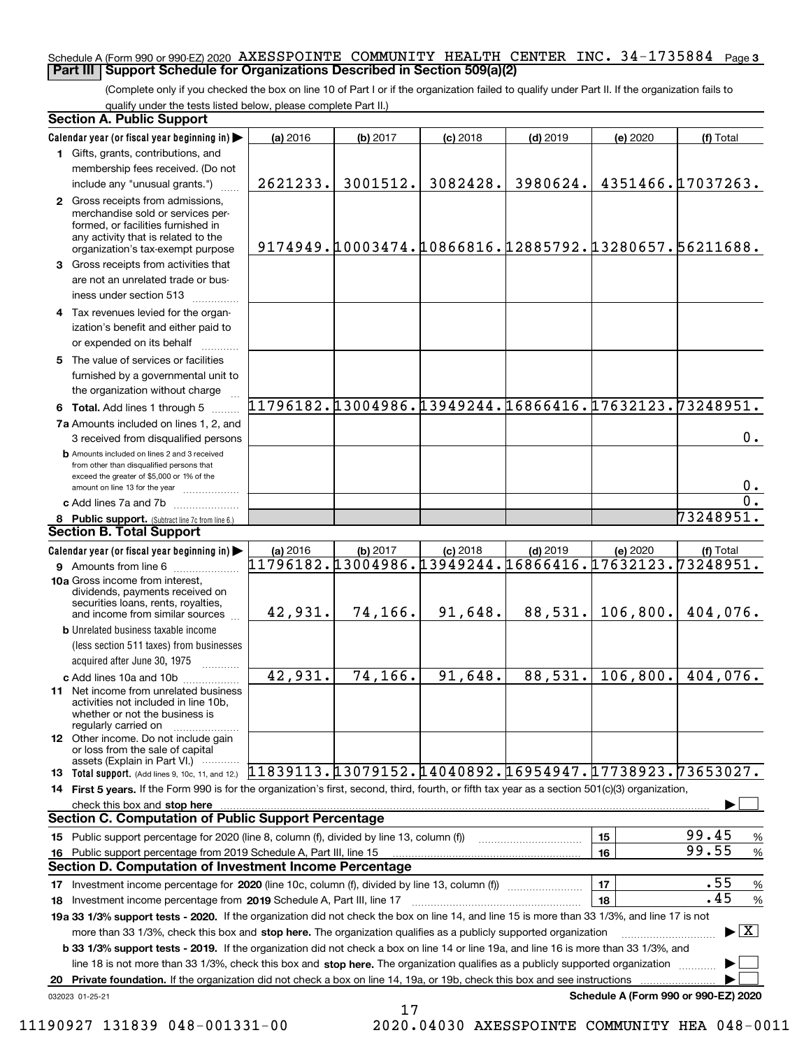Schedule A (Form 990 or 990-EZ) 2020 AXESSPOINTE COMMUNITY HEALTH CENTER INC. 34-1735884 Page 3

## Part III Support Schedule for Organizations Described in Section 509(a)(2)

(Complete only if you checked the box on line 10 of Part I or if the organization failed to qualify under Part II. If the organization fails to qualify under the tests listed below, please complete Part II.)

### Section A. Public Support

| Calendar year (or fiscal year beginning in) ▶ | (a) 2016 | (b) 2017 | (c) 2018 | (d) 2019 | (e) 2020 | (f) Total |
|---|---|---|---|---|---|---|
| **1** Gifts, grants, contributions, and membership fees received. (Do not include any "unusual grants.") | 2621233. | 3001512. | 3082428. | 3980624. | 4351466. | 17037263. |
| **2** Gross receipts from admissions, merchandise sold or services performed, or facilities furnished in any activity that is related to the organization's tax-exempt purpose | 9174949. | 10003474. | 10866816. | 12885792. | 13280657. | 56211688. |
| **3** Gross receipts from activities that are not an unrelated trade or business under section 513 | | | | | | |
| **4** Tax revenues levied for the organization's benefit and either paid to or expended on its behalf | | | | | | |
| **5** The value of services or facilities furnished by a governmental unit to the organization without charge | | | | | | |
| **6 Total.** Add lines 1 through 5 | 11796182. | 13004986. | 13949244. | 16866416. | 17632123. | 73248951. |
| **7a** Amounts included on lines 1, 2, and 3 received from disqualified persons | | | | | | 0. |
| **b** Amounts included on lines 2 and 3 received from other than disqualified persons that exceed the greater of $5,000 or 1% of the amount on line 13 for the year | | | | | | 0. |
| **c** Add lines 7a and 7b | | | | | | 0. |
| **8 Public support.** (Subtract line 7c from line 6.) | | | | | | 73248951. |

### Section B. Total Support

| Calendar year (or fiscal year beginning in) ▶ | (a) 2016 | (b) 2017 | (c) 2018 | (d) 2019 | (e) 2020 | (f) Total |
|---|---|---|---|---|---|---|
| **9** Amounts from line 6 | 11796182. | 13004986. | 13949244. | 16866416. | 17632123. | 73248951. |
| **10a** Gross income from interest, dividends, payments received on securities loans, rents, royalties, and income from similar sources | 42,931. | 74,166. | 91,648. | 88,531. | 106,800. | 404,076. |
| **b** Unrelated business taxable income (less section 511 taxes) from businesses acquired after June 30, 1975 | | | | | | |
| **c** Add lines 10a and 10b | 42,931. | 74,166. | 91,648. | 88,531. | 106,800. | 404,076. |
| **11** Net income from unrelated business activities not included in line 10b, whether or not the business is regularly carried on | | | | | | |
| **12** Other income. Do not include gain or loss from the sale of capital assets (Explain in Part VI.) | | | | | | |
| **13 Total support.** (Add lines 9, 10c, 11, and 12.) | 11839113. | 13079152. | 14040892. | 16954947. | 17738923. | 73653027. |

**14 First 5 years.** If the Form 990 is for the organization's first, second, third, fourth, or fifth tax year as a section 501(c)(3) organization, check this box and **stop here** ▶ ☐

### Section C. Computation of Public Support Percentage

| | | | |
|---|---|---|---|
| **15** Public support percentage for 2020 (line 8, column (f), divided by line 13, column (f)) | 15 | 99.45 | % |
| **16** Public support percentage from 2019 Schedule A, Part III, line 15 | 16 | 99.55 | % |

### Section D. Computation of Investment Income Percentage

| | | | |
|---|---|---|---|
| **17** Investment income percentage for **2020** (line 10c, column (f), divided by line 13, column (f)) | 17 | .55 | % |
| **18** Investment income percentage from **2019** Schedule A, Part III, line 17 | 18 | .45 | % |

**19a 33 1/3% support tests - 2020.** If the organization did not check the box on line 14, and line 15 is more than 33 1/3%, and line 17 is not more than 33 1/3%, check this box and **stop here.** The organization qualifies as a publicly supported organization ▶ ☒

**b 33 1/3% support tests - 2019.** If the organization did not check a box on line 14 or line 19a, and line 16 is more than 33 1/3%, and line 18 is not more than 33 1/3%, check this box and **stop here.** The organization qualifies as a publicly supported organization ▶ ☐

**20 Private foundation.** If the organization did not check a box on line 14, 19a, or 19b, check this box and see instructions ▶ ☐

032023 01-25-21 **Schedule A (Form 990 or 990-EZ) 2020**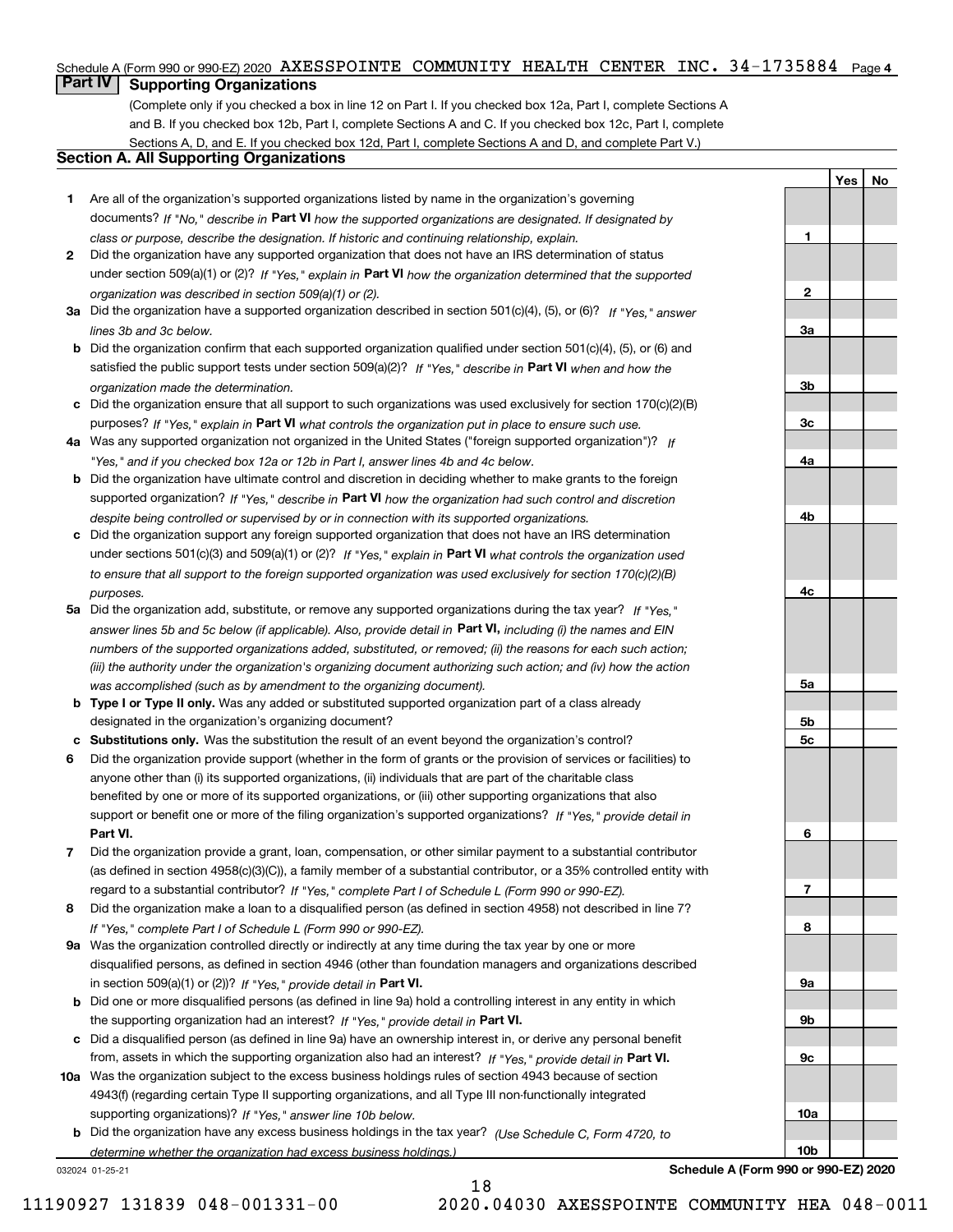Schedule A (Form 990 or 990-EZ) 2020 AXESSPOINTE COMMUNITY HEALTH CENTER INC. 34-1735884 Page 4

## Part IV Supporting Organizations

(Complete only if you checked a box in line 12 on Part I. If you checked box 12a, Part I, complete Sections A and B. If you checked box 12b, Part I, complete Sections A and C. If you checked box 12c, Part I, complete Sections A, D, and E. If you checked box 12d, Part I, complete Sections A and D, and complete Part V.)

### Section A. All Supporting Organizations

| | | | Yes | No |
|---|---|---|---|---|
| **1** | Are all of the organization's supported organizations listed by name in the organization's governing documents? *If "No," describe in* **Part VI** *how the supported organizations are designated. If designated by class or purpose, describe the designation. If historic and continuing relationship, explain.* | **1** | | |
| **2** | Did the organization have any supported organization that does not have an IRS determination of status under section 509(a)(1) or (2)? *If "Yes," explain in* **Part VI** *how the organization determined that the supported organization was described in section 509(a)(1) or (2).* | **2** | | |
| **3a** | Did the organization have a supported organization described in section 501(c)(4), (5), or (6)? *If "Yes," answer lines 3b and 3c below.* | **3a** | | |
| **b** | Did the organization confirm that each supported organization qualified under section 501(c)(4), (5), or (6) and satisfied the public support tests under section 509(a)(2)? *If "Yes," describe in* **Part VI** *when and how the organization made the determination.* | **3b** | | |
| **c** | Did the organization ensure that all support to such organizations was used exclusively for section 170(c)(2)(B) purposes? *If "Yes," explain in* **Part VI** *what controls the organization put in place to ensure such use.* | **3c** | | |
| **4a** | Was any supported organization not organized in the United States ("foreign supported organization")? *If "Yes," and if you checked box 12a or 12b in Part I, answer lines 4b and 4c below.* | **4a** | | |
| **b** | Did the organization have ultimate control and discretion in deciding whether to make grants to the foreign supported organization? *If "Yes," describe in* **Part VI** *how the organization had such control and discretion despite being controlled or supervised by or in connection with its supported organizations.* | **4b** | | |
| **c** | Did the organization support any foreign supported organization that does not have an IRS determination under sections 501(c)(3) and 509(a)(1) or (2)? *If "Yes," explain in* **Part VI** *what controls the organization used to ensure that all support to the foreign supported organization was used exclusively for section 170(c)(2)(B) purposes.* | **4c** | | |
| **5a** | Did the organization add, substitute, or remove any supported organizations during the tax year? *If "Yes," answer lines 5b and 5c below (if applicable). Also, provide detail in* **Part VI,** *including (i) the names and EIN numbers of the supported organizations added, substituted, or removed; (ii) the reasons for each such action; (iii) the authority under the organization's organizing document authorizing such action; and (iv) how the action was accomplished (such as by amendment to the organizing document).* | **5a** | | |
| **b** | **Type I or Type II only.** Was any added or substituted supported organization part of a class already designated in the organization's organizing document? | **5b** | | |
| **c** | **Substitutions only.** Was the substitution the result of an event beyond the organization's control? | **5c** | | |
| **6** | Did the organization provide support (whether in the form of grants or the provision of services or facilities) to anyone other than (i) its supported organizations, (ii) individuals that are part of the charitable class benefited by one or more of its supported organizations, or (iii) other supporting organizations that also support or benefit one or more of the filing organization's supported organizations? *If "Yes," provide detail in* **Part VI.** | **6** | | |
| **7** | Did the organization provide a grant, loan, compensation, or other similar payment to a substantial contributor (as defined in section 4958(c)(3)(C)), a family member of a substantial contributor, or a 35% controlled entity with regard to a substantial contributor? *If "Yes," complete Part I of Schedule L (Form 990 or 990-EZ).* | **7** | | |
| **8** | Did the organization make a loan to a disqualified person (as defined in section 4958) not described in line 7? *If "Yes," complete Part I of Schedule L (Form 990 or 990-EZ).* | **8** | | |
| **9a** | Was the organization controlled directly or indirectly at any time during the tax year by one or more disqualified persons, as defined in section 4946 (other than foundation managers and organizations described in section 509(a)(1) or (2))? *If "Yes," provide detail in* **Part VI.** | **9a** | | |
| **b** | Did one or more disqualified persons (as defined in line 9a) hold a controlling interest in any entity in which the supporting organization had an interest? *If "Yes," provide detail in* **Part VI.** | **9b** | | |
| **c** | Did a disqualified person (as defined in line 9a) have an ownership interest in, or derive any personal benefit from, assets in which the supporting organization also had an interest? *If "Yes," provide detail in* **Part VI.** | **9c** | | |
| **10a** | Was the organization subject to the excess business holdings rules of section 4943 because of section 4943(f) (regarding certain Type II supporting organizations, and all Type III non-functionally integrated supporting organizations)? *If "Yes," answer line 10b below.* | **10a** | | |
| **b** | Did the organization have any excess business holdings in the tax year? *(Use Schedule C, Form 4720, to determine whether the organization had excess business holdings.)* | **10b** | | |

032024 01-25-21

**Schedule A (Form 990 or 990-EZ) 2020**

11190927 131839 048-001331-00 2020.04030 AXESSPOINTE COMMUNITY HEA 048-0011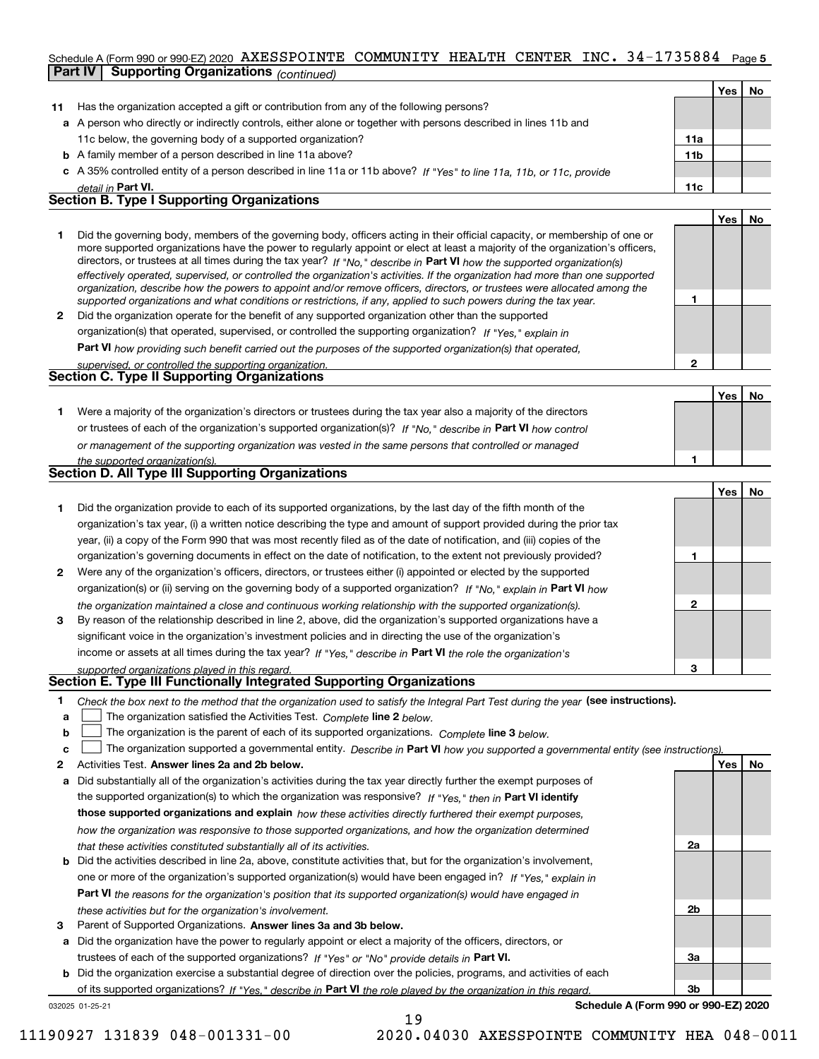Schedule A (Form 990 or 990-EZ) 2020 AXESSPOINTE COMMUNITY HEALTH CENTER INC. 34-1735884 Page 5

## Part IV Supporting Organizations *(continued)*

| | | | Yes | No |
|---|---|---|---|---|
| **11** | Has the organization accepted a gift or contribution from any of the following persons? | | | |
| **a** | A person who directly or indirectly controls, either alone or together with persons described in lines 11b and 11c below, the governing body of a supported organization? | **11a** | | |
| **b** | A family member of a person described in line 11a above? | **11b** | | |
| **c** | A 35% controlled entity of a person described in line 11a or 11b above? *If "Yes" to line 11a, 11b, or 11c, provide detail in* **Part VI.** | **11c** | | |

### Section B. Type I Supporting Organizations

| | | | Yes | No |
|---|---|---|---|---|
| **1** | Did the governing body, members of the governing body, officers acting in their official capacity, or membership of one or more supported organizations have the power to regularly appoint or elect at least a majority of the organization's officers, directors, or trustees at all times during the tax year? *If "No," describe in* **Part VI** *how the supported organization(s) effectively operated, supervised, or controlled the organization's activities. If the organization had more than one supported organization, describe how the powers to appoint and/or remove officers, directors, or trustees were allocated among the supported organizations and what conditions or restrictions, if any, applied to such powers during the tax year.* | **1** | | |
| **2** | Did the organization operate for the benefit of any supported organization other than the supported organization(s) that operated, supervised, or controlled the supporting organization? *If "Yes," explain in* **Part VI** *how providing such benefit carried out the purposes of the supported organization(s) that operated, supervised, or controlled the supporting organization.* | **2** | | |

### Section C. Type II Supporting Organizations

| | | | Yes | No |
|---|---|---|---|---|
| **1** | Were a majority of the organization's directors or trustees during the tax year also a majority of the directors or trustees of each of the organization's supported organization(s)? *If "No," describe in* **Part VI** *how control or management of the supporting organization was vested in the same persons that controlled or managed the supported organization(s).* | **1** | | |

### Section D. All Type III Supporting Organizations

| | | | Yes | No |
|---|---|---|---|---|
| **1** | Did the organization provide to each of its supported organizations, by the last day of the fifth month of the organization's tax year, (i) a written notice describing the type and amount of support provided during the prior tax year, (ii) a copy of the Form 990 that was most recently filed as of the date of notification, and (iii) copies of the organization's governing documents in effect on the date of notification, to the extent not previously provided? | **1** | | |
| **2** | Were any of the organization's officers, directors, or trustees either (i) appointed or elected by the supported organization(s) or (ii) serving on the governing body of a supported organization? *If "No," explain in* **Part VI** *how the organization maintained a close and continuous working relationship with the supported organization(s).* | **2** | | |
| **3** | By reason of the relationship described in line 2, above, did the organization's supported organizations have a significant voice in the organization's investment policies and in directing the use of the organization's income or assets at all times during the tax year? *If "Yes," describe in* **Part VI** *the role the organization's supported organizations played in this regard.* | **3** | | |

### Section E. Type III Functionally Integrated Supporting Organizations

**1** *Check the box next to the method that the organization used to satisfy the Integral Part Test during the year* **(see instructions).**

- **a** ☐ The organization satisfied the Activities Test. *Complete* **line 2** *below.*
- **b** ☐ The organization is the parent of each of its supported organizations. *Complete* **line 3** *below.*
- **c** ☐ The organization supported a governmental entity. *Describe in* **Part VI** *how you supported a governmental entity (see instructions).*

| | | | Yes | No |
|---|---|---|---|---|
| **2** | Activities Test. **Answer lines 2a and 2b below.** | | | |
| **a** | Did substantially all of the organization's activities during the tax year directly further the exempt purposes of the supported organization(s) to which the organization was responsive? *If "Yes," then in* **Part VI identify those supported organizations and explain** *how these activities directly furthered their exempt purposes, how the organization was responsive to those supported organizations, and how the organization determined that these activities constituted substantially all of its activities.* | **2a** | | |
| **b** | Did the activities described in line 2a, above, constitute activities that, but for the organization's involvement, one or more of the organization's supported organization(s) would have been engaged in? *If "Yes," explain in* **Part VI** *the reasons for the organization's position that its supported organization(s) would have engaged in these activities but for the organization's involvement.* | **2b** | | |
| **3** | Parent of Supported Organizations. **Answer lines 3a and 3b below.** | | | |
| **a** | Did the organization have the power to regularly appoint or elect a majority of the officers, directors, or trustees of each of the supported organizations? *If "Yes" or "No" provide details in* **Part VI.** | **3a** | | |
| **b** | Did the organization exercise a substantial degree of direction over the policies, programs, and activities of each of its supported organizations? *If "Yes," describe in* **Part VI** *the role played by the organization in this regard.* | **3b** | | |

032025 01-25-21 **Schedule A (Form 990 or 990-EZ) 2020**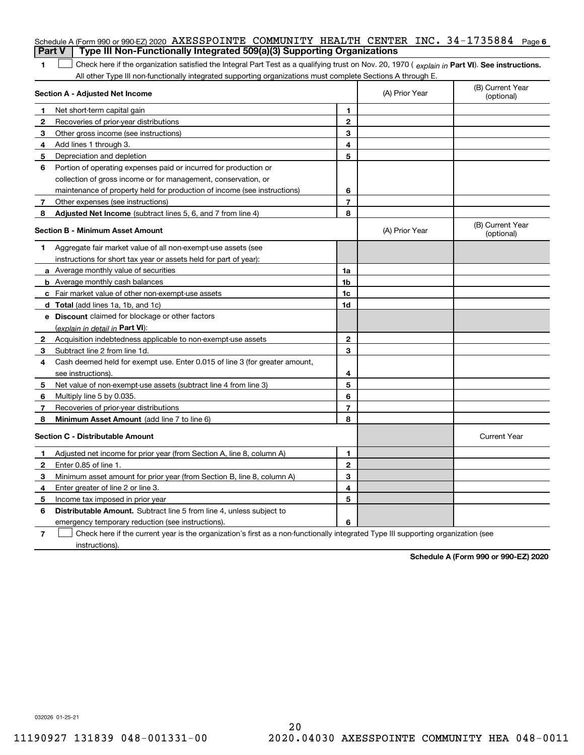Schedule A (Form 990 or 990-EZ) 2020 AXESSPOINTE COMMUNITY HEALTH CENTER INC. 34-1735884

## Part V Type III Non-Functionally Integrated 509(a)(3) Supporting Organizations

**1** ☐ Check here if the organization satisfied the Integral Part Test as a qualifying trust on Nov. 20, 1970 ( *explain in* **Part VI**). **See instructions.** All other Type III non-functionally integrated supporting organizations must complete Sections A through E.

| **Section A - Adjusted Net Income** | | | (A) Prior Year | (B) Current Year (optional) |
|---|---|---|---|---|
| 1 | Net short-term capital gain | 1 | | |
| 2 | Recoveries of prior-year distributions | 2 | | |
| 3 | Other gross income (see instructions) | 3 | | |
| 4 | Add lines 1 through 3. | 4 | | |
| 5 | Depreciation and depletion | 5 | | |
| 6 | Portion of operating expenses paid or incurred for production or collection of gross income or for management, conservation, or maintenance of property held for production of income (see instructions) | 6 | | |
| 7 | Other expenses (see instructions) | 7 | | |
| 8 | **Adjusted Net Income** (subtract lines 5, 6, and 7 from line 4) | 8 | | |

| **Section B - Minimum Asset Amount** | | | (A) Prior Year | (B) Current Year (optional) |
|---|---|---|---|---|
| 1 | Aggregate fair market value of all non-exempt-use assets (see instructions for short tax year or assets held for part of year): | | | |
| a | Average monthly value of securities | 1a | | |
| b | Average monthly cash balances | 1b | | |
| c | Fair market value of other non-exempt-use assets | 1c | | |
| d | **Total** (add lines 1a, 1b, and 1c) | 1d | | |
| e | **Discount** claimed for blockage or other factors (*explain in detail in* **Part VI**): | | | |
| 2 | Acquisition indebtedness applicable to non-exempt-use assets | 2 | | |
| 3 | Subtract line 2 from line 1d. | 3 | | |
| 4 | Cash deemed held for exempt use. Enter 0.015 of line 3 (for greater amount, see instructions). | 4 | | |
| 5 | Net value of non-exempt-use assets (subtract line 4 from line 3) | 5 | | |
| 6 | Multiply line 5 by 0.035. | 6 | | |
| 7 | Recoveries of prior-year distributions | 7 | | |
| 8 | **Minimum Asset Amount** (add line 7 to line 6) | 8 | | |

| **Section C - Distributable Amount** | | | | Current Year |
|---|---|---|---|---|
| 1 | Adjusted net income for prior year (from Section A, line 8, column A) | 1 | | |
| 2 | Enter 0.85 of line 1. | 2 | | |
| 3 | Minimum asset amount for prior year (from Section B, line 8, column A) | 3 | | |
| 4 | Enter greater of line 2 or line 3. | 4 | | |
| 5 | Income tax imposed in prior year | 5 | | |
| 6 | **Distributable Amount.** Subtract line 5 from line 4, unless subject to emergency temporary reduction (see instructions). | 6 | | |

**7** ☐ Check here if the current year is the organization's first as a non-functionally integrated Type III supporting organization (see instructions).

**Schedule A (Form 990 or 990-EZ) 2020**

032026 01-25-21

11190927 131839 048-001331-00 2020.04030 AXESSPOINTE COMMUNITY HEA 048-0011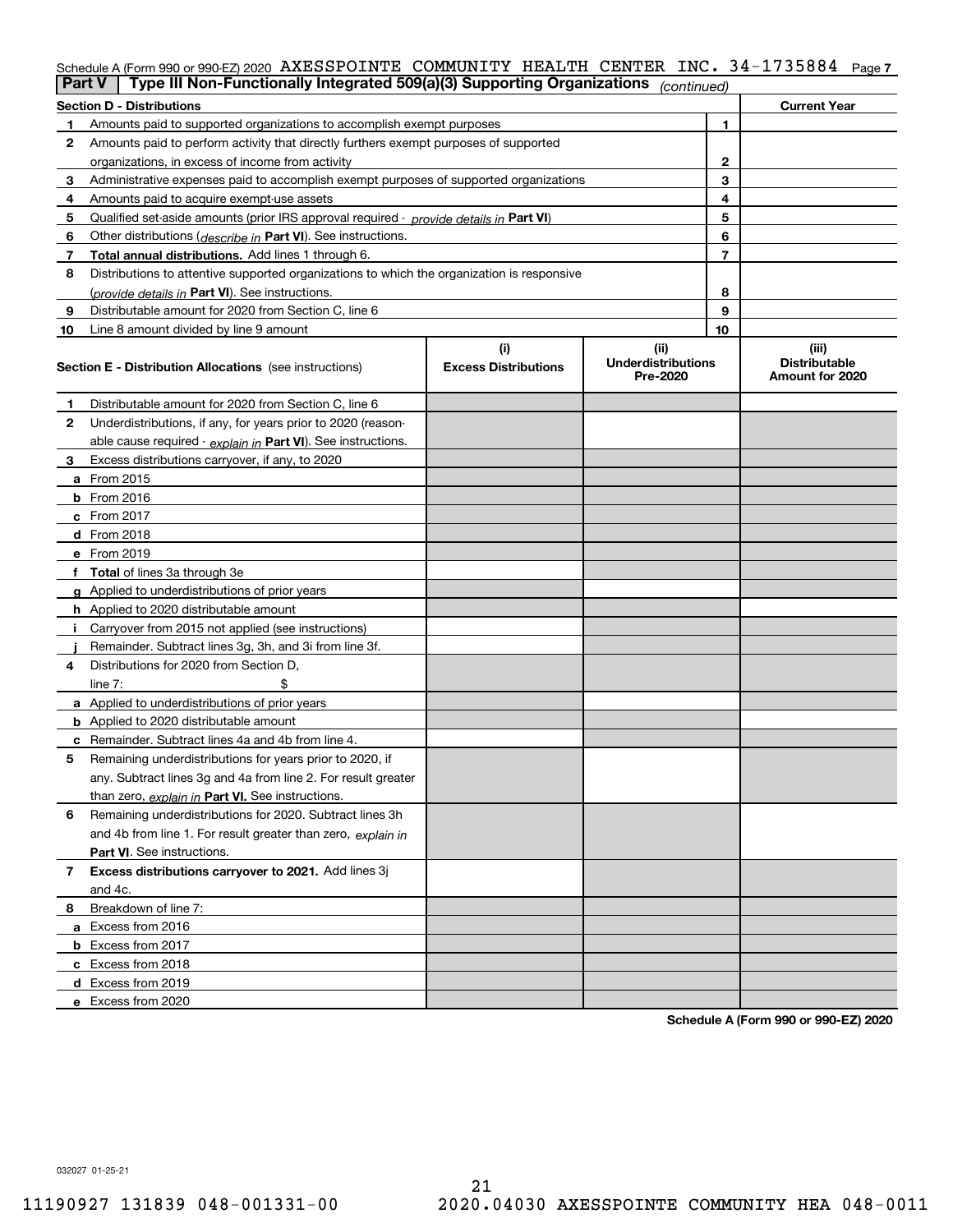Schedule A (Form 990 or 990-EZ) 2020 AXESSPOINTE COMMUNITY HEALTH CENTER INC. 34-1735884 Page 7

## Part V | Type III Non-Functionally Integrated 509(a)(3) Supporting Organizations *(continued)*

| Section D - Distributions | | | Current Year |
|---|---|---|---|
| 1 | Amounts paid to supported organizations to accomplish exempt purposes | 1 | |
| 2 | Amounts paid to perform activity that directly furthers exempt purposes of supported organizations, in excess of income from activity | 2 | |
| 3 | Administrative expenses paid to accomplish exempt purposes of supported organizations | 3 | |
| 4 | Amounts paid to acquire exempt-use assets | 4 | |
| 5 | Qualified set-aside amounts (prior IRS approval required - *provide details in* **Part VI**) | 5 | |
| 6 | Other distributions (*describe in* **Part VI**). See instructions. | 6 | |
| 7 | **Total annual distributions.** Add lines 1 through 6. | 7 | |
| 8 | Distributions to attentive supported organizations to which the organization is responsive (*provide details in* **Part VI**). See instructions. | 8 | |
| 9 | Distributable amount for 2020 from Section C, line 6 | 9 | |
| 10 | Line 8 amount divided by line 9 amount | 10 | |

| Section E - Distribution Allocations (see instructions) | (i) Excess Distributions | (ii) Underdistributions Pre-2020 | (iii) Distributable Amount for 2020 |
|---|---|---|---|
| **1** Distributable amount for 2020 from Section C, line 6 | | | |
| **2** Underdistributions, if any, for years prior to 2020 (reasonable cause required - *explain in* **Part VI**). See instructions. | | | |
| **3** Excess distributions carryover, if any, to 2020 | | | |
| **a** From 2015 | | | |
| **b** From 2016 | | | |
| **c** From 2017 | | | |
| **d** From 2018 | | | |
| **e** From 2019 | | | |
| **f** **Total** of lines 3a through 3e | | | |
| **g** Applied to underdistributions of prior years | | | |
| **h** Applied to 2020 distributable amount | | | |
| **i** Carryover from 2015 not applied (see instructions) | | | |
| **j** Remainder. Subtract lines 3g, 3h, and 3i from line 3f. | | | |
| **4** Distributions for 2020 from Section D, line 7: $ | | | |
| **a** Applied to underdistributions of prior years | | | |
| **b** Applied to 2020 distributable amount | | | |
| **c** Remainder. Subtract lines 4a and 4b from line 4. | | | |
| **5** Remaining underdistributions for years prior to 2020, if any. Subtract lines 3g and 4a from line 2. For result greater than zero, *explain in* **Part VI.** See instructions. | | | |
| **6** Remaining underdistributions for 2020. Subtract lines 3h and 4b from line 1. For result greater than zero, *explain in* **Part VI**. See instructions. | | | |
| **7** **Excess distributions carryover to 2021.** Add lines 3j and 4c. | | | |
| **8** Breakdown of line 7: | | | |
| **a** Excess from 2016 | | | |
| **b** Excess from 2017 | | | |
| **c** Excess from 2018 | | | |
| **d** Excess from 2019 | | | |
| **e** Excess from 2020 | | | |

**Schedule A (Form 990 or 990-EZ) 2020**

032027 01-25-21

11190927 131839 048-001331-00 2020.04030 AXESSPOINTE COMMUNITY HEA 048-0011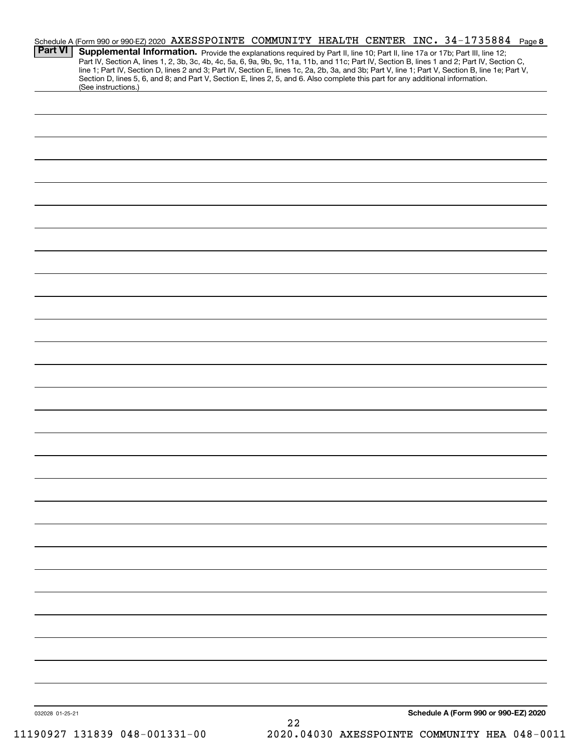Schedule A (Form 990 or 990-EZ) 2020 AXESSPOINTE COMMUNITY HEALTH CENTER INC. 34-1735884 Page 8

## Part VI Supplemental Information.

Provide the explanations required by Part II, line 10; Part II, line 17a or 17b; Part III, line 12; Part IV, Section A, lines 1, 2, 3b, 3c, 4b, 4c, 5a, 6, 9a, 9b, 9c, 11a, 11b, and 11c; Part IV, Section B, lines 1 and 2; Part IV, Section C, line 1; Part IV, Section D, lines 2 and 3; Part IV, Section E, lines 1c, 2a, 2b, 3a, and 3b; Part V, line 1; Part V, Section B, line 1e; Part V, Section D, lines 5, 6, and 8; and Part V, Section E, lines 2, 5, and 6. Also complete this part for any additional information. (See instructions.)

032028 01-25-21

**Schedule A (Form 990 or 990-EZ) 2020**

11190927 131839 048-001331-00 2020.04030 AXESSPOINTE COMMUNITY HEA 048-0011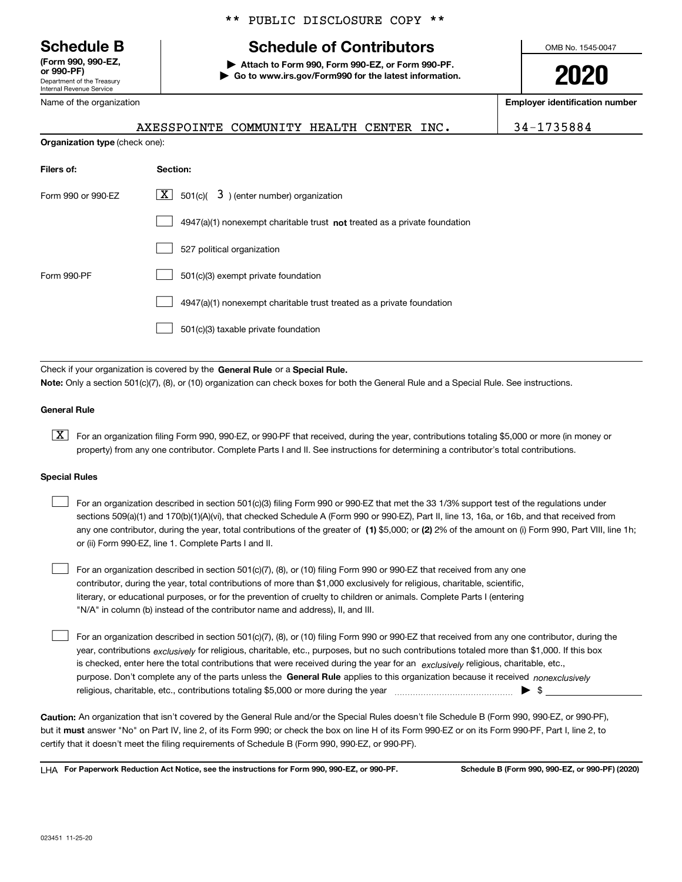** PUBLIC DISCLOSURE COPY **

# Schedule B

**(Form 990, 990-EZ, or 990-PF)**
Department of the Treasury
Internal Revenue Service

## Schedule of Contributors

▶ **Attach to Form 990, Form 990-EZ, or Form 990-PF.**
▶ **Go to www.irs.gov/Form990 for the latest information.**

OMB No. 1545-0047

**2020**

| Name of the organization | Employer identification number |
|---|---|
| AXESSPOINTE COMMUNITY HEALTH CENTER INC. | 34-1735884 |

**Organization type** (check one):

| Filers of: | Section: |
|---|---|
| Form 990 or 990-EZ | [X] 501(c)( 3 ) (enter number) organization |
| | [ ] 4947(a)(1) nonexempt charitable trust **not** treated as a private foundation |
| | [ ] 527 political organization |
| Form 990-PF | [ ] 501(c)(3) exempt private foundation |
| | [ ] 4947(a)(1) nonexempt charitable trust treated as a private foundation |
| | [ ] 501(c)(3) taxable private foundation |

Check if your organization is covered by the **General Rule** or a **Special Rule.**

**Note:** Only a section 501(c)(7), (8), or (10) organization can check boxes for both the General Rule and a Special Rule. See instructions.

**General Rule**

[X] For an organization filing Form 990, 990-EZ, or 990-PF that received, during the year, contributions totaling $5,000 or more (in money or property) from any one contributor. Complete Parts I and II. See instructions for determining a contributor's total contributions.

**Special Rules**

[ ] For an organization described in section 501(c)(3) filing Form 990 or 990-EZ that met the 33 1/3% support test of the regulations under sections 509(a)(1) and 170(b)(1)(A)(vi), that checked Schedule A (Form 990 or 990-EZ), Part II, line 13, 16a, or 16b, and that received from any one contributor, during the year, total contributions of the greater of **(1)** $5,000; or **(2)** 2% of the amount on (i) Form 990, Part VIII, line 1h; or (ii) Form 990-EZ, line 1. Complete Parts I and II.

[ ] For an organization described in section 501(c)(7), (8), or (10) filing Form 990 or 990-EZ that received from any one contributor, during the year, total contributions of more than $1,000 exclusively for religious, charitable, scientific, literary, or educational purposes, or for the prevention of cruelty to children or animals. Complete Parts I (entering "N/A" in column (b) instead of the contributor name and address), II, and III.

[ ] For an organization described in section 501(c)(7), (8), or (10) filing Form 990 or 990-EZ that received from any one contributor, during the year, contributions *exclusively* for religious, charitable, etc., purposes, but no such contributions totaled more than $1,000. If this box is checked, enter here the total contributions that were received during the year for an *exclusively* religious, charitable, etc., purpose. Don't complete any of the parts unless the **General Rule** applies to this organization because it received *nonexclusively* religious, charitable, etc., contributions totaling $5,000 or more during the year ▶ $

**Caution:** An organization that isn't covered by the General Rule and/or the Special Rules doesn't file Schedule B (Form 990, 990-EZ, or 990-PF), but it **must** answer "No" on Part IV, line 2, of its Form 990; or check the box on line H of its Form 990-EZ or on its Form 990-PF, Part I, line 2, to certify that it doesn't meet the filing requirements of Schedule B (Form 990, 990-EZ, or 990-PF).

LHA **For Paperwork Reduction Act Notice, see the instructions for Form 990, 990-EZ, or 990-PF.** **Schedule B (Form 990, 990-EZ, or 990-PF) (2020)**

023451 11-25-20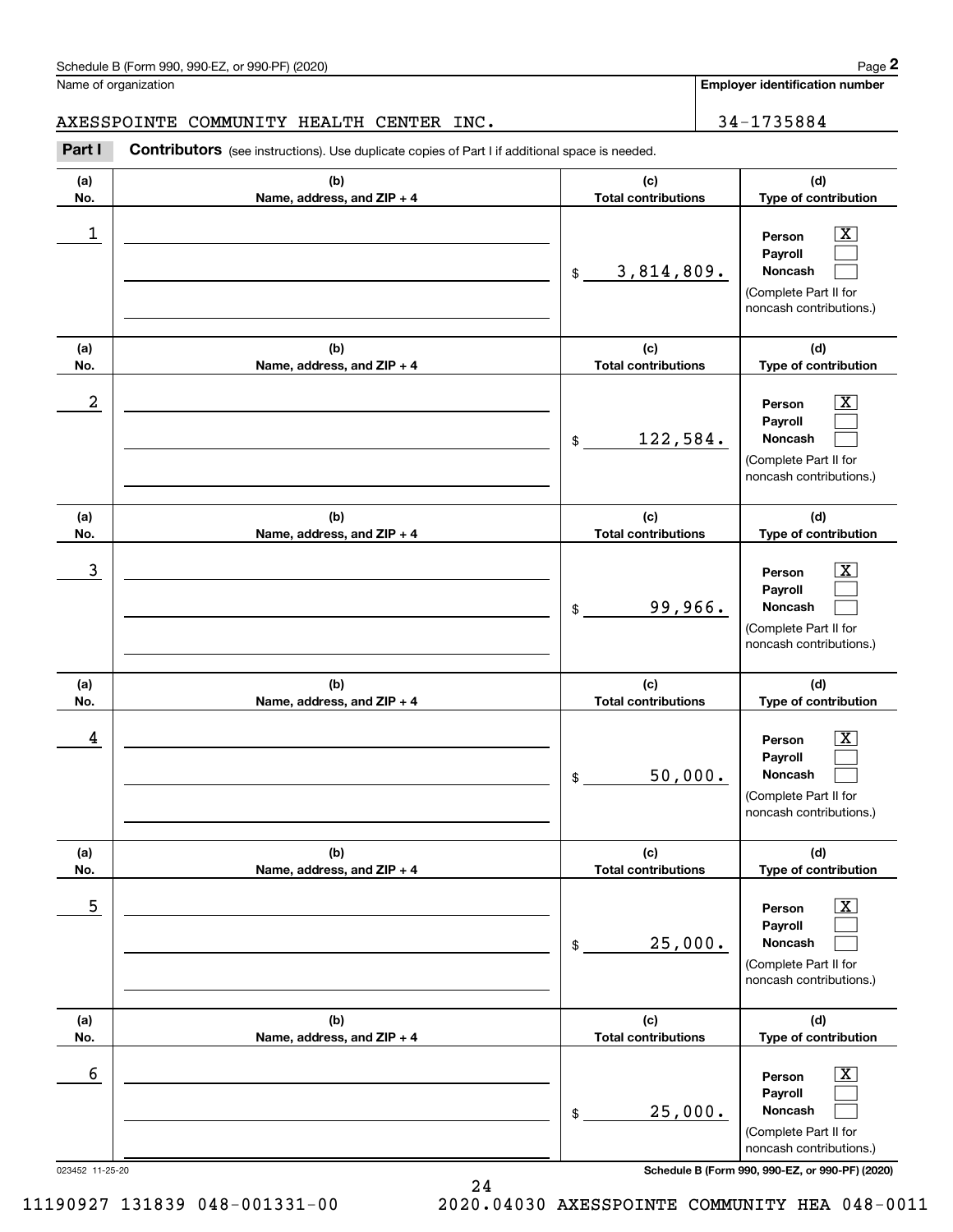Schedule B (Form 990, 990-EZ, or 990-PF) (2020)

Name of organization: AXESSPOINTE COMMUNITY HEALTH CENTER INC.

**Employer identification number:** 34-1735884

## Part I Contributors (see instructions). Use duplicate copies of Part I if additional space is needed.

| (a) No. | (b) Name, address, and ZIP + 4 | (c) Total contributions | (d) Type of contribution |
|---|---|---|---|
| 1 | | $ 3,814,809. | Person [X] Payroll [ ] Noncash [ ] (Complete Part II for noncash contributions.) |
| 2 | | $ 122,584. | Person [X] Payroll [ ] Noncash [ ] (Complete Part II for noncash contributions.) |
| 3 | | $ 99,966. | Person [X] Payroll [ ] Noncash [ ] (Complete Part II for noncash contributions.) |
| 4 | | $ 50,000. | Person [X] Payroll [ ] Noncash [ ] (Complete Part II for noncash contributions.) |
| 5 | | $ 25,000. | Person [X] Payroll [ ] Noncash [ ] (Complete Part II for noncash contributions.) |
| 6 | | $ 25,000. | Person [X] Payroll [ ] Noncash [ ] (Complete Part II for noncash contributions.) |

023452 11-25-20

Schedule B (Form 990, 990-EZ, or 990-PF) (2020)

11190927 131839 048-001331-00 2020.04030 AXESSPOINTE COMMUNITY HEA 048-0011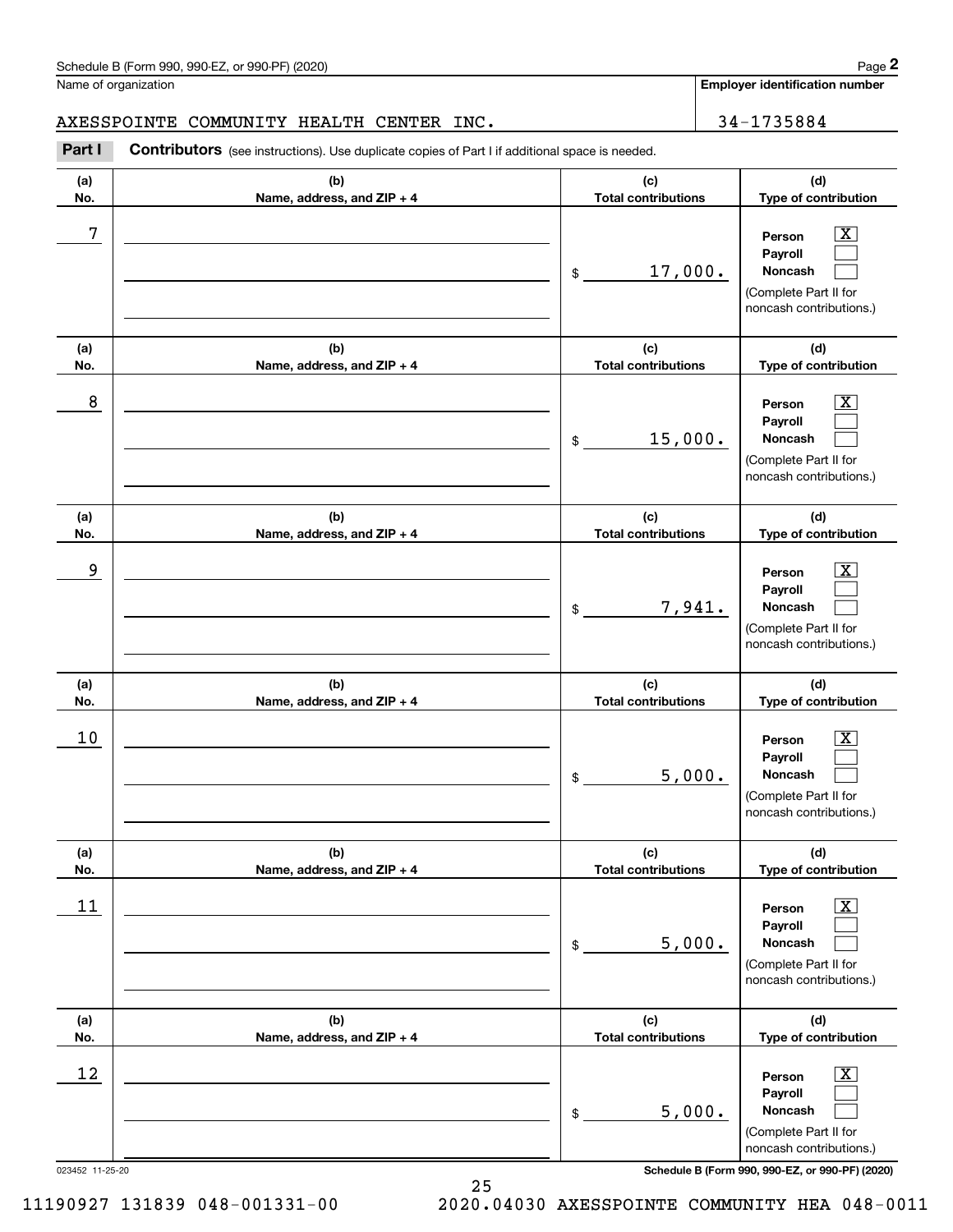Schedule B (Form 990, 990-EZ, or 990-PF) (2020)

Name of organization: AXESSPOINTE COMMUNITY HEALTH CENTER INC.

Employer identification number: 34-1735884

**Part I** **Contributors** (see instructions). Use duplicate copies of Part I if additional space is needed.

| (a) No. | (b) Name, address, and ZIP + 4 | (c) Total contributions | (d) Type of contribution |
|---|---|---|---|
| 7 | | $ 17,000. | Person [X] Payroll [ ] Noncash [ ] (Complete Part II for noncash contributions.) |
| 8 | | $ 15,000. | Person [X] Payroll [ ] Noncash [ ] (Complete Part II for noncash contributions.) |
| 9 | | $ 7,941. | Person [X] Payroll [ ] Noncash [ ] (Complete Part II for noncash contributions.) |
| 10 | | $ 5,000. | Person [X] Payroll [ ] Noncash [ ] (Complete Part II for noncash contributions.) |
| 11 | | $ 5,000. | Person [X] Payroll [ ] Noncash [ ] (Complete Part II for noncash contributions.) |
| 12 | | $ 5,000. | Person [X] Payroll [ ] Noncash [ ] (Complete Part II for noncash contributions.) |

023452 11-25-20

11190927 131839 048-001331-00 2020.04030 AXESSPOINTE COMMUNITY HEA 048-0011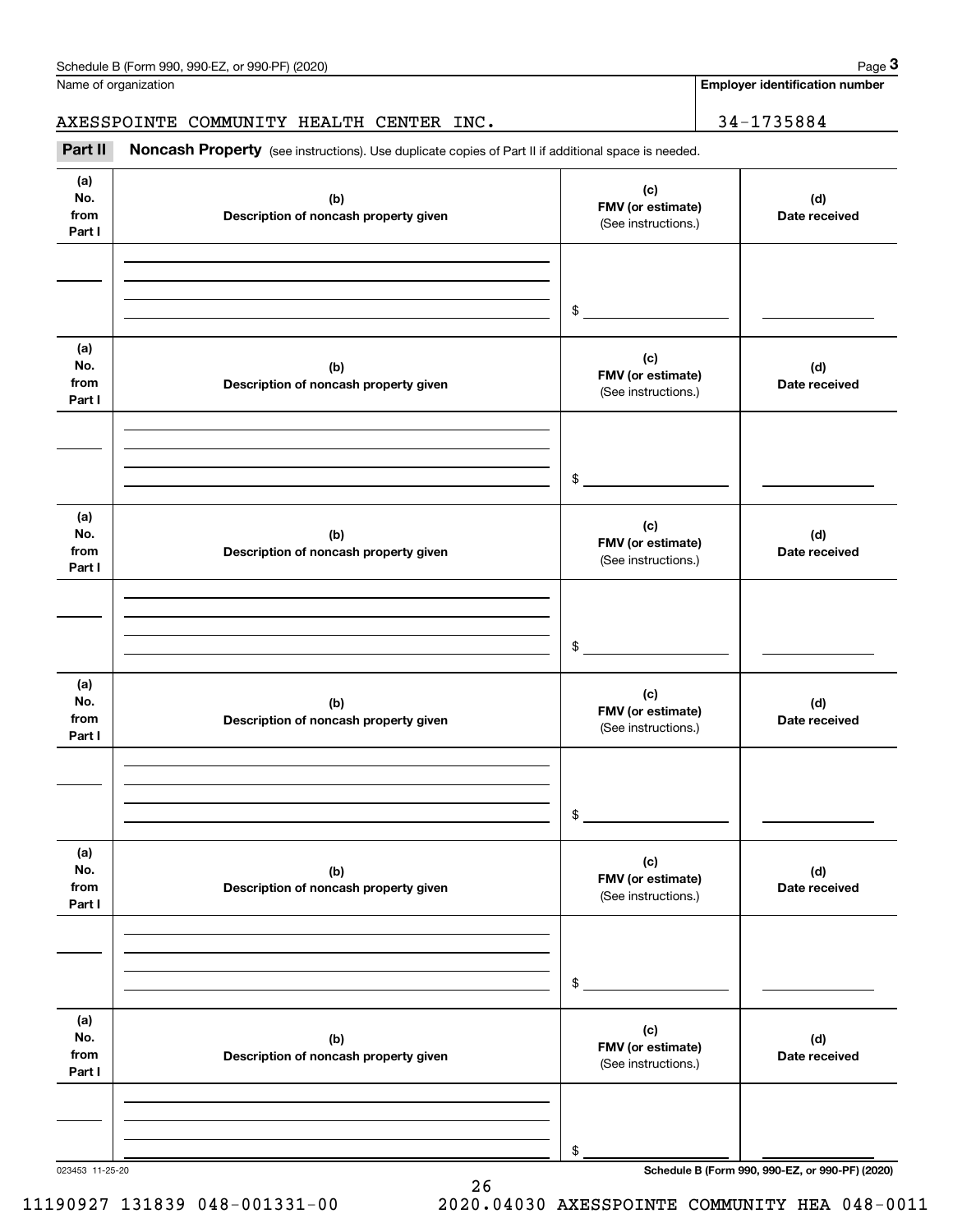Name of organization

**Employer identification number**

AXESSPOINTE COMMUNITY HEALTH CENTER INC.

34-1735884

**Part II** **Noncash Property** (see instructions). Use duplicate copies of Part II if additional space is needed.

| (a) No. from Part I | (b) Description of noncash property given | (c) FMV (or estimate) (See instructions.) | (d) Date received |
|---|---|---|---|
| | | $ | |

| (a) No. from Part I | (b) Description of noncash property given | (c) FMV (or estimate) (See instructions.) | (d) Date received |
|---|---|---|---|
| | | $ | |

| (a) No. from Part I | (b) Description of noncash property given | (c) FMV (or estimate) (See instructions.) | (d) Date received |
|---|---|---|---|
| | | $ | |

| (a) No. from Part I | (b) Description of noncash property given | (c) FMV (or estimate) (See instructions.) | (d) Date received |
|---|---|---|---|
| | | $ | |

| (a) No. from Part I | (b) Description of noncash property given | (c) FMV (or estimate) (See instructions.) | (d) Date received |
|---|---|---|---|
| | | $ | |

| (a) No. from Part I | (b) Description of noncash property given | (c) FMV (or estimate) (See instructions.) | (d) Date received |
|---|---|---|---|
| | | $ | |

023453 11-25-20

**Schedule B (Form 990, 990-EZ, or 990-PF) (2020)**

11190927 131839 048-001331-00 2020.04030 AXESSPOINTE COMMUNITY HEA 048-0011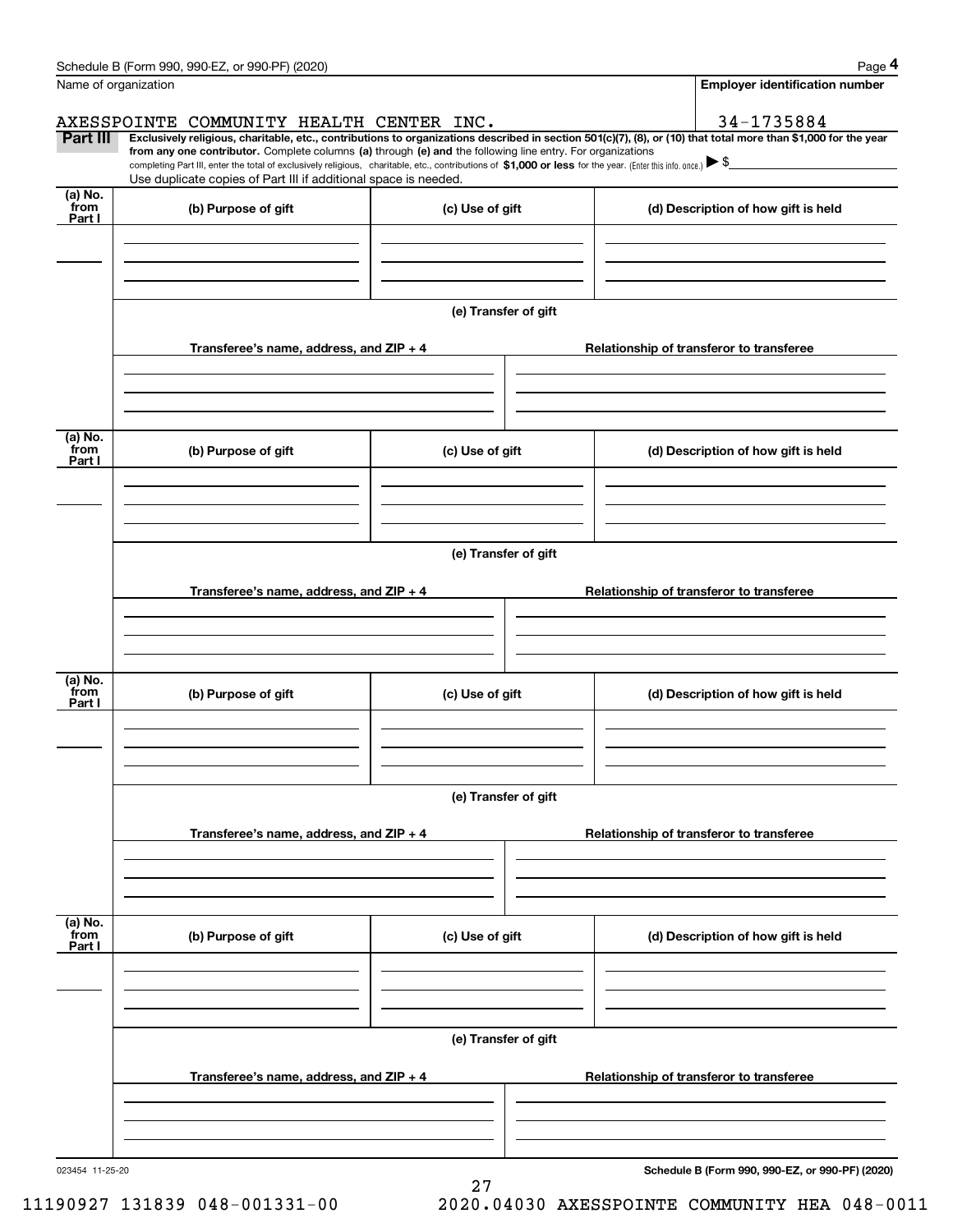Schedule B (Form 990, 990-EZ, or 990-PF) (2020)

Name of organization: AXESSPOINTE COMMUNITY HEALTH CENTER INC.

Employer identification number: 34-1735884

**Part III** **Exclusively religious, charitable, etc., contributions to organizations described in section 501(c)(7), (8), or (10) that total more than $1,000 for the year from any one contributor.** Complete columns **(a)** through **(e) and** the following line entry. For organizations completing Part III, enter the total of exclusively religious, charitable, etc., contributions of **$1,000 or less** for the year. (Enter this info. once.) ▶ $

Use duplicate copies of Part III if additional space is needed.

| (a) No. from Part I | (b) Purpose of gift | (c) Use of gift | (d) Description of how gift is held |
|---|---|---|---|
| | | | |

(e) Transfer of gift

| Transferee's name, address, and ZIP + 4 | Relationship of transferor to transferee |
|---|---|
| | |

| (a) No. from Part I | (b) Purpose of gift | (c) Use of gift | (d) Description of how gift is held |
|---|---|---|---|
| | | | |

(e) Transfer of gift

| Transferee's name, address, and ZIP + 4 | Relationship of transferor to transferee |
|---|---|
| | |

| (a) No. from Part I | (b) Purpose of gift | (c) Use of gift | (d) Description of how gift is held |
|---|---|---|---|
| | | | |

(e) Transfer of gift

| Transferee's name, address, and ZIP + 4 | Relationship of transferor to transferee |
|---|---|
| | |

| (a) No. from Part I | (b) Purpose of gift | (c) Use of gift | (d) Description of how gift is held |
|---|---|---|---|
| | | | |

(e) Transfer of gift

| Transferee's name, address, and ZIP + 4 | Relationship of transferor to transferee |
|---|---|
| | |

023454 11-25-20

**Schedule B (Form 990, 990-EZ, or 990-PF) (2020)**

11190927 131839 048-001331-00 2020.04030 AXESSPOINTE COMMUNITY HEA 048-0011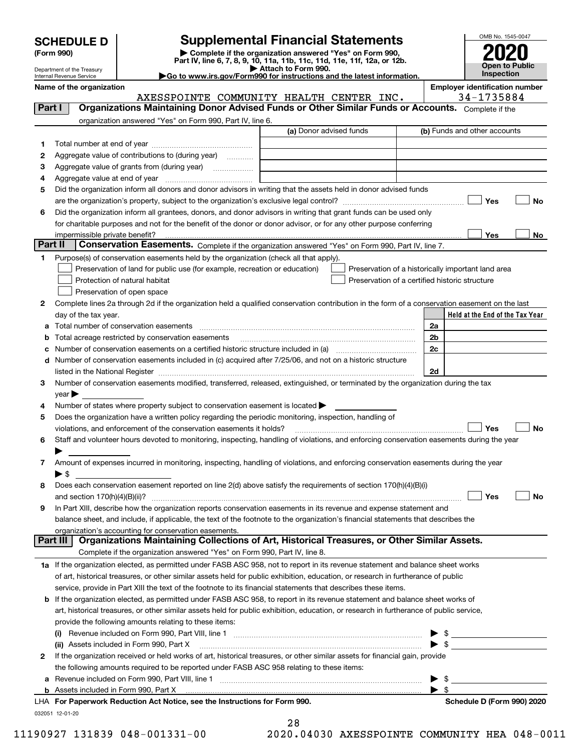# SCHEDULE D (Form 990)

Department of the Treasury
Internal Revenue Service

## Supplemental Financial Statements

▶ Complete if the organization answered "Yes" on Form 990, Part IV, line 6, 7, 8, 9, 10, 11a, 11b, 11c, 11d, 11e, 11f, 12a, or 12b.
▶ Attach to Form 990.
▶Go to www.irs.gov/Form990 for instructions and the latest information.

OMB No. 1545-0047

**2020**

**Open to Public Inspection**

**Name of the organization**
AXESSPOINTE COMMUNITY HEALTH CENTER INC.

**Employer identification number**
34-1735884

## Part I — Organizations Maintaining Donor Advised Funds or Other Similar Funds or Accounts.

Complete if the organization answered "Yes" on Form 990, Part IV, line 6.

| | | (a) Donor advised funds | (b) Funds and other accounts |
|---|---|---|---|
| 1 | Total number at end of year | | |
| 2 | Aggregate value of contributions to (during year) | | |
| 3 | Aggregate value of grants from (during year) | | |
| 4 | Aggregate value at end of year | | |

5 Did the organization inform all donors and donor advisors in writing that the assets held in donor advised funds are the organization's property, subject to the organization's exclusive legal control? ☐ Yes ☐ No

6 Did the organization inform all grantees, donors, and donor advisors in writing that grant funds can be used only for charitable purposes and not for the benefit of the donor or donor advisor, or for any other purpose conferring impermissible private benefit? ☐ Yes ☐ No

## Part II — Conservation Easements.

Complete if the organization answered "Yes" on Form 990, Part IV, line 7.

1 Purpose(s) of conservation easements held by the organization (check all that apply).

- ☐ Preservation of land for public use (for example, recreation or education)
- ☐ Protection of natural habitat
- ☐ Preservation of open space
- ☐ Preservation of a historically important land area
- ☐ Preservation of a certified historic structure

2 Complete lines 2a through 2d if the organization held a qualified conservation contribution in the form of a conservation easement on the last day of the tax year.

| | | | Held at the End of the Tax Year |
|---|---|---|---|
| a | Total number of conservation easements | 2a | |
| b | Total acreage restricted by conservation easements | 2b | |
| c | Number of conservation easements on a certified historic structure included in (a) | 2c | |
| d | Number of conservation easements included in (c) acquired after 7/25/06, and not on a historic structure listed in the National Register | 2d | |

3 Number of conservation easements modified, transferred, released, extinguished, or terminated by the organization during the tax year ▶

4 Number of states where property subject to conservation easement is located ▶

5 Does the organization have a written policy regarding the periodic monitoring, inspection, handling of violations, and enforcement of the conservation easements it holds? ☐ Yes ☐ No

6 Staff and volunteer hours devoted to monitoring, inspecting, handling of violations, and enforcing conservation easements during the year ▶

7 Amount of expenses incurred in monitoring, inspecting, handling of violations, and enforcing conservation easements during the year ▶ $

8 Does each conservation easement reported on line 2(d) above satisfy the requirements of section 170(h)(4)(B)(i) and section 170(h)(4)(B)(ii)? ☐ Yes ☐ No

9 In Part XIII, describe how the organization reports conservation easements in its revenue and expense statement and balance sheet, and include, if applicable, the text of the footnote to the organization's financial statements that describes the organization's accounting for conservation easements.

## Part III — Organizations Maintaining Collections of Art, Historical Treasures, or Other Similar Assets.

Complete if the organization answered "Yes" on Form 990, Part IV, line 8.

1a If the organization elected, as permitted under FASB ASC 958, not to report in its revenue statement and balance sheet works of art, historical treasures, or other similar assets held for public exhibition, education, or research in furtherance of public service, provide in Part XIII the text of the footnote to its financial statements that describes these items.

b If the organization elected, as permitted under FASB ASC 958, to report in its revenue statement and balance sheet works of art, historical treasures, or other similar assets held for public exhibition, education, or research in furtherance of public service, provide the following amounts relating to these items:

(i) Revenue included on Form 990, Part VIII, line 1 ▶ $

(ii) Assets included in Form 990, Part X ▶ $

2 If the organization received or held works of art, historical treasures, or other similar assets for financial gain, provide the following amounts required to be reported under FASB ASC 958 relating to these items:

a Revenue included on Form 990, Part VIII, line 1 ▶ $

b Assets included in Form 990, Part X ▶ $

LHA **For Paperwork Reduction Act Notice, see the Instructions for Form 990.** **Schedule D (Form 990) 2020**

032051 12-01-20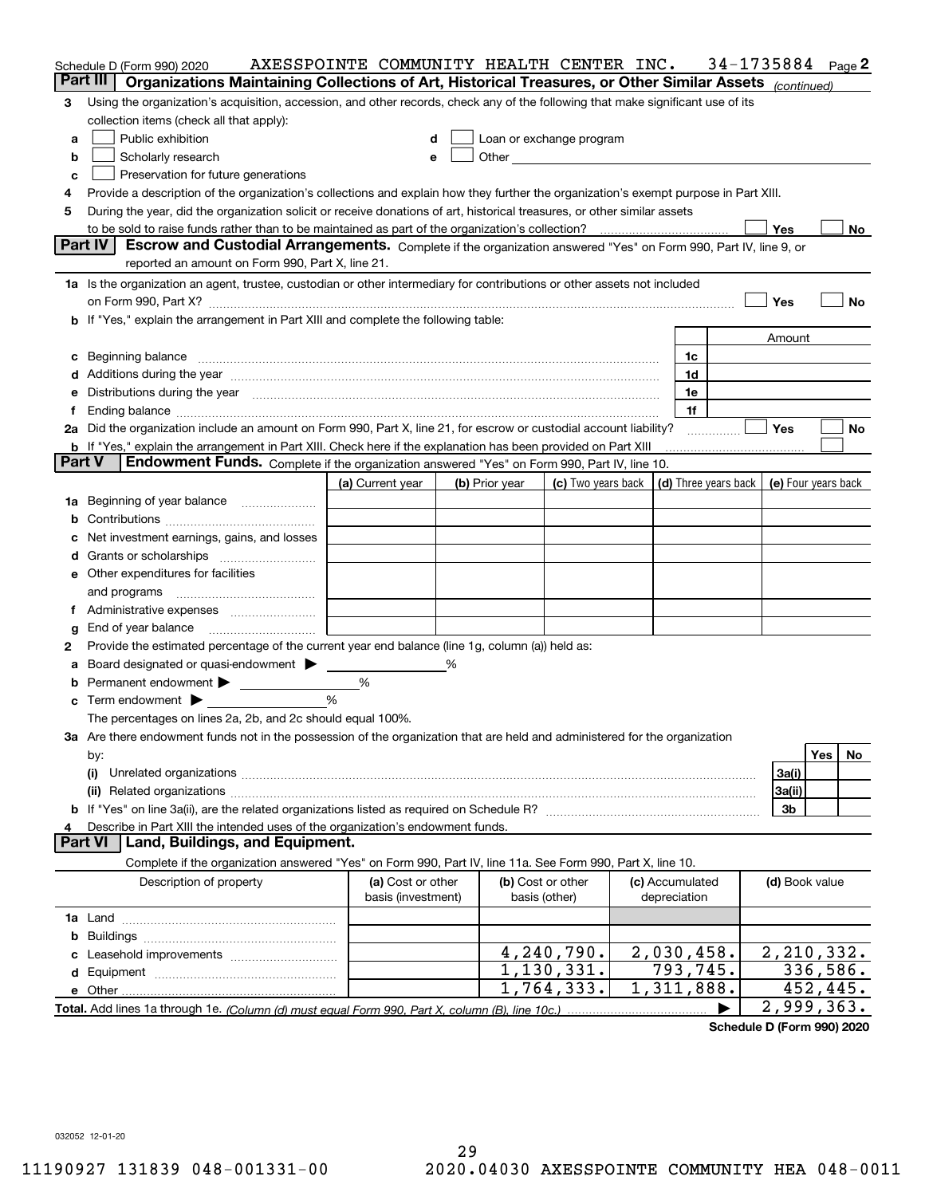Schedule D (Form 990) 2020 AXESSPOINTE COMMUNITY HEALTH CENTER INC. 34-1735884 Page 2

**Part III** **Organizations Maintaining Collections of Art, Historical Treasures, or Other Similar Assets** *(continued)*

3 Using the organization's acquisition, accession, and other records, check any of the following that make significant use of its collection items (check all that apply):

a ☐ Public exhibition  d ☐ Loan or exchange program
b ☐ Scholarly research  e ☐ Other
c ☐ Preservation for future generations

4 Provide a description of the organization's collections and explain how they further the organization's exempt purpose in Part XIII.

5 During the year, did the organization solicit or receive donations of art, historical treasures, or other similar assets to be sold to raise funds rather than to be maintained as part of the organization's collection? ☐ Yes ☐ No

**Part IV** **Escrow and Custodial Arrangements.** Complete if the organization answered "Yes" on Form 990, Part IV, line 9, or reported an amount on Form 990, Part X, line 21.

1a Is the organization an agent, trustee, custodian or other intermediary for contributions or other assets not included on Form 990, Part X? ☐ Yes ☐ No

b If "Yes," explain the arrangement in Part XIII and complete the following table:

| | | Amount |
|---|---|---|
| c Beginning balance | 1c | |
| d Additions during the year | 1d | |
| e Distributions during the year | 1e | |
| f Ending balance | 1f | |

2a Did the organization include an amount on Form 990, Part X, line 21, for escrow or custodial account liability? ☐ Yes ☐ No

b If "Yes," explain the arrangement in Part XIII. Check here if the explanation has been provided on Part XIII ☐

**Part V** **Endowment Funds.** Complete if the organization answered "Yes" on Form 990, Part IV, line 10.

| | (a) Current year | (b) Prior year | (c) Two years back | (d) Three years back | (e) Four years back |
|---|---|---|---|---|---|
| 1a Beginning of year balance | | | | | |
| b Contributions | | | | | |
| c Net investment earnings, gains, and losses | | | | | |
| d Grants or scholarships | | | | | |
| e Other expenditures for facilities and programs | | | | | |
| f Administrative expenses | | | | | |
| g End of year balance | | | | | |

2 Provide the estimated percentage of the current year end balance (line 1g, column (a)) held as:

a Board designated or quasi-endowment ▶ _____ %

b Permanent endowment ▶ _____ %

c Term endowment ▶ _____ %

The percentages on lines 2a, 2b, and 2c should equal 100%.

3a Are there endowment funds not in the possession of the organization that are held and administered for the organization by:

| | | Yes | No |
|---|---|---|---|
| (i) Unrelated organizations | 3a(i) | | |
| (ii) Related organizations | 3a(ii) | | |
| b If "Yes" on line 3a(ii), are the related organizations listed as required on Schedule R? | 3b | | |

4 Describe in Part XIII the intended uses of the organization's endowment funds.

**Part VI** **Land, Buildings, and Equipment.**

Complete if the organization answered "Yes" on Form 990, Part IV, line 11a. See Form 990, Part X, line 10.

| Description of property | (a) Cost or other basis (investment) | (b) Cost or other basis (other) | (c) Accumulated depreciation | (d) Book value |
|---|---|---|---|---|
| 1a Land | | | | |
| b Buildings | | | | |
| c Leasehold improvements | | 4,240,790. | 2,030,458. | 2,210,332. |
| d Equipment | | 1,130,331. | 793,745. | 336,586. |
| e Other | | 1,764,333. | 1,311,888. | 452,445. |
| **Total.** Add lines 1a through 1e. *(Column (d) must equal Form 990, Part X, column (B), line 10c.)* | | | ▶ | 2,999,363. |

**Schedule D (Form 990) 2020**

032052 12-01-20

11190927 131839 048-001331-00 2020.04030 AXESSPOINTE COMMUNITY HEA 048-0011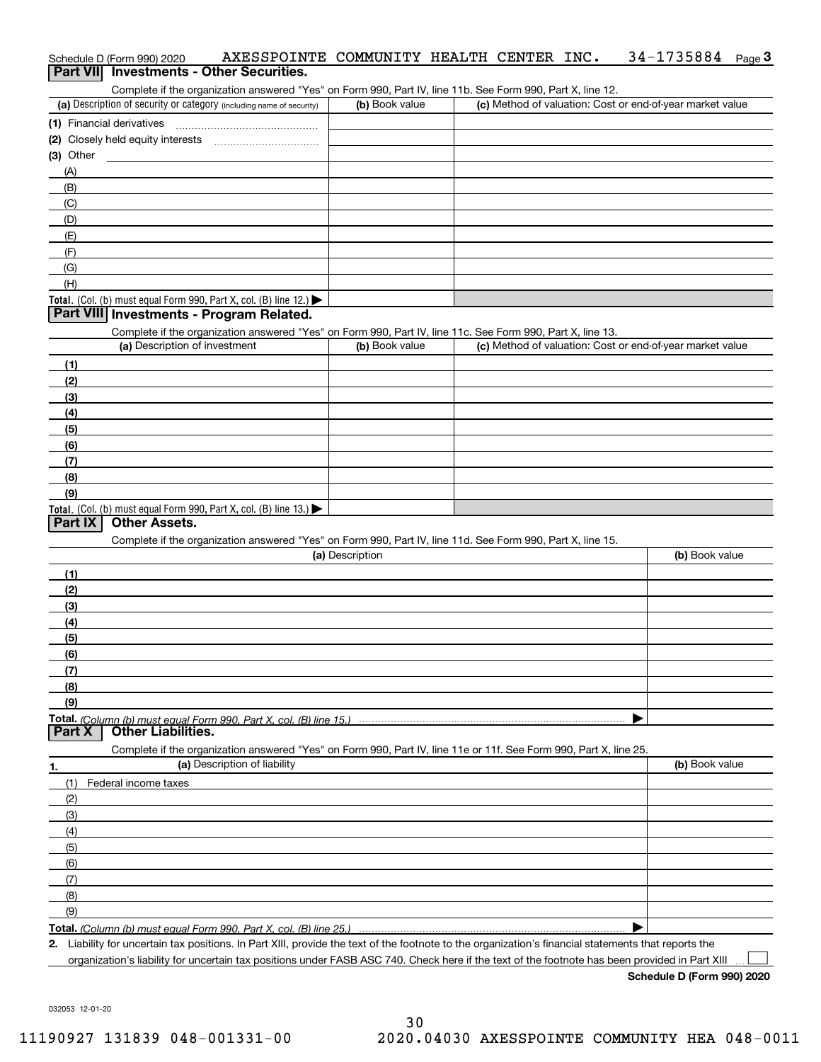Schedule D (Form 990) 2020 AXESSPOINTE COMMUNITY HEALTH CENTER INC. 34-1735884 Page 3

## Part VII Investments - Other Securities.

Complete if the organization answered "Yes" on Form 990, Part IV, line 11b. See Form 990, Part X, line 12.

| (a) Description of security or category (including name of security) | (b) Book value | (c) Method of valuation: Cost or end-of-year market value |
|---|---|---|
| (1) Financial derivatives | | |
| (2) Closely held equity interests | | |
| (3) Other | | |
| (A) | | |
| (B) | | |
| (C) | | |
| (D) | | |
| (E) | | |
| (F) | | |
| (G) | | |
| (H) | | |
| **Total.** (Col. (b) must equal Form 990, Part X, col. (B) line 12.) ▶ | | |

## Part VIII Investments - Program Related.

Complete if the organization answered "Yes" on Form 990, Part IV, line 11c. See Form 990, Part X, line 13.

| (a) Description of investment | (b) Book value | (c) Method of valuation: Cost or end-of-year market value |
|---|---|---|
| (1) | | |
| (2) | | |
| (3) | | |
| (4) | | |
| (5) | | |
| (6) | | |
| (7) | | |
| (8) | | |
| (9) | | |
| **Total.** (Col. (b) must equal Form 990, Part X, col. (B) line 13.) ▶ | | |

## Part IX Other Assets.

Complete if the organization answered "Yes" on Form 990, Part IV, line 11d. See Form 990, Part X, line 15.

| (a) Description | (b) Book value |
|---|---|
| (1) | |
| (2) | |
| (3) | |
| (4) | |
| (5) | |
| (6) | |
| (7) | |
| (8) | |
| (9) | |
| **Total.** *(Column (b) must equal Form 990, Part X, col. (B) line 15.)* ▶ | |

## Part X Other Liabilities.

Complete if the organization answered "Yes" on Form 990, Part IV, line 11e or 11f. See Form 990, Part X, line 25.

| 1. (a) Description of liability | (b) Book value |
|---|---|
| (1) Federal income taxes | |
| (2) | |
| (3) | |
| (4) | |
| (5) | |
| (6) | |
| (7) | |
| (8) | |
| (9) | |
| **Total.** *(Column (b) must equal Form 990, Part X, col. (B) line 25.)* ▶ | |

**2.** Liability for uncertain tax positions. In Part XIII, provide the text of the footnote to the organization's financial statements that reports the organization's liability for uncertain tax positions under FASB ASC 740. Check here if the text of the footnote has been provided in Part XIII ☐

**Schedule D (Form 990) 2020**

032053 12-01-20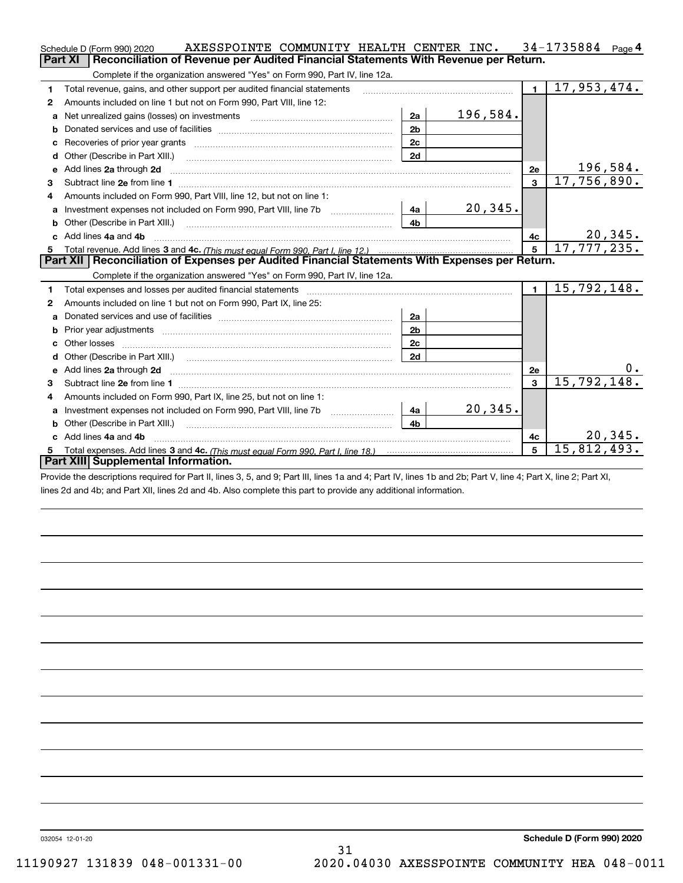Schedule D (Form 990) 2020 AXESSPOINTE COMMUNITY HEALTH CENTER INC. 34-1735884 Page 4

## Part XI Reconciliation of Revenue per Audited Financial Statements With Revenue per Return.

Complete if the organization answered "Yes" on Form 990, Part IV, line 12a.

| | | | | | |
|---|---|---|---|---|---|
| 1 | Total revenue, gains, and other support per audited financial statements | | | 1 | 17,953,474. |
| 2 | Amounts included on line 1 but not on Form 990, Part VIII, line 12: | | | | |
| a | Net unrealized gains (losses) on investments | 2a | 196,584. | | |
| b | Donated services and use of facilities | 2b | | | |
| c | Recoveries of prior year grants | 2c | | | |
| d | Other (Describe in Part XIII.) | 2d | | | |
| e | Add lines 2a through 2d | | | 2e | 196,584. |
| 3 | Subtract line 2e from line 1 | | | 3 | 17,756,890. |
| 4 | Amounts included on Form 990, Part VIII, line 12, but not on line 1: | | | | |
| a | Investment expenses not included on Form 990, Part VIII, line 7b | 4a | 20,345. | | |
| b | Other (Describe in Part XIII.) | 4b | | | |
| c | Add lines 4a and 4b | | | 4c | 20,345. |
| 5 | Total revenue. Add lines 3 and 4c. *(This must equal Form 990, Part I, line 12.)* | | | 5 | 17,777,235. |

## Part XII Reconciliation of Expenses per Audited Financial Statements With Expenses per Return.

Complete if the organization answered "Yes" on Form 990, Part IV, line 12a.

| | | | | | |
|---|---|---|---|---|---|
| 1 | Total expenses and losses per audited financial statements | | | 1 | 15,792,148. |
| 2 | Amounts included on line 1 but not on Form 990, Part IX, line 25: | | | | |
| a | Donated services and use of facilities | 2a | | | |
| b | Prior year adjustments | 2b | | | |
| c | Other losses | 2c | | | |
| d | Other (Describe in Part XIII.) | 2d | | | |
| e | Add lines 2a through 2d | | | 2e | 0. |
| 3 | Subtract line 2e from line 1 | | | 3 | 15,792,148. |
| 4 | Amounts included on Form 990, Part IX, line 25, but not on line 1: | | | | |
| a | Investment expenses not included on Form 990, Part VIII, line 7b | 4a | 20,345. | | |
| b | Other (Describe in Part XIII.) | 4b | | | |
| c | Add lines 4a and 4b | | | 4c | 20,345. |
| 5 | Total expenses. Add lines 3 and 4c. *(This must equal Form 990, Part I, line 18.)* | | | 5 | 15,812,493. |

## Part XIII Supplemental Information.

Provide the descriptions required for Part II, lines 3, 5, and 9; Part III, lines 1a and 4; Part IV, lines 1b and 2b; Part V, line 4; Part X, line 2; Part XI, lines 2d and 4b; and Part XII, lines 2d and 4b. Also complete this part to provide any additional information.

032054 12-01-20 **Schedule D (Form 990) 2020**

11190927 131839 048-001331-00 2020.04030 AXESSPOINTE COMMUNITY HEA 048-0011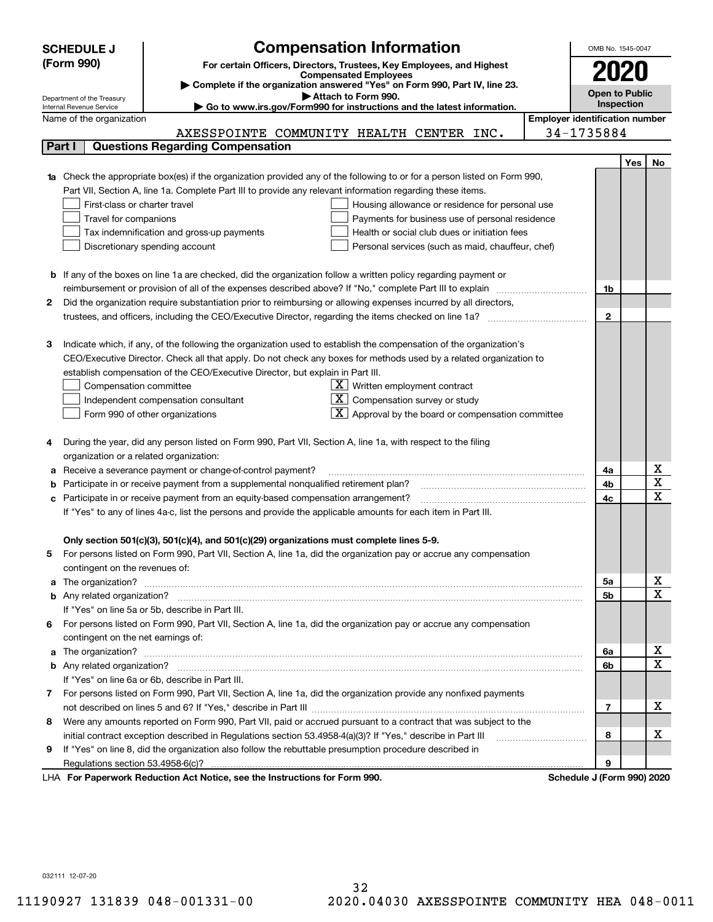**SCHEDULE J (Form 990)**

# Compensation Information

**For certain Officers, Directors, Trustees, Key Employees, and Highest Compensated Employees**

▶ Complete if the organization answered "Yes" on Form 990, Part IV, line 23.

▶ Attach to Form 990.

▶ Go to www.irs.gov/Form990 for instructions and the latest information.

Department of the Treasury
Internal Revenue Service

OMB No. 1545-0047

**2020**

**Open to Public Inspection**

Name of the organization: AXESSPOINTE COMMUNITY HEALTH CENTER INC.

Employer identification number: 34-1735884

## Part I Questions Regarding Compensation

| | | | Yes | No |
|---|---|---|---|---|
| **1a** | Check the appropriate box(es) if the organization provided any of the following to or for a person listed on Form 990, Part VII, Section A, line 1a. Complete Part III to provide any relevant information regarding these items.<br>☐ First-class or charter travel ☐ Housing allowance or residence for personal use<br>☐ Travel for companions ☐ Payments for business use of personal residence<br>☐ Tax indemnification and gross-up payments ☐ Health or social club dues or initiation fees<br>☐ Discretionary spending account ☐ Personal services (such as maid, chauffeur, chef) | | | |
| **b** | If any of the boxes on line 1a are checked, did the organization follow a written policy regarding payment or reimbursement or provision of all of the expenses described above? If "No," complete Part III to explain | 1b | | |
| **2** | Did the organization require substantiation prior to reimbursing or allowing expenses incurred by all directors, trustees, and officers, including the CEO/Executive Director, regarding the items checked on line 1a? | 2 | | |
| **3** | Indicate which, if any, of the following the organization used to establish the compensation of the organization's CEO/Executive Director. Check all that apply. Do not check any boxes for methods used by a related organization to establish compensation of the CEO/Executive Director, but explain in Part III.<br>☐ Compensation committee ☒ Written employment contract<br>☐ Independent compensation consultant ☒ Compensation survey or study<br>☐ Form 990 of other organizations ☒ Approval by the board or compensation committee | | | |
| **4** | During the year, did any person listed on Form 990, Part VII, Section A, line 1a, with respect to the filing organization or a related organization: | | | |
| **a** | Receive a severance payment or change-of-control payment? | 4a | | X |
| **b** | Participate in or receive payment from a supplemental nonqualified retirement plan? | 4b | | X |
| **c** | Participate in or receive payment from an equity-based compensation arrangement? | 4c | | X |
| | If "Yes" to any of lines 4a-c, list the persons and provide the applicable amounts for each item in Part III. | | | |
| | **Only section 501(c)(3), 501(c)(4), and 501(c)(29) organizations must complete lines 5-9.** | | | |
| **5** | For persons listed on Form 990, Part VII, Section A, line 1a, did the organization pay or accrue any compensation contingent on the revenues of: | | | |
| **a** | The organization? | 5a | | X |
| **b** | Any related organization? | 5b | | X |
| | If "Yes" on line 5a or 5b, describe in Part III. | | | |
| **6** | For persons listed on Form 990, Part VII, Section A, line 1a, did the organization pay or accrue any compensation contingent on the net earnings of: | | | |
| **a** | The organization? | 6a | | X |
| **b** | Any related organization? | 6b | | X |
| | If "Yes" on line 6a or 6b, describe in Part III. | | | |
| **7** | For persons listed on Form 990, Part VII, Section A, line 1a, did the organization provide any nonfixed payments not described on lines 5 and 6? If "Yes," describe in Part III | 7 | | X |
| **8** | Were any amounts reported on Form 990, Part VII, paid or accrued pursuant to a contract that was subject to the initial contract exception described in Regulations section 53.4958-4(a)(3)? If "Yes," describe in Part III | 8 | | X |
| **9** | If "Yes" on line 8, did the organization also follow the rebuttable presumption procedure described in Regulations section 53.4958-6(c)? | 9 | | |

LHA **For Paperwork Reduction Act Notice, see the Instructions for Form 990.** **Schedule J (Form 990) 2020**

032111 12-07-20

11190927 131839 048-001331-00 2020.04030 AXESSPOINTE COMMUNITY HEA 048-0011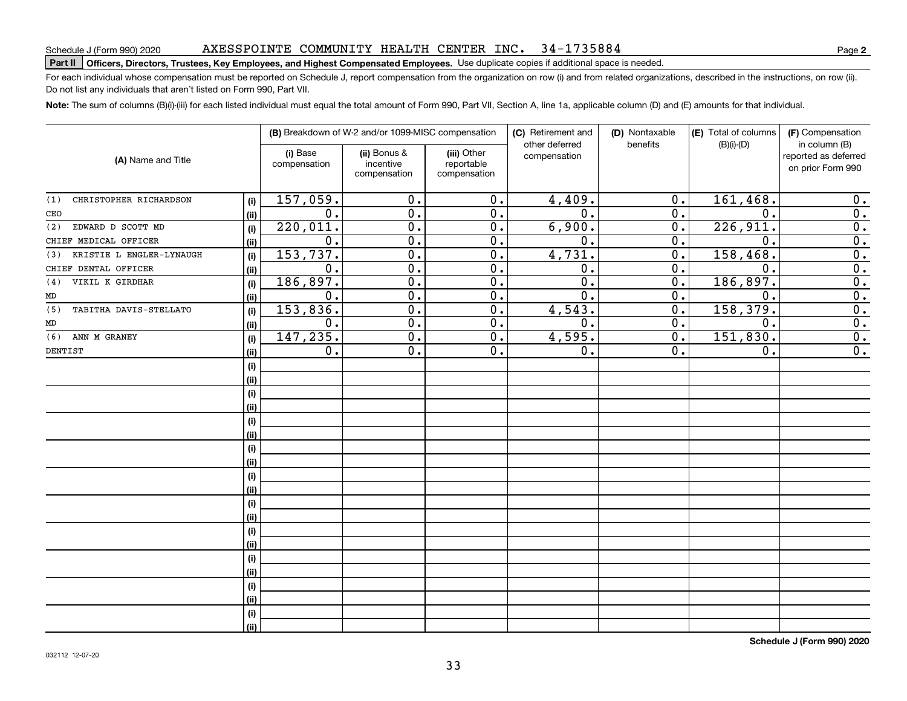Schedule J (Form 990) 2020 AXESSPOINTE COMMUNITY HEALTH CENTER INC. 34-1735884

**Part II** **Officers, Directors, Trustees, Key Employees, and Highest Compensated Employees.** Use duplicate copies if additional space is needed.

For each individual whose compensation must be reported on Schedule J, report compensation from the organization on row (i) and from related organizations, described in the instructions, on row (ii). Do not list any individuals that aren't listed on Form 990, Part VII.

**Note:** The sum of columns (B)(i)-(iii) for each listed individual must equal the total amount of Form 990, Part VII, Section A, line 1a, applicable column (D) and (E) amounts for that individual.

| (A) Name and Title | | (B) Breakdown of W-2 and/or 1099-MISC compensation | | | (C) Retirement and other deferred compensation | (D) Nontaxable benefits | (E) Total of columns (B)(i)-(D) | (F) Compensation in column (B) reported as deferred on prior Form 990 |
|---|---|---|---|---|---|---|---|---|
| | | (i) Base compensation | (ii) Bonus & incentive compensation | (iii) Other reportable compensation | | | | |
| (1) CHRISTOPHER RICHARDSON | (i) | 157,059. | 0. | 0. | 4,409. | 0. | 161,468. | 0. |
| CEO | (ii) | 0. | 0. | 0. | 0. | 0. | 0. | 0. |
| (2) EDWARD D SCOTT MD | (i) | 220,011. | 0. | 0. | 6,900. | 0. | 226,911. | 0. |
| CHIEF MEDICAL OFFICER | (ii) | 0. | 0. | 0. | 0. | 0. | 0. | 0. |
| (3) KRISTIE L ENGLER-LYNAUGH | (i) | 153,737. | 0. | 0. | 4,731. | 0. | 158,468. | 0. |
| CHIEF DENTAL OFFICER | (ii) | 0. | 0. | 0. | 0. | 0. | 0. | 0. |
| (4) VIKIL K GIRDHAR | (i) | 186,897. | 0. | 0. | 0. | 0. | 186,897. | 0. |
| MD | (ii) | 0. | 0. | 0. | 0. | 0. | 0. | 0. |
| (5) TABITHA DAVIS-STELLATO | (i) | 153,836. | 0. | 0. | 4,543. | 0. | 158,379. | 0. |
| MD | (ii) | 0. | 0. | 0. | 0. | 0. | 0. | 0. |
| (6) ANN M GRANEY | (i) | 147,235. | 0. | 0. | 4,595. | 0. | 151,830. | 0. |
| DENTIST | (ii) | 0. | 0. | 0. | 0. | 0. | 0. | 0. |
| | (i) | | | | | | | |
| | (ii) | | | | | | | |
| | (i) | | | | | | | |
| | (ii) | | | | | | | |
| | (i) | | | | | | | |
| | (ii) | | | | | | | |
| | (i) | | | | | | | |
| | (ii) | | | | | | | |
| | (i) | | | | | | | |
| | (ii) | | | | | | | |
| | (i) | | | | | | | |
| | (ii) | | | | | | | |
| | (i) | | | | | | | |
| | (ii) | | | | | | | |
| | (i) | | | | | | | |
| | (ii) | | | | | | | |
| | (i) | | | | | | | |
| | (ii) | | | | | | | |
| | (i) | | | | | | | |
| | (ii) | | | | | | | |

**Schedule J (Form 990) 2020**

032112 12-07-20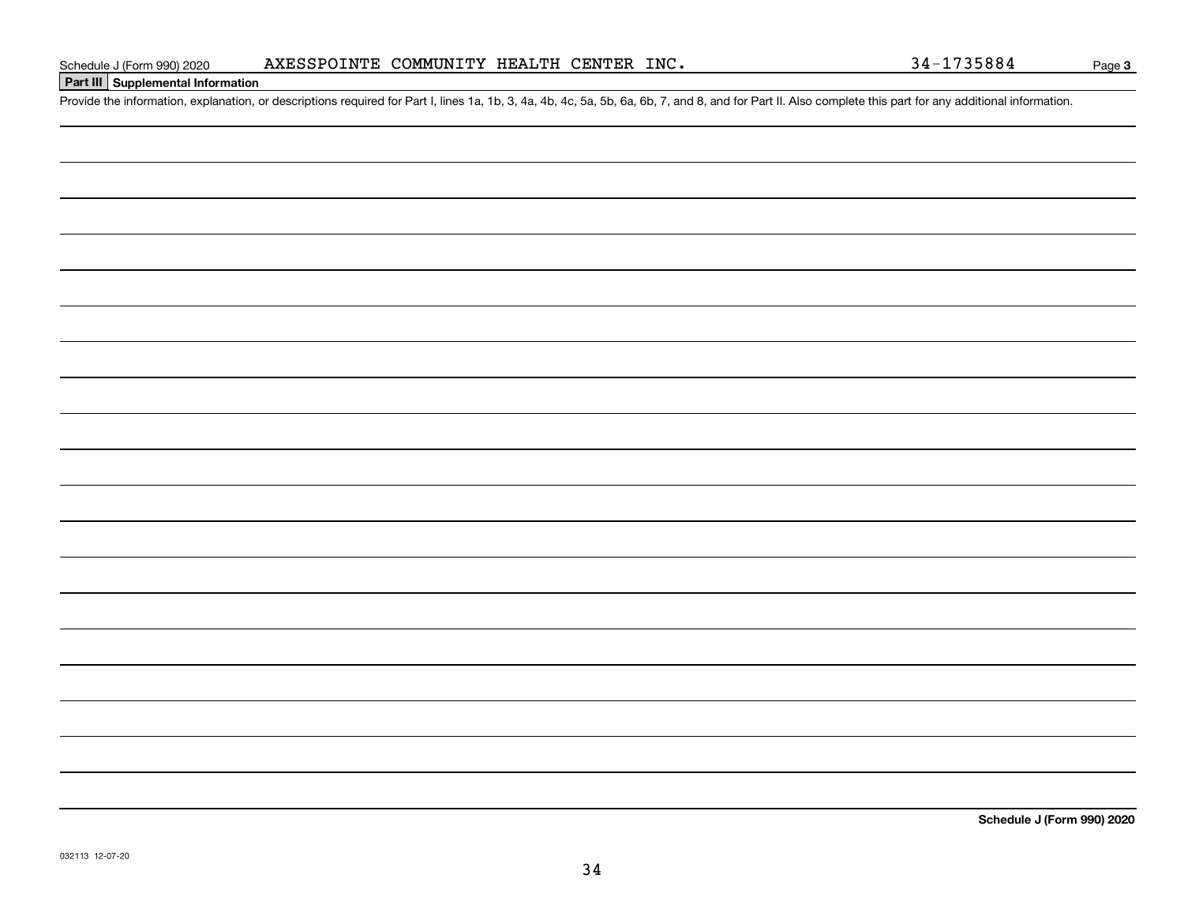## Part III Supplemental Information

Provide the information, explanation, or descriptions required for Part I, lines 1a, 1b, 3, 4a, 4b, 4c, 5a, 5b, 6a, 6b, 7, and 8, and for Part II. Also complete this part for any additional information.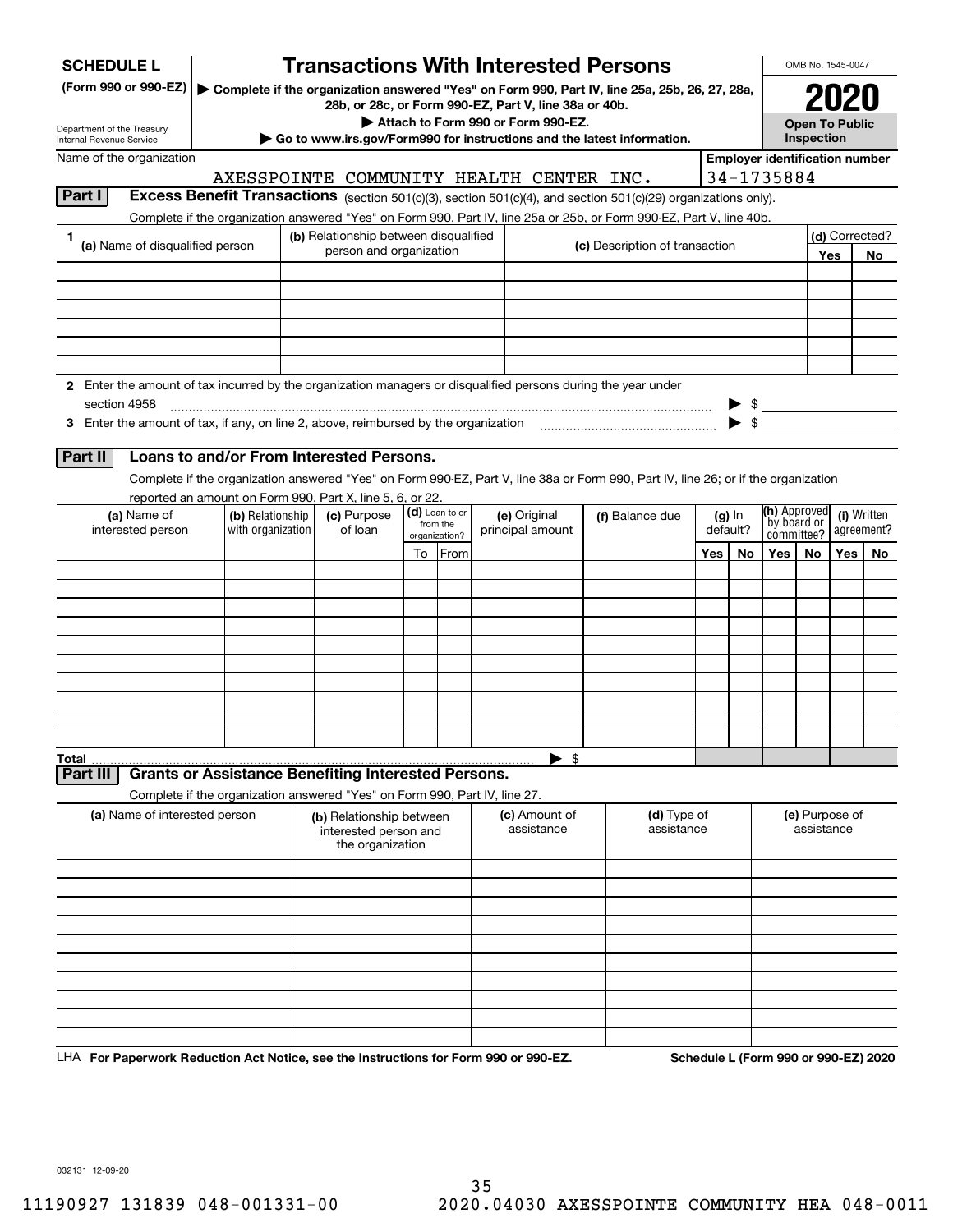**SCHEDULE L**
**(Form 990 or 990-EZ)**

Department of the Treasury
Internal Revenue Service

# Transactions With Interested Persons

▶ **Complete if the organization answered "Yes" on Form 990, Part IV, line 25a, 25b, 26, 27, 28a, 28b, or 28c, or Form 990-EZ, Part V, line 38a or 40b.**
▶ **Attach to Form 990 or Form 990-EZ.**
▶ **Go to www.irs.gov/Form990 for instructions and the latest information.**

OMB No. 1545-0047

**2020**

**Open To Public Inspection**

Name of the organization: AXESSPOINTE COMMUNITY HEALTH CENTER INC.

**Employer identification number**: 34-1735884

## Part I — Excess Benefit Transactions (section 501(c)(3), section 501(c)(4), and section 501(c)(29) organizations only).

Complete if the organization answered "Yes" on Form 990, Part IV, line 25a or 25b, or Form 990-EZ, Part V, line 40b.

| 1 (a) Name of disqualified person | (b) Relationship between disqualified person and organization | (c) Description of transaction | (d) Corrected? Yes | No |
|---|---|---|---|---|
| | | | | |
| | | | | |
| | | | | |
| | | | | |
| | | | | |
| | | | | |

**2** Enter the amount of tax incurred by the organization managers or disqualified persons during the year under section 4958 ▶ $

**3** Enter the amount of tax, if any, on line 2, above, reimbursed by the organization ▶ $

## Part II — Loans to and/or From Interested Persons.

Complete if the organization answered "Yes" on Form 990-EZ, Part V, line 38a or Form 990, Part IV, line 26; or if the organization reported an amount on Form 990, Part X, line 5, 6, or 22.

| (a) Name of interested person | (b) Relationship with organization | (c) Purpose of loan | (d) Loan to or from the organization? To | From | (e) Original principal amount | (f) Balance due | (g) In default? Yes | No | (h) Approved by board or committee? Yes | No | (i) Written agreement? Yes | No |
|---|---|---|---|---|---|---|---|---|---|---|---|---|
| | | | | | | | | | | | | |
| | | | | | | | | | | | | |
| | | | | | | | | | | | | |
| | | | | | | | | | | | | |
| | | | | | | | | | | | | |
| | | | | | | | | | | | | |
| | | | | | | | | | | | | |
| | | | | | | | | | | | | |
| | | | | | | | | | | | | |
| | | | | | | | | | | | | |
| **Total** | | | | | ▶ $ | | | | | | | |

## Part III — Grants or Assistance Benefiting Interested Persons.

Complete if the organization answered "Yes" on Form 990, Part IV, line 27.

| (a) Name of interested person | (b) Relationship between interested person and the organization | (c) Amount of assistance | (d) Type of assistance | (e) Purpose of assistance |
|---|---|---|---|---|
| | | | | |
| | | | | |
| | | | | |
| | | | | |
| | | | | |
| | | | | |
| | | | | |
| | | | | |
| | | | | |
| | | | | |

LHA **For Paperwork Reduction Act Notice, see the Instructions for Form 990 or 990-EZ.** **Schedule L (Form 990 or 990-EZ) 2020**

032131 12-09-20

11190927 131839 048-001331-00 2020.04030 AXESSPOINTE COMMUNITY HEA 048-0011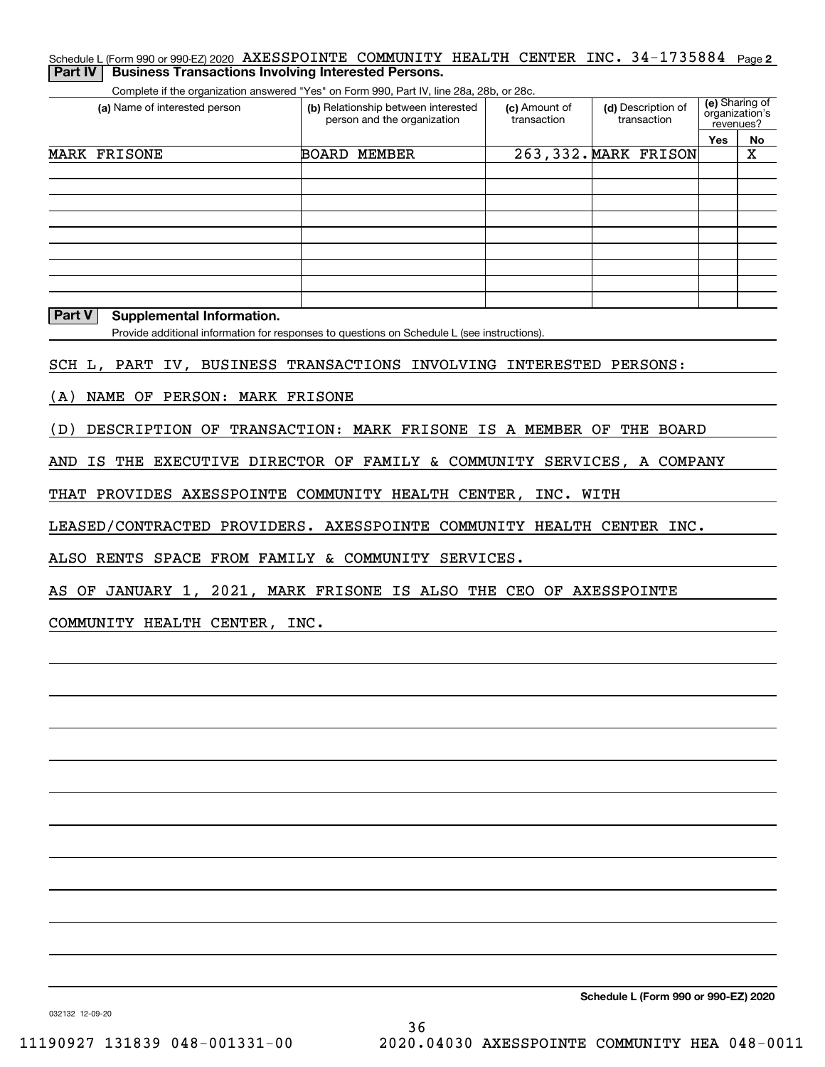Schedule L (Form 990 or 990-EZ) 2020 AXESSPOINTE COMMUNITY HEALTH CENTER INC. 34-1735884 Page 2

**Part IV | Business Transactions Involving Interested Persons.**

Complete if the organization answered "Yes" on Form 990, Part IV, line 28a, 28b, or 28c.

| (a) Name of interested person | (b) Relationship between interested person and the organization | (c) Amount of transaction | (d) Description of transaction | (e) Sharing of organization's revenues? | |
|---|---|---|---|---|---|
| | | | | Yes | No |
| MARK FRISONE | BOARD MEMBER | 263,332. | MARK FRISON | | X |
| | | | | | |
| | | | | | |
| | | | | | |
| | | | | | |
| | | | | | |
| | | | | | |
| | | | | | |
| | | | | | |

**Part V | Supplemental Information.**

Provide additional information for responses to questions on Schedule L (see instructions).

SCH L, PART IV, BUSINESS TRANSACTIONS INVOLVING INTERESTED PERSONS:

(A) NAME OF PERSON: MARK FRISONE

(D) DESCRIPTION OF TRANSACTION: MARK FRISONE IS A MEMBER OF THE BOARD AND IS THE EXECUTIVE DIRECTOR OF FAMILY & COMMUNITY SERVICES, A COMPANY THAT PROVIDES AXESSPOINTE COMMUNITY HEALTH CENTER, INC. WITH LEASED/CONTRACTED PROVIDERS. AXESSPOINTE COMMUNITY HEALTH CENTER INC. ALSO RENTS SPACE FROM FAMILY & COMMUNITY SERVICES.

AS OF JANUARY 1, 2021, MARK FRISONE IS ALSO THE CEO OF AXESSPOINTE COMMUNITY HEALTH CENTER, INC.

**Schedule L (Form 990 or 990-EZ) 2020**

032132 12-09-20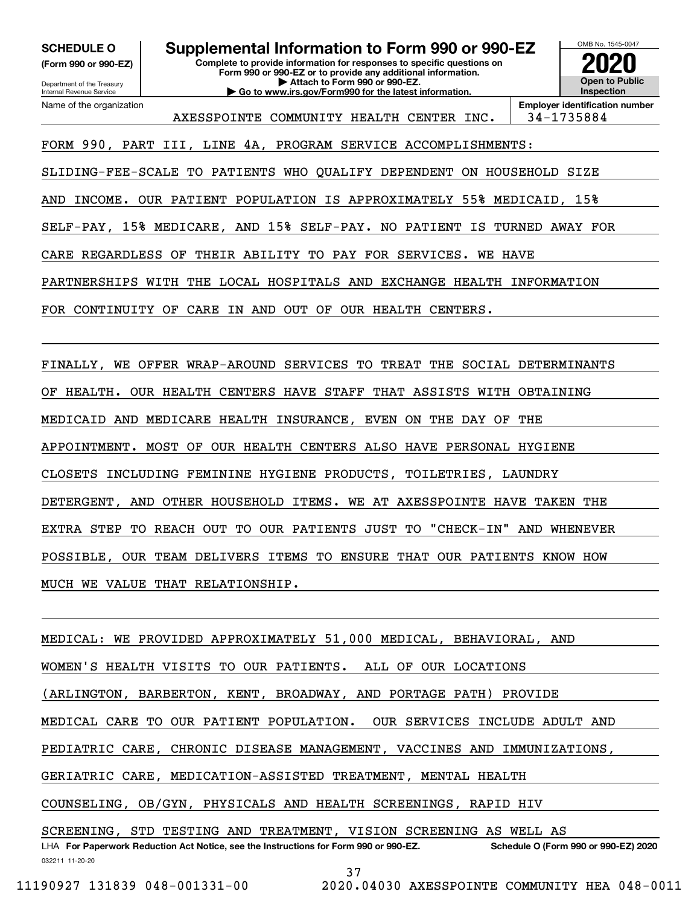**SCHEDULE O** **(Form 990 or 990-EZ)**

Department of the Treasury
Internal Revenue Service

# Supplemental Information to Form 990 or 990-EZ

**Complete to provide information for responses to specific questions on Form 990 or 990-EZ or to provide any additional information.**
**▶ Attach to Form 990 or 990-EZ.**
**▶ Go to www.irs.gov/Form990 for the latest information.**

OMB No. 1545-0047
**2020**
**Open to Public Inspection**

| Name of the organization | Employer identification number |
|---|---|
| AXESSPOINTE COMMUNITY HEALTH CENTER INC. | 34-1735884 |

FORM 990, PART III, LINE 4A, PROGRAM SERVICE ACCOMPLISHMENTS:

SLIDING-FEE-SCALE TO PATIENTS WHO QUALIFY DEPENDENT ON HOUSEHOLD SIZE AND INCOME. OUR PATIENT POPULATION IS APPROXIMATELY 55% MEDICAID, 15% SELF-PAY, 15% MEDICARE, AND 15% SELF-PAY. NO PATIENT IS TURNED AWAY FOR CARE REGARDLESS OF THEIR ABILITY TO PAY FOR SERVICES. WE HAVE PARTNERSHIPS WITH THE LOCAL HOSPITALS AND EXCHANGE HEALTH INFORMATION FOR CONTINUITY OF CARE IN AND OUT OF OUR HEALTH CENTERS.

FINALLY, WE OFFER WRAP-AROUND SERVICES TO TREAT THE SOCIAL DETERMINANTS OF HEALTH. OUR HEALTH CENTERS HAVE STAFF THAT ASSISTS WITH OBTAINING MEDICAID AND MEDICARE HEALTH INSURANCE, EVEN ON THE DAY OF THE APPOINTMENT. MOST OF OUR HEALTH CENTERS ALSO HAVE PERSONAL HYGIENE CLOSETS INCLUDING FEMININE HYGIENE PRODUCTS, TOILETRIES, LAUNDRY DETERGENT, AND OTHER HOUSEHOLD ITEMS. WE AT AXESSPOINTE HAVE TAKEN THE EXTRA STEP TO REACH OUT TO OUR PATIENTS JUST TO "CHECK-IN" AND WHENEVER POSSIBLE, OUR TEAM DELIVERS ITEMS TO ENSURE THAT OUR PATIENTS KNOW HOW MUCH WE VALUE THAT RELATIONSHIP.

MEDICAL: WE PROVIDED APPROXIMATELY 51,000 MEDICAL, BEHAVIORAL, AND WOMEN'S HEALTH VISITS TO OUR PATIENTS. ALL OF OUR LOCATIONS (ARLINGTON, BARBERTON, KENT, BROADWAY, AND PORTAGE PATH) PROVIDE MEDICAL CARE TO OUR PATIENT POPULATION. OUR SERVICES INCLUDE ADULT AND PEDIATRIC CARE, CHRONIC DISEASE MANAGEMENT, VACCINES AND IMMUNIZATIONS, GERIATRIC CARE, MEDICATION-ASSISTED TREATMENT, MENTAL HEALTH COUNSELING, OB/GYN, PHYSICALS AND HEALTH SCREENINGS, RAPID HIV SCREENING, STD TESTING AND TREATMENT, VISION SCREENING AS WELL AS

LHA **For Paperwork Reduction Act Notice, see the Instructions for Form 990 or 990-EZ.** **Schedule O (Form 990 or 990-EZ) 2020**

032211 11-20-20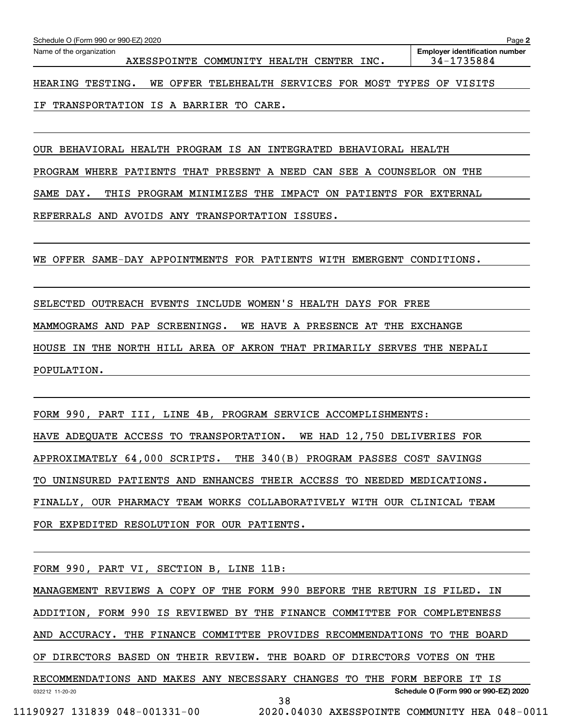Schedule O (Form 990 or 990-EZ) 2020

Name of the organization: AXESSPOINTE COMMUNITY HEALTH CENTER INC.

Employer identification number: 34-1735884

HEARING TESTING. WE OFFER TELEHEALTH SERVICES FOR MOST TYPES OF VISITS IF TRANSPORTATION IS A BARRIER TO CARE.

OUR BEHAVIORAL HEALTH PROGRAM IS AN INTEGRATED BEHAVIORAL HEALTH PROGRAM WHERE PATIENTS THAT PRESENT A NEED CAN SEE A COUNSELOR ON THE SAME DAY. THIS PROGRAM MINIMIZES THE IMPACT ON PATIENTS FOR EXTERNAL REFERRALS AND AVOIDS ANY TRANSPORTATION ISSUES.

WE OFFER SAME-DAY APPOINTMENTS FOR PATIENTS WITH EMERGENT CONDITIONS.

SELECTED OUTREACH EVENTS INCLUDE WOMEN'S HEALTH DAYS FOR FREE MAMMOGRAMS AND PAP SCREENINGS. WE HAVE A PRESENCE AT THE EXCHANGE HOUSE IN THE NORTH HILL AREA OF AKRON THAT PRIMARILY SERVES THE NEPALI POPULATION.

FORM 990, PART III, LINE 4B, PROGRAM SERVICE ACCOMPLISHMENTS:

HAVE ADEQUATE ACCESS TO TRANSPORTATION. WE HAD 12,750 DELIVERIES FOR APPROXIMATELY 64,000 SCRIPTS. THE 340(B) PROGRAM PASSES COST SAVINGS TO UNINSURED PATIENTS AND ENHANCES THEIR ACCESS TO NEEDED MEDICATIONS. FINALLY, OUR PHARMACY TEAM WORKS COLLABORATIVELY WITH OUR CLINICAL TEAM FOR EXPEDITED RESOLUTION FOR OUR PATIENTS.

FORM 990, PART VI, SECTION B, LINE 11B:

MANAGEMENT REVIEWS A COPY OF THE FORM 990 BEFORE THE RETURN IS FILED. IN ADDITION, FORM 990 IS REVIEWED BY THE FINANCE COMMITTEE FOR COMPLETENESS AND ACCURACY. THE FINANCE COMMITTEE PROVIDES RECOMMENDATIONS TO THE BOARD OF DIRECTORS BASED ON THEIR REVIEW. THE BOARD OF DIRECTORS VOTES ON THE RECOMMENDATIONS AND MAKES ANY NECESSARY CHANGES TO THE FORM BEFORE IT IS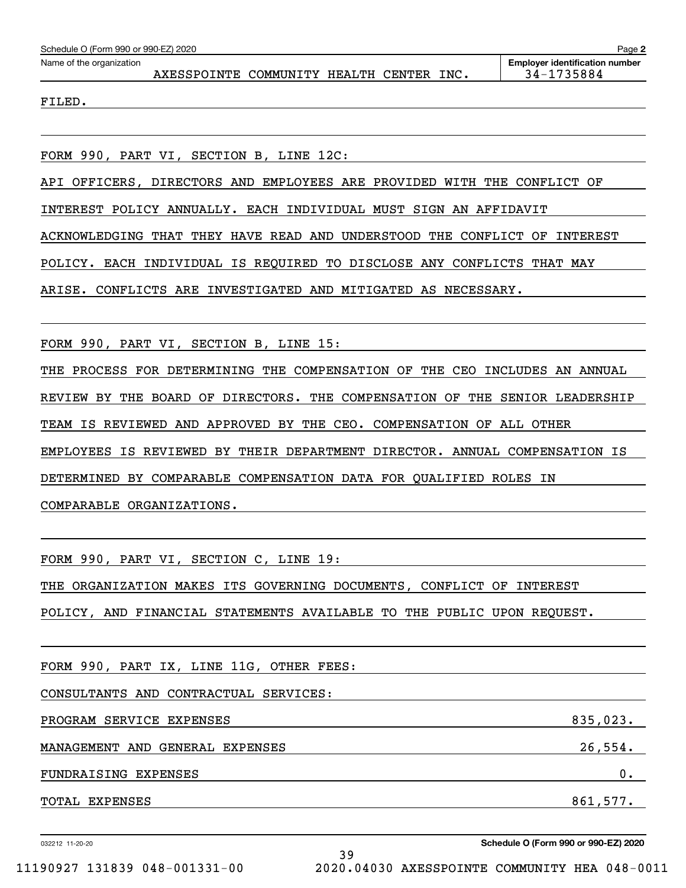Schedule O (Form 990 or 990-EZ) 2020

Name of the organization: AXESSPOINTE COMMUNITY HEALTH CENTER INC.

Employer identification number: 34-1735884

FILED.

FORM 990, PART VI, SECTION B, LINE 12C:

API OFFICERS, DIRECTORS AND EMPLOYEES ARE PROVIDED WITH THE CONFLICT OF INTEREST POLICY ANNUALLY. EACH INDIVIDUAL MUST SIGN AN AFFIDAVIT ACKNOWLEDGING THAT THEY HAVE READ AND UNDERSTOOD THE CONFLICT OF INTEREST POLICY. EACH INDIVIDUAL IS REQUIRED TO DISCLOSE ANY CONFLICTS THAT MAY ARISE. CONFLICTS ARE INVESTIGATED AND MITIGATED AS NECESSARY.

FORM 990, PART VI, SECTION B, LINE 15:

THE PROCESS FOR DETERMINING THE COMPENSATION OF THE CEO INCLUDES AN ANNUAL REVIEW BY THE BOARD OF DIRECTORS. THE COMPENSATION OF THE SENIOR LEADERSHIP TEAM IS REVIEWED AND APPROVED BY THE CEO. COMPENSATION OF ALL OTHER EMPLOYEES IS REVIEWED BY THEIR DEPARTMENT DIRECTOR. ANNUAL COMPENSATION IS DETERMINED BY COMPARABLE COMPENSATION DATA FOR QUALIFIED ROLES IN COMPARABLE ORGANIZATIONS.

FORM 990, PART VI, SECTION C, LINE 19:

THE ORGANIZATION MAKES ITS GOVERNING DOCUMENTS, CONFLICT OF INTEREST POLICY, AND FINANCIAL STATEMENTS AVAILABLE TO THE PUBLIC UPON REQUEST.

FORM 990, PART IX, LINE 11G, OTHER FEES:

CONSULTANTS AND CONTRACTUAL SERVICES:

| | |
|---|---|
| PROGRAM SERVICE EXPENSES | 835,023. |
| MANAGEMENT AND GENERAL EXPENSES | 26,554. |
| FUNDRAISING EXPENSES | 0. |
| TOTAL EXPENSES | 861,577. |

032212 11-20-20

Schedule O (Form 990 or 990-EZ) 2020

11190927 131839 048-001331-00 2020.04030 AXESSPOINTE COMMUNITY HEA 048-0011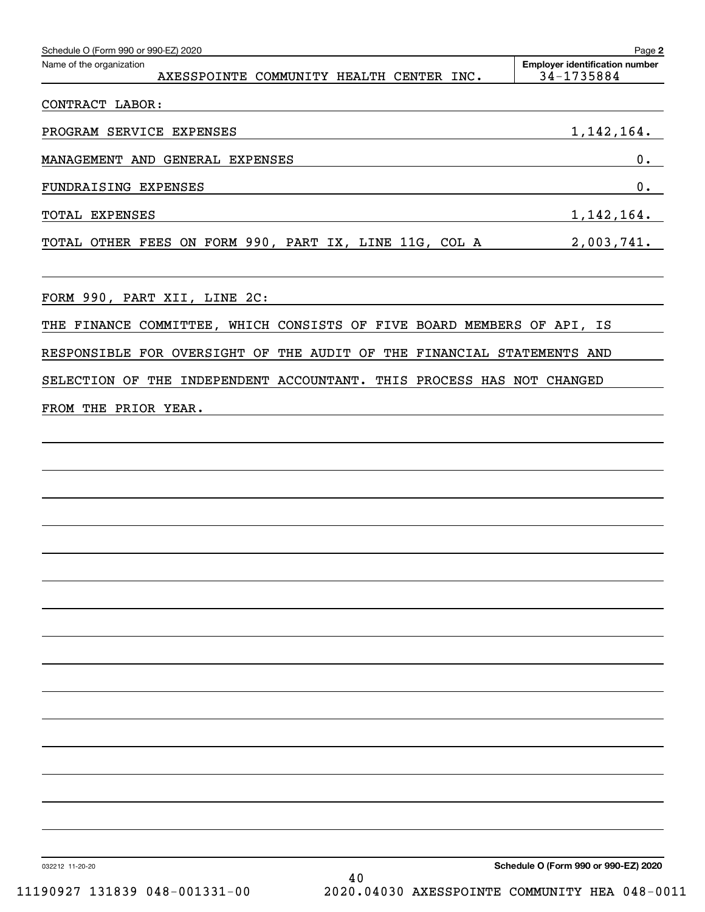Schedule O (Form 990 or 990-EZ) 2020

Name of the organization: AXESSPOINTE COMMUNITY HEALTH CENTER INC.

Employer identification number: 34-1735884

CONTRACT LABOR:

| | |
|---|---|
| PROGRAM SERVICE EXPENSES | 1,142,164. |
| MANAGEMENT AND GENERAL EXPENSES | 0. |
| FUNDRAISING EXPENSES | 0. |
| TOTAL EXPENSES | 1,142,164. |
| TOTAL OTHER FEES ON FORM 990, PART IX, LINE 11G, COL A | 2,003,741. |

FORM 990, PART XII, LINE 2C:

THE FINANCE COMMITTEE, WHICH CONSISTS OF FIVE BOARD MEMBERS OF API, IS RESPONSIBLE FOR OVERSIGHT OF THE AUDIT OF THE FINANCIAL STATEMENTS AND SELECTION OF THE INDEPENDENT ACCOUNTANT. THIS PROCESS HAS NOT CHANGED FROM THE PRIOR YEAR.